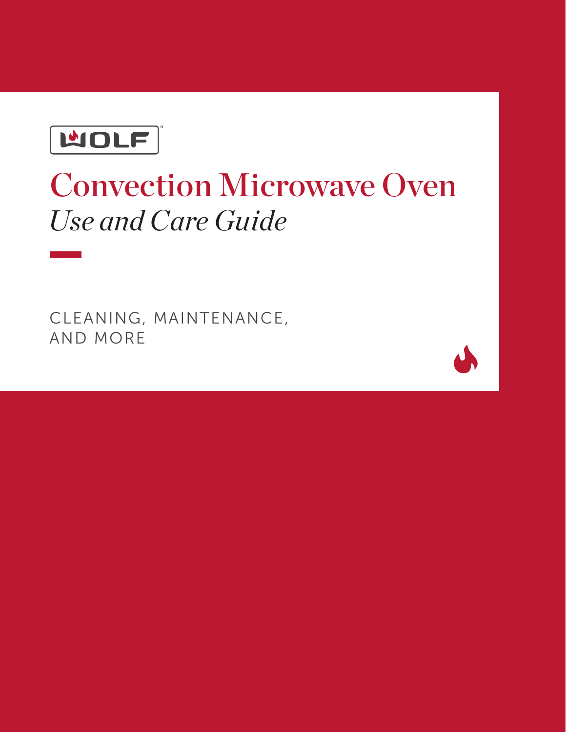WOLF®

# Convection Microwave Oven

## *Use and Care Guide*

CLEANING, MAINTENANCE, AND MORE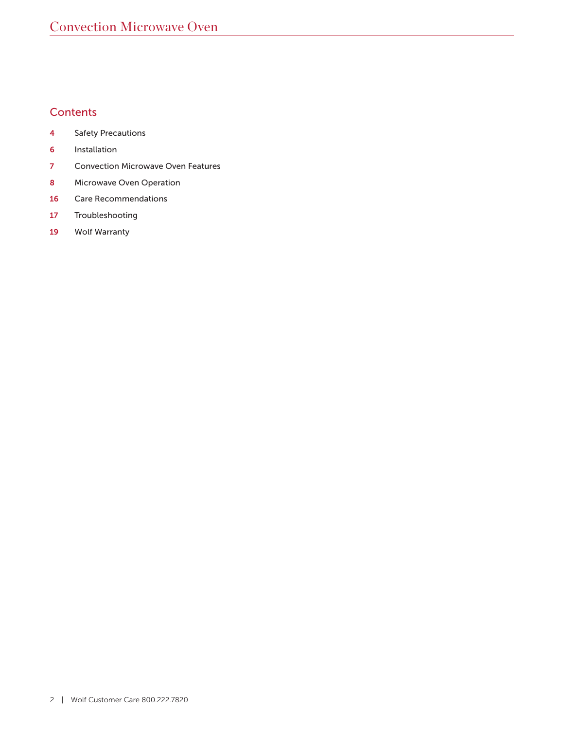## Contents

4 Safety Precautions

6 Installation

7 Convection Microwave Oven Features

8 Microwave Oven Operation

16 Care Recommendations

17 Troubleshooting

19 Wolf Warranty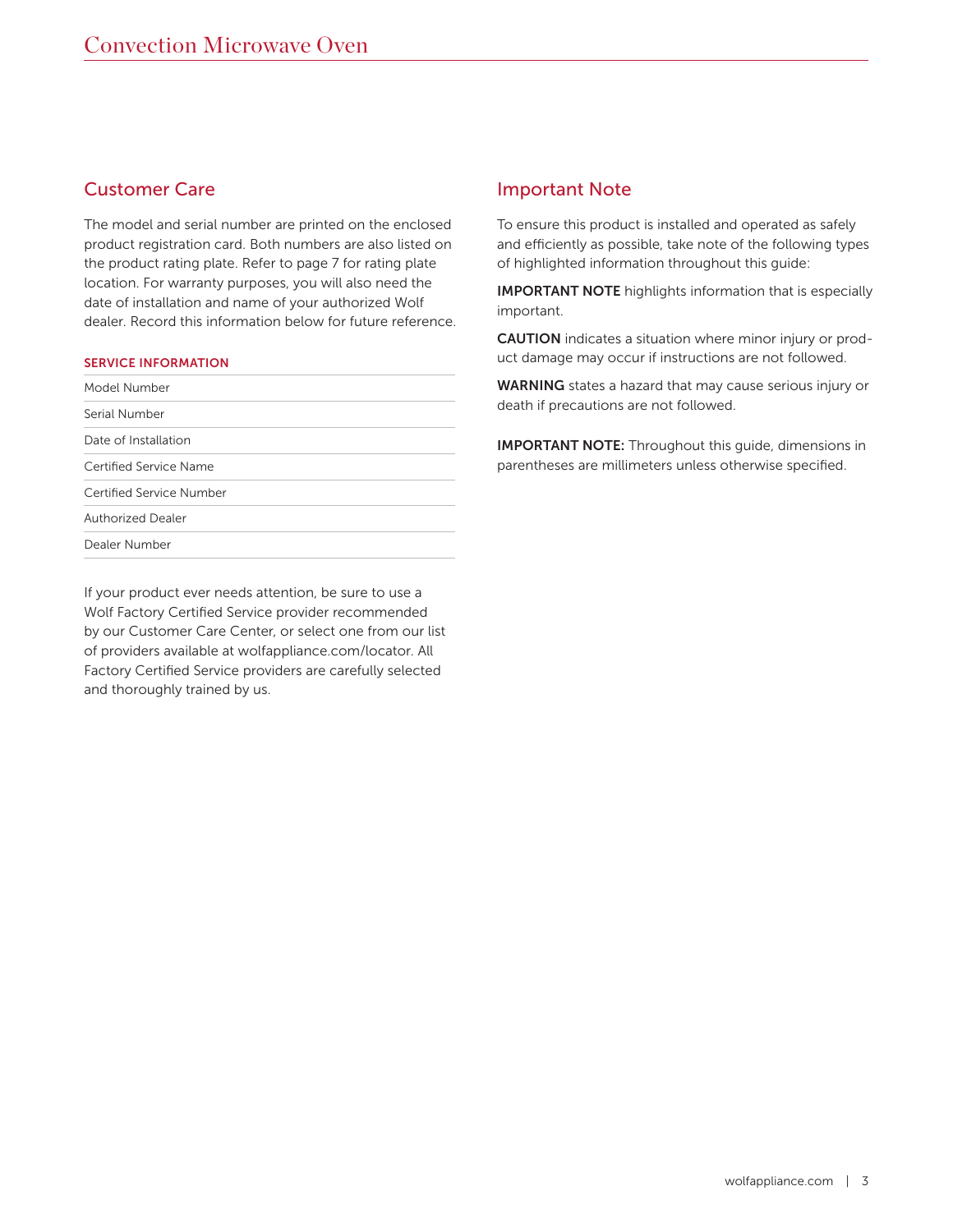## Customer Care

The model and serial number are printed on the enclosed product registration card. Both numbers are also listed on the product rating plate. Refer to page 7 for rating plate location. For warranty purposes, you will also need the date of installation and name of your authorized Wolf dealer. Record this information below for future reference.

**SERVICE INFORMATION**

| | |
|---|---|
| Model Number | |
| Serial Number | |
| Date of Installation | |
| Certified Service Name | |
| Certified Service Number | |
| Authorized Dealer | |
| Dealer Number | |

If your product ever needs attention, be sure to use a Wolf Factory Certified Service provider recommended by our Customer Care Center, or select one from our list of providers available at wolfappliance.com/locator. All Factory Certified Service providers are carefully selected and thoroughly trained by us.

## Important Note

To ensure this product is installed and operated as safely and efficiently as possible, take note of the following types of highlighted information throughout this guide:

**IMPORTANT NOTE** highlights information that is especially important.

**CAUTION** indicates a situation where minor injury or product damage may occur if instructions are not followed.

**WARNING** states a hazard that may cause serious injury or death if precautions are not followed.

**IMPORTANT NOTE:** Throughout this guide, dimensions in parentheses are millimeters unless otherwise specified.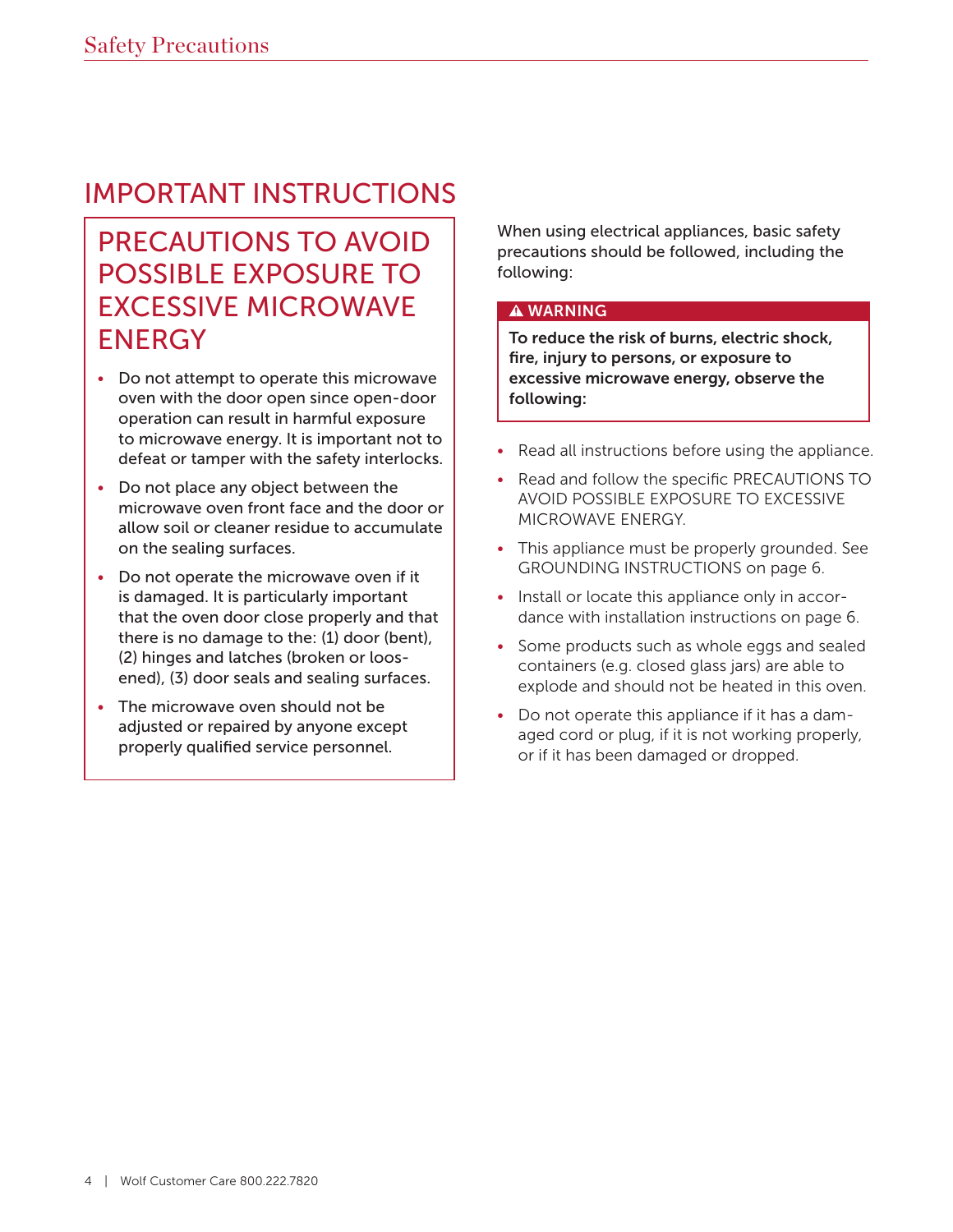# IMPORTANT INSTRUCTIONS

## PRECAUTIONS TO AVOID POSSIBLE EXPOSURE TO EXCESSIVE MICROWAVE ENERGY

- Do not attempt to operate this microwave oven with the door open since open-door operation can result in harmful exposure to microwave energy. It is important not to defeat or tamper with the safety interlocks.
- Do not place any object between the microwave oven front face and the door or allow soil or cleaner residue to accumulate on the sealing surfaces.
- Do not operate the microwave oven if it is damaged. It is particularly important that the oven door close properly and that there is no damage to the: (1) door (bent), (2) hinges and latches (broken or loosened), (3) door seals and sealing surfaces.
- The microwave oven should not be adjusted or repaired by anyone except properly qualified service personnel.

When using electrical appliances, basic safety precautions should be followed, including the following:

**⚠ WARNING**

**To reduce the risk of burns, electric shock, fire, injury to persons, or exposure to excessive microwave energy, observe the following:**

- Read all instructions before using the appliance.
- Read and follow the specific PRECAUTIONS TO AVOID POSSIBLE EXPOSURE TO EXCESSIVE MICROWAVE ENERGY.
- This appliance must be properly grounded. See GROUNDING INSTRUCTIONS on page 6.
- Install or locate this appliance only in accordance with installation instructions on page 6.
- Some products such as whole eggs and sealed containers (e.g. closed glass jars) are able to explode and should not be heated in this oven.
- Do not operate this appliance if it has a damaged cord or plug, if it is not working properly, or if it has been damaged or dropped.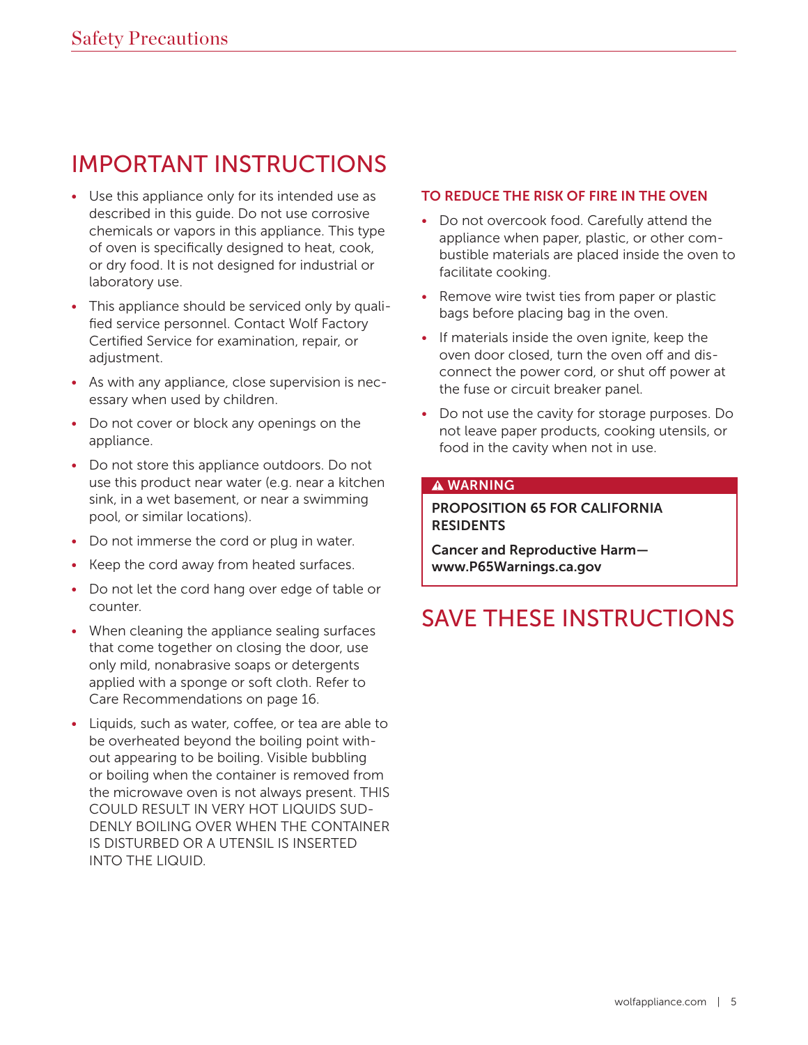# IMPORTANT INSTRUCTIONS

- Use this appliance only for its intended use as described in this guide. Do not use corrosive chemicals or vapors in this appliance. This type of oven is specifically designed to heat, cook, or dry food. It is not designed for industrial or laboratory use.
- This appliance should be serviced only by qualified service personnel. Contact Wolf Factory Certified Service for examination, repair, or adjustment.
- As with any appliance, close supervision is necessary when used by children.
- Do not cover or block any openings on the appliance.
- Do not store this appliance outdoors. Do not use this product near water (e.g. near a kitchen sink, in a wet basement, or near a swimming pool, or similar locations).
- Do not immerse the cord or plug in water.
- Keep the cord away from heated surfaces.
- Do not let the cord hang over edge of table or counter.
- When cleaning the appliance sealing surfaces that come together on closing the door, use only mild, nonabrasive soaps or detergents applied with a sponge or soft cloth. Refer to Care Recommendations on page 16.
- Liquids, such as water, coffee, or tea are able to be overheated beyond the boiling point without appearing to be boiling. Visible bubbling or boiling when the container is removed from the microwave oven is not always present. THIS COULD RESULT IN VERY HOT LIQUIDS SUDDENLY BOILING OVER WHEN THE CONTAINER IS DISTURBED OR A UTENSIL IS INSERTED INTO THE LIQUID.

### TO REDUCE THE RISK OF FIRE IN THE OVEN

- Do not overcook food. Carefully attend the appliance when paper, plastic, or other combustible materials are placed inside the oven to facilitate cooking.
- Remove wire twist ties from paper or plastic bags before placing bag in the oven.
- If materials inside the oven ignite, keep the oven door closed, turn the oven off and disconnect the power cord, or shut off power at the fuse or circuit breaker panel.
- Do not use the cavity for storage purposes. Do not leave paper products, cooking utensils, or food in the cavity when not in use.

**⚠ WARNING**

**PROPOSITION 65 FOR CALIFORNIA RESIDENTS**

**Cancer and Reproductive Harm— www.P65Warnings.ca.gov**

# SAVE THESE INSTRUCTIONS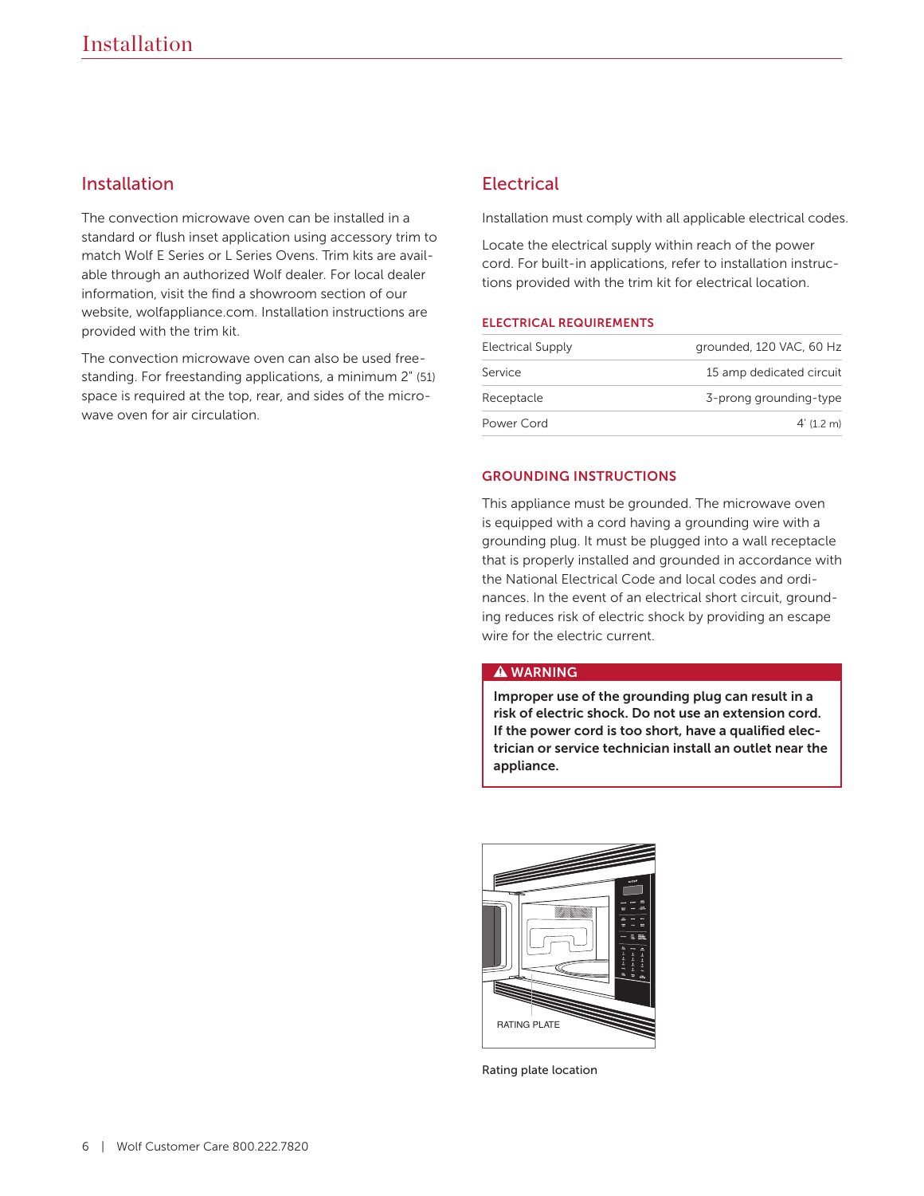# Installation

## Installation

The convection microwave oven can be installed in a standard or flush inset application using accessory trim to match Wolf E Series or L Series Ovens. Trim kits are available through an authorized Wolf dealer. For local dealer information, visit the find a showroom section of our website, wolfappliance.com. Installation instructions are provided with the trim kit.

The convection microwave oven can also be used freestanding. For freestanding applications, a minimum 2" (51) space is required at the top, rear, and sides of the microwave oven for air circulation.

## Electrical

Installation must comply with all applicable electrical codes.

Locate the electrical supply within reach of the power cord. For built-in applications, refer to installation instructions provided with the trim kit for electrical location.

### ELECTRICAL REQUIREMENTS

| | |
|---|---|
| Electrical Supply | grounded, 120 VAC, 60 Hz |
| Service | 15 amp dedicated circuit |
| Receptacle | 3-prong grounding-type |
| Power Cord | 4' (1.2 m) |

### GROUNDING INSTRUCTIONS

This appliance must be grounded. The microwave oven is equipped with a cord having a grounding wire with a grounding plug. It must be plugged into a wall receptacle that is properly installed and grounded in accordance with the National Electrical Code and local codes and ordinances. In the event of an electrical short circuit, grounding reduces risk of electric shock by providing an escape wire for the electric current.

**⚠ WARNING**

**Improper use of the grounding plug can result in a risk of electric shock. Do not use an extension cord. If the power cord is too short, have a qualified electrician or service technician install an outlet near the appliance.**

RATING PLATE

Rating plate location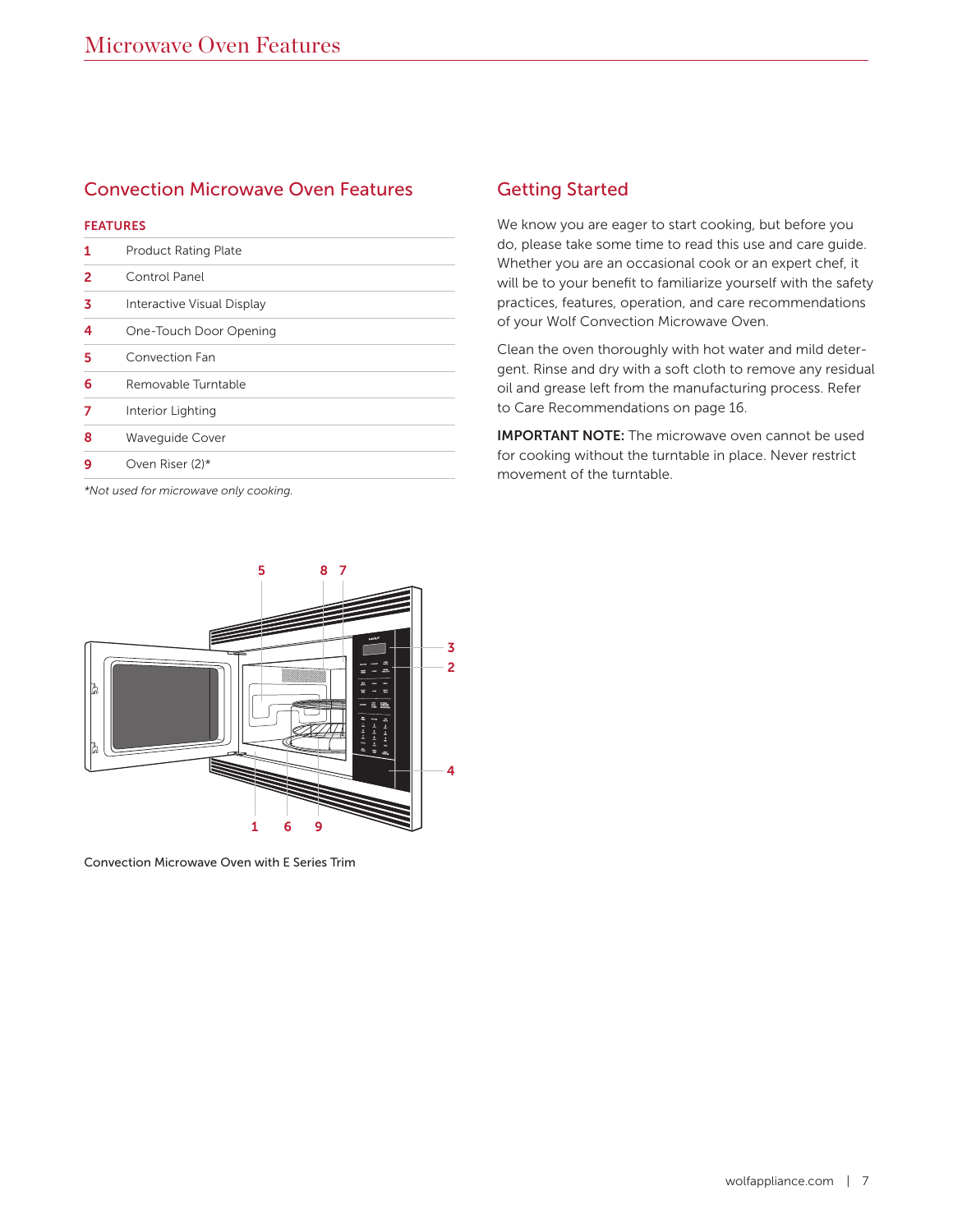# Microwave Oven Features

## Convection Microwave Oven Features

**FEATURES**

| | |
|---|---|
| 1 | Product Rating Plate |
| 2 | Control Panel |
| 3 | Interactive Visual Display |
| 4 | One-Touch Door Opening |
| 5 | Convection Fan |
| 6 | Removable Turntable |
| 7 | Interior Lighting |
| 8 | Waveguide Cover |
| 9 | Oven Riser (2)* |

*\*Not used for microwave only cooking.*

5 8 7 3 2 4 1 6 9

Convection Microwave Oven with E Series Trim

## Getting Started

We know you are eager to start cooking, but before you do, please take some time to read this use and care guide. Whether you are an occasional cook or an expert chef, it will be to your benefit to familiarize yourself with the safety practices, features, operation, and care recommendations of your Wolf Convection Microwave Oven.

Clean the oven thoroughly with hot water and mild detergent. Rinse and dry with a soft cloth to remove any residual oil and grease left from the manufacturing process. Refer to Care Recommendations on page 16.

**IMPORTANT NOTE:** The microwave oven cannot be used for cooking without the turntable in place. Never restrict movement of the turntable.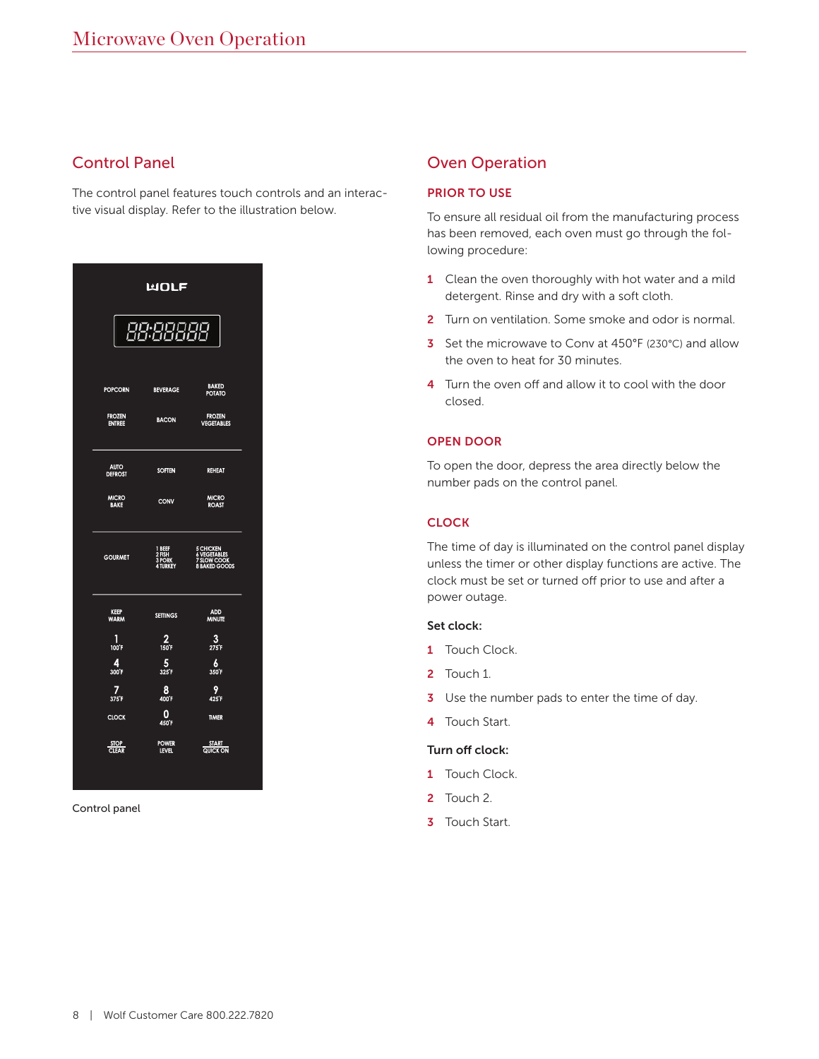# Microwave Oven Operation

## Control Panel

The control panel features touch controls and an interactive visual display. Refer to the illustration below.

Control panel

## Oven Operation

### PRIOR TO USE

To ensure all residual oil from the manufacturing process has been removed, each oven must go through the following procedure:

1. Clean the oven thoroughly with hot water and a mild detergent. Rinse and dry with a soft cloth.
2. Turn on ventilation. Some smoke and odor is normal.
3. Set the microwave to Conv at 450°F (230°C) and allow the oven to heat for 30 minutes.
4. Turn the oven off and allow it to cool with the door closed.

### OPEN DOOR

To open the door, depress the area directly below the number pads on the control panel.

### CLOCK

The time of day is illuminated on the control panel display unless the timer or other display functions are active. The clock must be set or turned off prior to use and after a power outage.

**Set clock:**

1. Touch Clock.
2. Touch 1.
3. Use the number pads to enter the time of day.
4. Touch Start.

**Turn off clock:**

1. Touch Clock.
2. Touch 2.
3. Touch Start.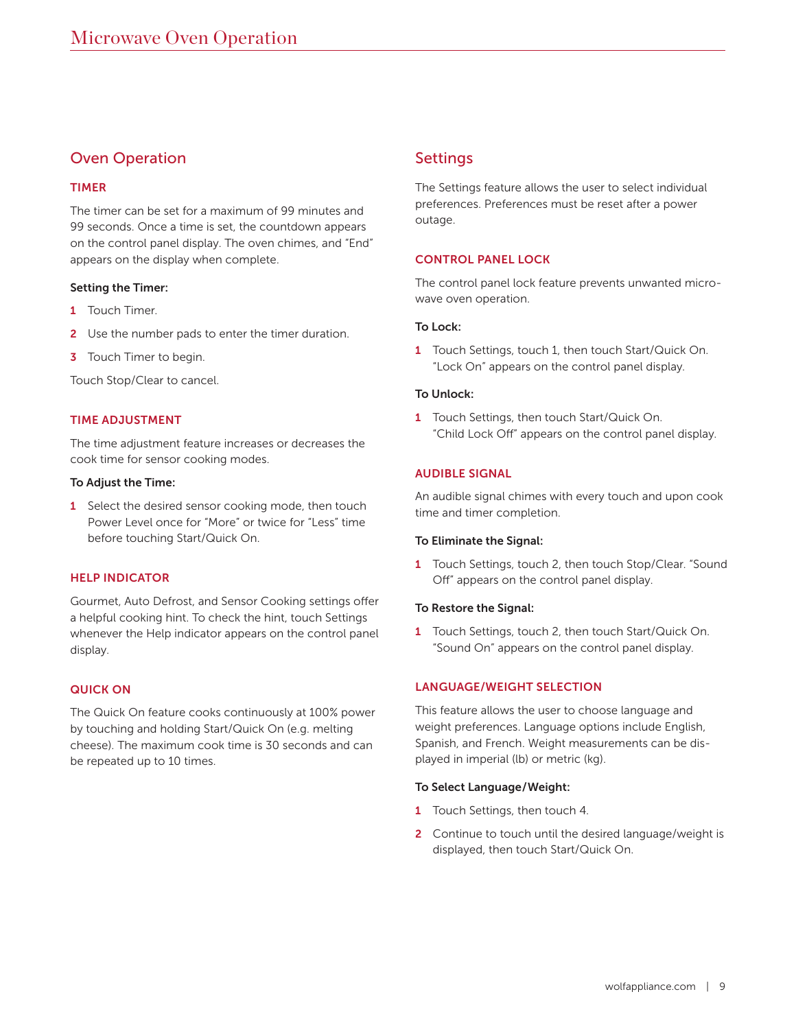## Oven Operation

### TIMER

The timer can be set for a maximum of 99 minutes and 99 seconds. Once a time is set, the countdown appears on the control panel display. The oven chimes, and "End" appears on the display when complete.

**Setting the Timer:**

1. Touch Timer.
2. Use the number pads to enter the timer duration.
3. Touch Timer to begin.

Touch Stop/Clear to cancel.

### TIME ADJUSTMENT

The time adjustment feature increases or decreases the cook time for sensor cooking modes.

**To Adjust the Time:**

1. Select the desired sensor cooking mode, then touch Power Level once for "More" or twice for "Less" time before touching Start/Quick On.

### HELP INDICATOR

Gourmet, Auto Defrost, and Sensor Cooking settings offer a helpful cooking hint. To check the hint, touch Settings whenever the Help indicator appears on the control panel display.

### QUICK ON

The Quick On feature cooks continuously at 100% power by touching and holding Start/Quick On (e.g. melting cheese). The maximum cook time is 30 seconds and can be repeated up to 10 times.

## Settings

The Settings feature allows the user to select individual preferences. Preferences must be reset after a power outage.

### CONTROL PANEL LOCK

The control panel lock feature prevents unwanted microwave oven operation.

**To Lock:**

1. Touch Settings, touch 1, then touch Start/Quick On. "Lock On" appears on the control panel display.

**To Unlock:**

1. Touch Settings, then touch Start/Quick On. "Child Lock Off" appears on the control panel display.

### AUDIBLE SIGNAL

An audible signal chimes with every touch and upon cook time and timer completion.

**To Eliminate the Signal:**

1. Touch Settings, touch 2, then touch Stop/Clear. "Sound Off" appears on the control panel display.

**To Restore the Signal:**

1. Touch Settings, touch 2, then touch Start/Quick On. "Sound On" appears on the control panel display.

### LANGUAGE/WEIGHT SELECTION

This feature allows the user to choose language and weight preferences. Language options include English, Spanish, and French. Weight measurements can be displayed in imperial (lb) or metric (kg).

**To Select Language/Weight:**

1. Touch Settings, then touch 4.
2. Continue to touch until the desired language/weight is displayed, then touch Start/Quick On.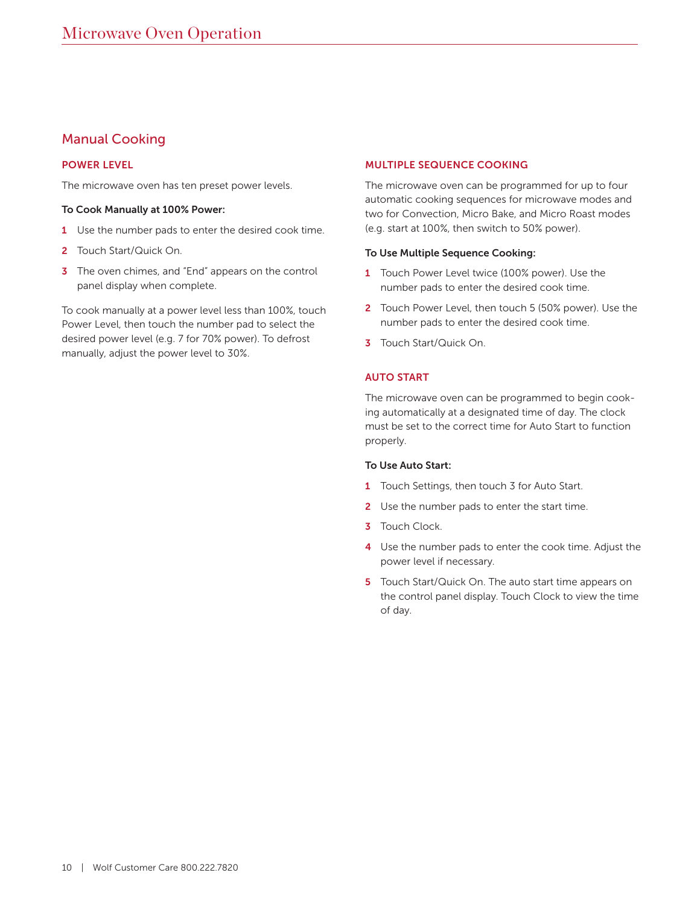## Manual Cooking

### POWER LEVEL

The microwave oven has ten preset power levels.

**To Cook Manually at 100% Power:**

1. Use the number pads to enter the desired cook time.
2. Touch Start/Quick On.
3. The oven chimes, and "End" appears on the control panel display when complete.

To cook manually at a power level less than 100%, touch Power Level, then touch the number pad to select the desired power level (e.g. 7 for 70% power). To defrost manually, adjust the power level to 30%.

### MULTIPLE SEQUENCE COOKING

The microwave oven can be programmed for up to four automatic cooking sequences for microwave modes and two for Convection, Micro Bake, and Micro Roast modes (e.g. start at 100%, then switch to 50% power).

**To Use Multiple Sequence Cooking:**

1. Touch Power Level twice (100% power). Use the number pads to enter the desired cook time.
2. Touch Power Level, then touch 5 (50% power). Use the number pads to enter the desired cook time.
3. Touch Start/Quick On.

### AUTO START

The microwave oven can be programmed to begin cooking automatically at a designated time of day. The clock must be set to the correct time for Auto Start to function properly.

**To Use Auto Start:**

1. Touch Settings, then touch 3 for Auto Start.
2. Use the number pads to enter the start time.
3. Touch Clock.
4. Use the number pads to enter the cook time. Adjust the power level if necessary.
5. Touch Start/Quick On. The auto start time appears on the control panel display. Touch Clock to view the time of day.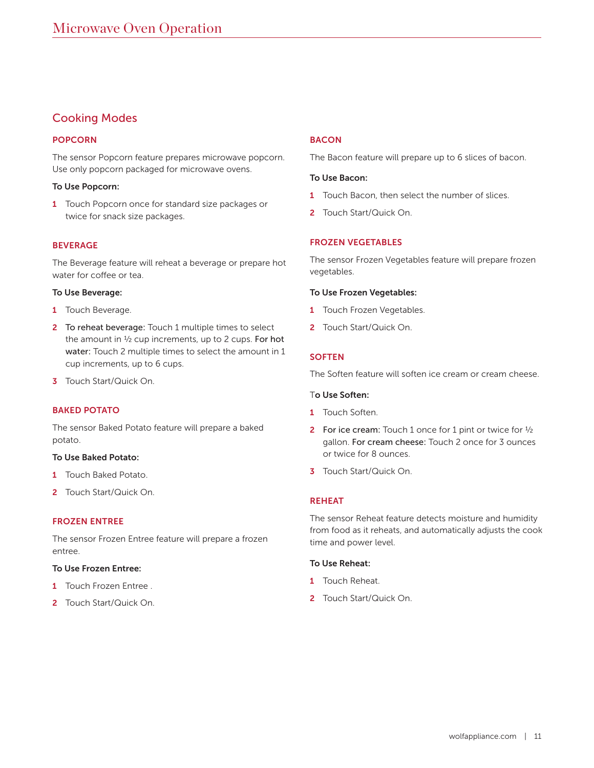# Microwave Oven Operation

## Cooking Modes

### POPCORN

The sensor Popcorn feature prepares microwave popcorn. Use only popcorn packaged for microwave ovens.

**To Use Popcorn:**

1. Touch Popcorn once for standard size packages or twice for snack size packages.

### BEVERAGE

The Beverage feature will reheat a beverage or prepare hot water for coffee or tea.

**To Use Beverage:**

1. Touch Beverage.
2. **To reheat beverage:** Touch 1 multiple times to select the amount in ½ cup increments, up to 2 cups. **For hot water:** Touch 2 multiple times to select the amount in 1 cup increments, up to 6 cups.
3. Touch Start/Quick On.

### BAKED POTATO

The sensor Baked Potato feature will prepare a baked potato.

**To Use Baked Potato:**

1. Touch Baked Potato.
2. Touch Start/Quick On.

### FROZEN ENTREE

The sensor Frozen Entree feature will prepare a frozen entree.

**To Use Frozen Entree:**

1. Touch Frozen Entree .
2. Touch Start/Quick On.

### BACON

The Bacon feature will prepare up to 6 slices of bacon.

**To Use Bacon:**

1. Touch Bacon, then select the number of slices.
2. Touch Start/Quick On.

### FROZEN VEGETABLES

The sensor Frozen Vegetables feature will prepare frozen vegetables.

**To Use Frozen Vegetables:**

1. Touch Frozen Vegetables.
2. Touch Start/Quick On.

### SOFTEN

The Soften feature will soften ice cream or cream cheese.

**To Use Soften:**

1. Touch Soften.
2. **For ice cream:** Touch 1 once for 1 pint or twice for ½ gallon. **For cream cheese:** Touch 2 once for 3 ounces or twice for 8 ounces.
3. Touch Start/Quick On.

### REHEAT

The sensor Reheat feature detects moisture and humidity from food as it reheats, and automatically adjusts the cook time and power level.

**To Use Reheat:**

1. Touch Reheat.
2. Touch Start/Quick On.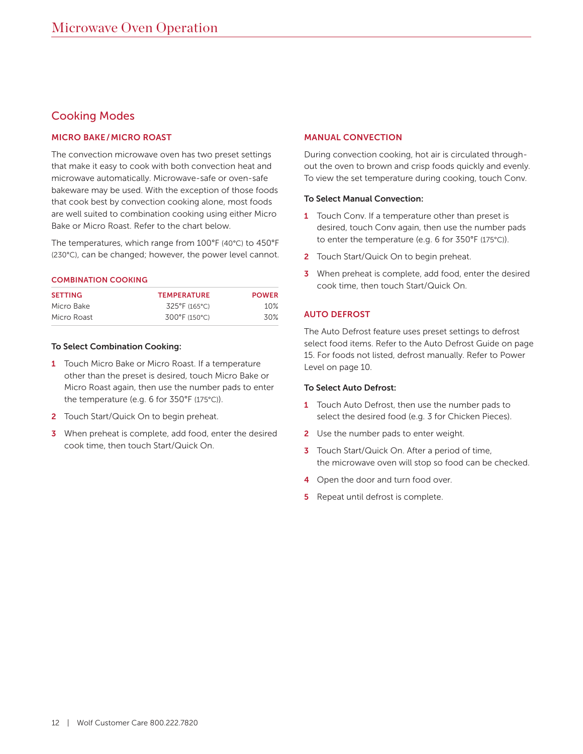## Cooking Modes

### MICRO BAKE / MICRO ROAST

The convection microwave oven has two preset settings that make it easy to cook with both convection heat and microwave automatically. Microwave-safe or oven-safe bakeware may be used. With the exception of those foods that cook best by convection cooking alone, most foods are well suited to combination cooking using either Micro Bake or Micro Roast. Refer to the chart below.

The temperatures, which range from 100°F (40°C) to 450°F (230°C), can be changed; however, the power level cannot.

#### COMBINATION COOKING

| SETTING | TEMPERATURE | POWER |
|---|---|---|
| Micro Bake | 325°F (165°C) | 10% |
| Micro Roast | 300°F (150°C) | 30% |

**To Select Combination Cooking:**

1. Touch Micro Bake or Micro Roast. If a temperature other than the preset is desired, touch Micro Bake or Micro Roast again, then use the number pads to enter the temperature (e.g. 6 for 350°F (175°C)).
2. Touch Start/Quick On to begin preheat.
3. When preheat is complete, add food, enter the desired cook time, then touch Start/Quick On.

### MANUAL CONVECTION

During convection cooking, hot air is circulated throughout the oven to brown and crisp foods quickly and evenly. To view the set temperature during cooking, touch Conv.

**To Select Manual Convection:**

1. Touch Conv. If a temperature other than preset is desired, touch Conv again, then use the number pads to enter the temperature (e.g. 6 for 350°F (175°C)).
2. Touch Start/Quick On to begin preheat.
3. When preheat is complete, add food, enter the desired cook time, then touch Start/Quick On.

### AUTO DEFROST

The Auto Defrost feature uses preset settings to defrost select food items. Refer to the Auto Defrost Guide on page 15. For foods not listed, defrost manually. Refer to Power Level on page 10.

**To Select Auto Defrost:**

1. Touch Auto Defrost, then use the number pads to select the desired food (e.g. 3 for Chicken Pieces).
2. Use the number pads to enter weight.
3. Touch Start/Quick On. After a period of time, the microwave oven will stop so food can be checked.
4. Open the door and turn food over.
5. Repeat until defrost is complete.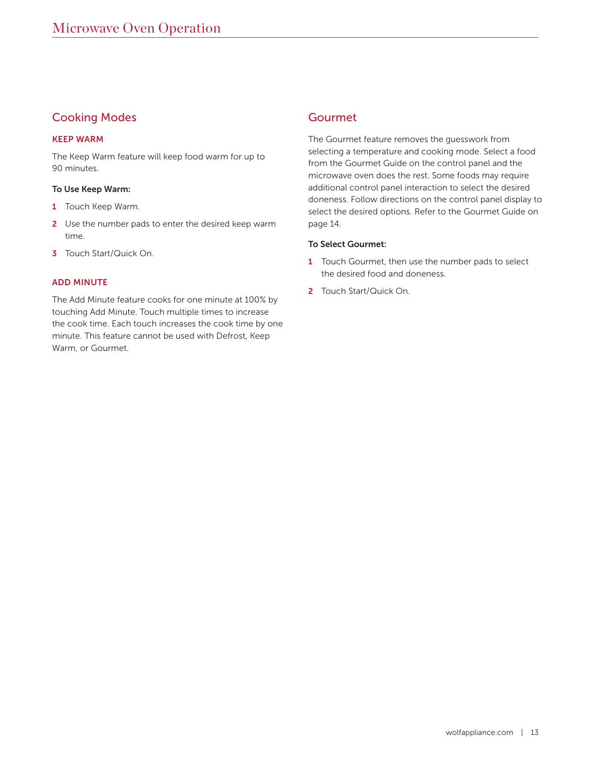# Microwave Oven Operation

## Cooking Modes

### KEEP WARM

The Keep Warm feature will keep food warm for up to 90 minutes.

**To Use Keep Warm:**

1. Touch Keep Warm.
2. Use the number pads to enter the desired keep warm time.
3. Touch Start/Quick On.

### ADD MINUTE

The Add Minute feature cooks for one minute at 100% by touching Add Minute. Touch multiple times to increase the cook time. Each touch increases the cook time by one minute. This feature cannot be used with Defrost, Keep Warm, or Gourmet.

## Gourmet

The Gourmet feature removes the guesswork from selecting a temperature and cooking mode. Select a food from the Gourmet Guide on the control panel and the microwave oven does the rest. Some foods may require additional control panel interaction to select the desired doneness. Follow directions on the control panel display to select the desired options. Refer to the Gourmet Guide on page 14.

**To Select Gourmet:**

1. Touch Gourmet, then use the number pads to select the desired food and doneness.
2. Touch Start/Quick On.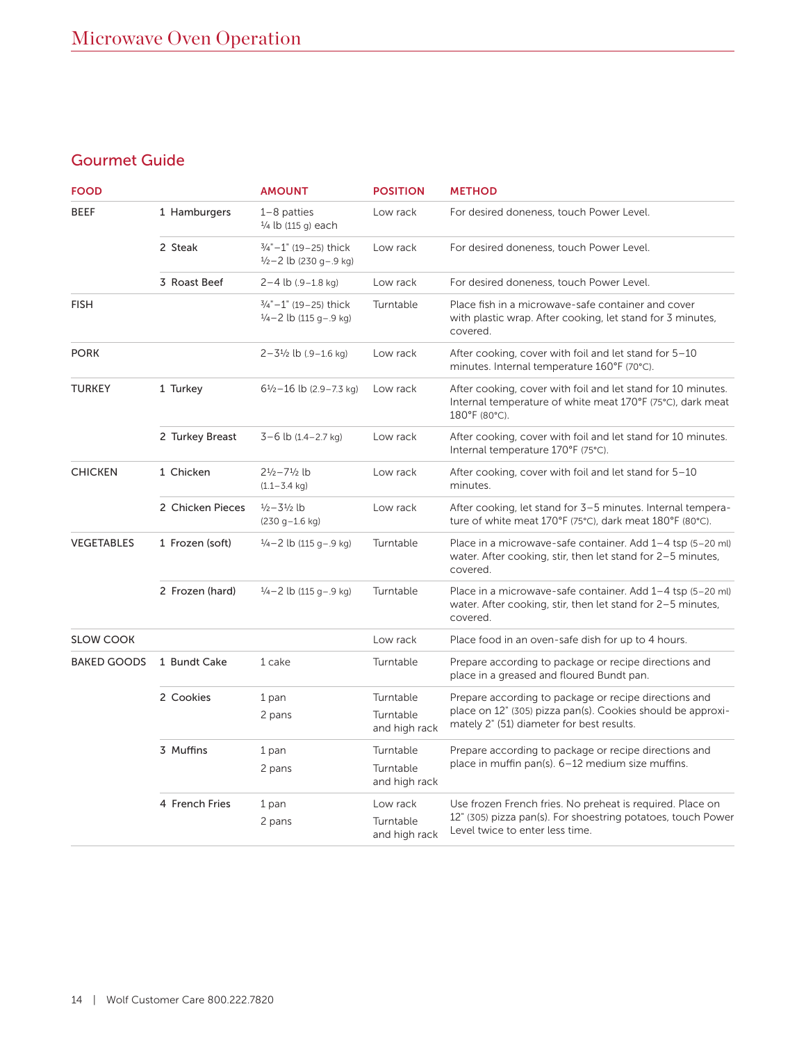# Microwave Oven Operation

## Gourmet Guide

| FOOD | | AMOUNT | POSITION | METHOD |
|---|---|---|---|---|
| BEEF | 1 Hamburgers | 1–8 patties ¼ lb (115 g) each | Low rack | For desired doneness, touch Power Level. |
| | 2 Steak | ¾"–1" (19–25) thick ½–2 lb (230 g–.9 kg) | Low rack | For desired doneness, touch Power Level. |
| | 3 Roast Beef | 2–4 lb (.9–1.8 kg) | Low rack | For desired doneness, touch Power Level. |
| FISH | | ¾"–1" (19–25) thick ¼–2 lb (115 g–.9 kg) | Turntable | Place fish in a microwave-safe container and cover with plastic wrap. After cooking, let stand for 3 minutes, covered. |
| PORK | | 2–3½ lb (.9–1.6 kg) | Low rack | After cooking, cover with foil and let stand for 5–10 minutes. Internal temperature 160°F (70°C). |
| TURKEY | 1 Turkey | 6½–16 lb (2.9–7.3 kg) | Low rack | After cooking, cover with foil and let stand for 10 minutes. Internal temperature of white meat 170°F (75°C), dark meat 180°F (80°C). |
| | 2 Turkey Breast | 3–6 lb (1.4–2.7 kg) | Low rack | After cooking, cover with foil and let stand for 10 minutes. Internal temperature 170°F (75°C). |
| CHICKEN | 1 Chicken | 2½–7½ lb (1.1–3.4 kg) | Low rack | After cooking, cover with foil and let stand for 5–10 minutes. |
| | 2 Chicken Pieces | ½–3½ lb (230 g–1.6 kg) | Low rack | After cooking, let stand for 3–5 minutes. Internal temperature of white meat 170°F (75°C), dark meat 180°F (80°C). |
| VEGETABLES | 1 Frozen (soft) | ¼–2 lb (115 g–.9 kg) | Turntable | Place in a microwave-safe container. Add 1–4 tsp (5–20 ml) water. After cooking, stir, then let stand for 2–5 minutes, covered. |
| | 2 Frozen (hard) | ¼–2 lb (115 g–.9 kg) | Turntable | Place in a microwave-safe container. Add 1–4 tsp (5–20 ml) water. After cooking, stir, then let stand for 2–5 minutes, covered. |
| SLOW COOK | | | Low rack | Place food in an oven-safe dish for up to 4 hours. |
| BAKED GOODS | 1 Bundt Cake | 1 cake | Turntable | Prepare according to package or recipe directions and place in a greased and floured Bundt pan. |
| | 2 Cookies | 1 pan<br>2 pans | Turntable<br>Turntable and high rack | Prepare according to package or recipe directions and place on 12" (305) pizza pan(s). Cookies should be approximately 2" (51) diameter for best results. |
| | 3 Muffins | 1 pan<br>2 pans | Turntable<br>Turntable and high rack | Prepare according to package or recipe directions and place in muffin pan(s). 6–12 medium size muffins. |
| | 4 French Fries | 1 pan<br>2 pans | Low rack<br>Turntable and high rack | Use frozen French fries. No preheat is required. Place on 12" (305) pizza pan(s). For shoestring potatoes, touch Power Level twice to enter less time. |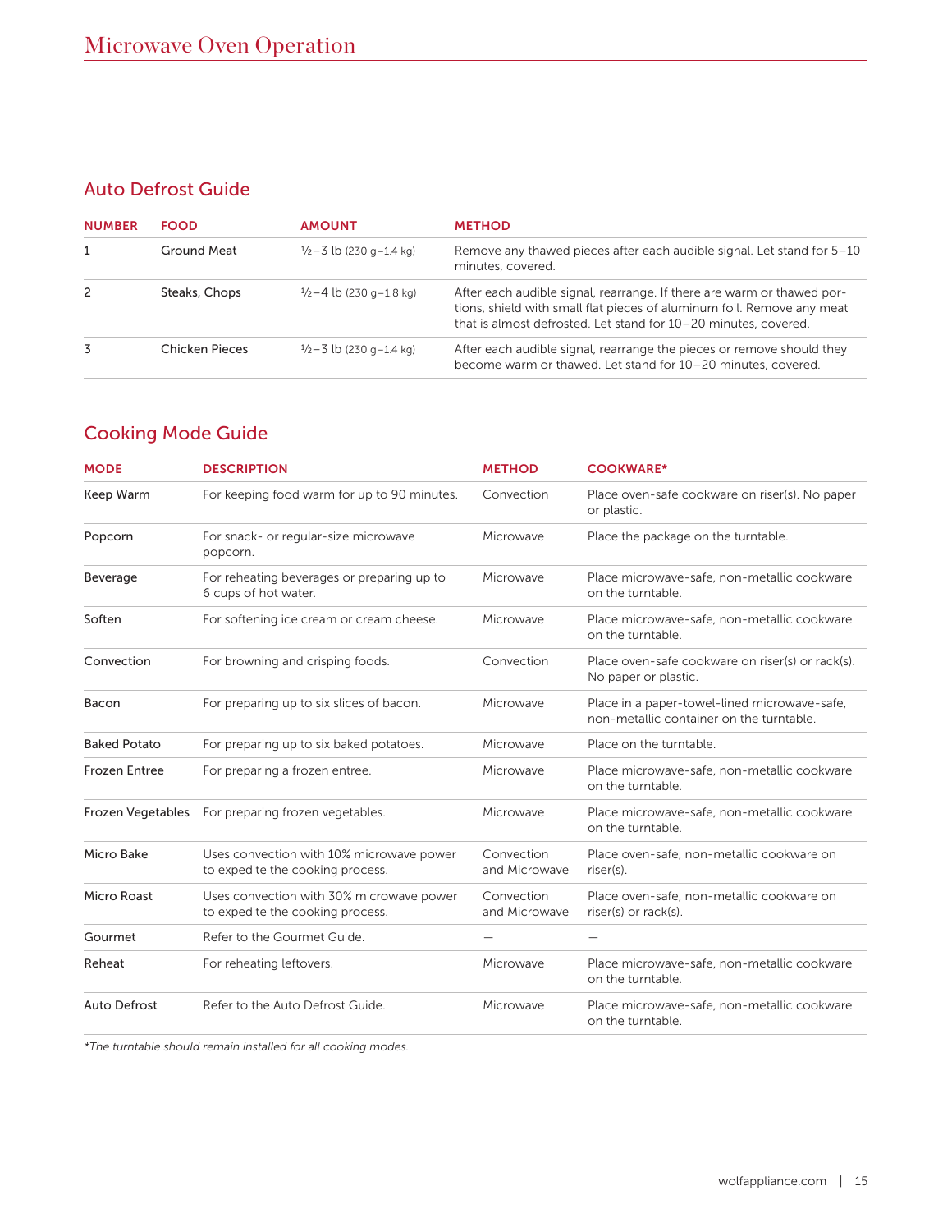## Auto Defrost Guide

| NUMBER | FOOD | AMOUNT | METHOD |
| --- | --- | --- | --- |
| 1 | Ground Meat | ½–3 lb (230 g–1.4 kg) | Remove any thawed pieces after each audible signal. Let stand for 5–10 minutes, covered. |
| 2 | Steaks, Chops | ½–4 lb (230 g–1.8 kg) | After each audible signal, rearrange. If there are warm or thawed portions, shield with small flat pieces of aluminum foil. Remove any meat that is almost defrosted. Let stand for 10–20 minutes, covered. |
| 3 | Chicken Pieces | ½–3 lb (230 g–1.4 kg) | After each audible signal, rearrange the pieces or remove should they become warm or thawed. Let stand for 10–20 minutes, covered. |

## Cooking Mode Guide

| MODE | DESCRIPTION | METHOD | COOKWARE* |
| --- | --- | --- | --- |
| Keep Warm | For keeping food warm for up to 90 minutes. | Convection | Place oven-safe cookware on riser(s). No paper or plastic. |
| Popcorn | For snack- or regular-size microwave popcorn. | Microwave | Place the package on the turntable. |
| Beverage | For reheating beverages or preparing up to 6 cups of hot water. | Microwave | Place microwave-safe, non-metallic cookware on the turntable. |
| Soften | For softening ice cream or cream cheese. | Microwave | Place microwave-safe, non-metallic cookware on the turntable. |
| Convection | For browning and crisping foods. | Convection | Place oven-safe cookware on riser(s) or rack(s). No paper or plastic. |
| Bacon | For preparing up to six slices of bacon. | Microwave | Place in a paper-towel-lined microwave-safe, non-metallic container on the turntable. |
| Baked Potato | For preparing up to six baked potatoes. | Microwave | Place on the turntable. |
| Frozen Entree | For preparing a frozen entree. | Microwave | Place microwave-safe, non-metallic cookware on the turntable. |
| Frozen Vegetables | For preparing frozen vegetables. | Microwave | Place microwave-safe, non-metallic cookware on the turntable. |
| Micro Bake | Uses convection with 10% microwave power to expedite the cooking process. | Convection and Microwave | Place oven-safe, non-metallic cookware on riser(s). |
| Micro Roast | Uses convection with 30% microwave power to expedite the cooking process. | Convection and Microwave | Place oven-safe, non-metallic cookware on riser(s) or rack(s). |
| Gourmet | Refer to the Gourmet Guide. | — | — |
| Reheat | For reheating leftovers. | Microwave | Place microwave-safe, non-metallic cookware on the turntable. |
| Auto Defrost | Refer to the Auto Defrost Guide. | Microwave | Place microwave-safe, non-metallic cookware on the turntable. |

*The turntable should remain installed for all cooking modes.*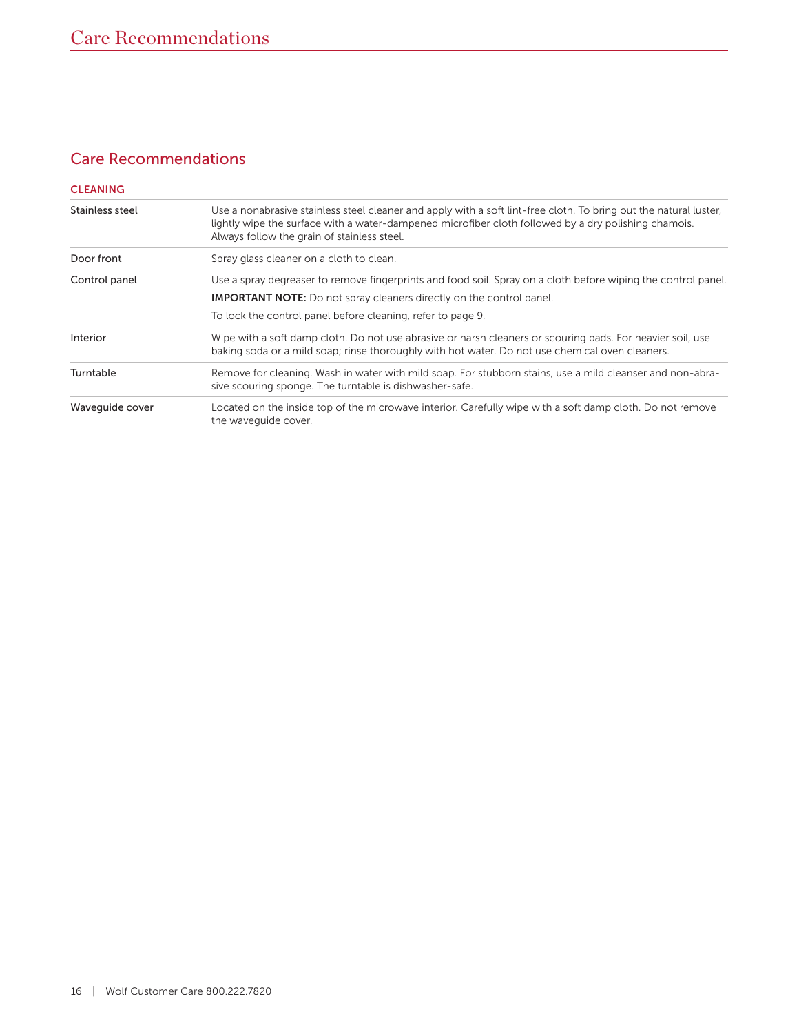## Care Recommendations

**CLEANING**

| | |
|---|---|
| Stainless steel | Use a nonabrasive stainless steel cleaner and apply with a soft lint-free cloth. To bring out the natural luster, lightly wipe the surface with a water-dampened microfiber cloth followed by a dry polishing chamois. Always follow the grain of stainless steel. |
| Door front | Spray glass cleaner on a cloth to clean. |
| Control panel | Use a spray degreaser to remove fingerprints and food soil. Spray on a cloth before wiping the control panel.<br>**IMPORTANT NOTE:** Do not spray cleaners directly on the control panel.<br>To lock the control panel before cleaning, refer to page 9. |
| Interior | Wipe with a soft damp cloth. Do not use abrasive or harsh cleaners or scouring pads. For heavier soil, use baking soda or a mild soap; rinse thoroughly with hot water. Do not use chemical oven cleaners. |
| Turntable | Remove for cleaning. Wash in water with mild soap. For stubborn stains, use a mild cleanser and non-abrasive scouring sponge. The turntable is dishwasher-safe. |
| Waveguide cover | Located on the inside top of the microwave interior. Carefully wipe with a soft damp cloth. Do not remove the waveguide cover. |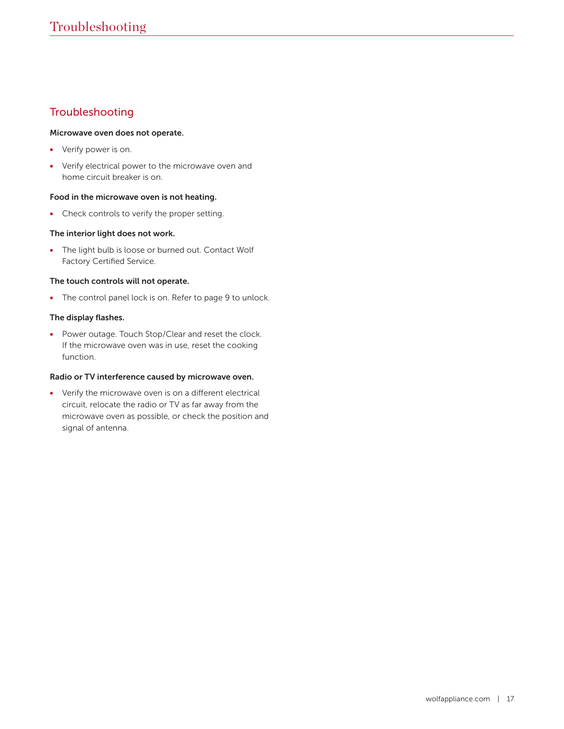# Troubleshooting

## Troubleshooting

**Microwave oven does not operate.**

- Verify power is on.
- Verify electrical power to the microwave oven and home circuit breaker is on.

**Food in the microwave oven is not heating.**

- Check controls to verify the proper setting.

**The interior light does not work.**

- The light bulb is loose or burned out. Contact Wolf Factory Certified Service.

**The touch controls will not operate.**

- The control panel lock is on. Refer to page 9 to unlock.

**The display flashes.**

- Power outage. Touch Stop/Clear and reset the clock. If the microwave oven was in use, reset the cooking function.

**Radio or TV interference caused by microwave oven.**

- Verify the microwave oven is on a different electrical circuit, relocate the radio or TV as far away from the microwave oven as possible, or check the position and signal of antenna.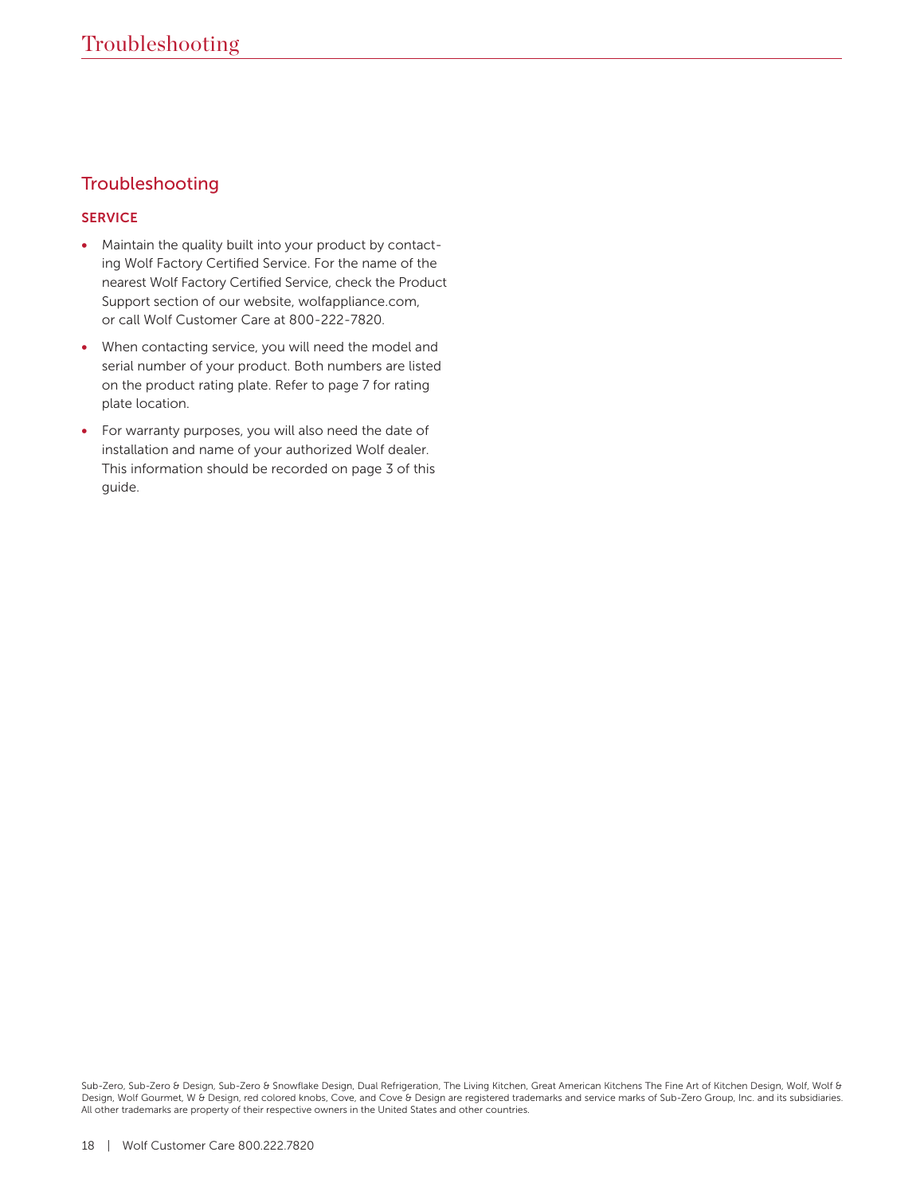# Troubleshooting

## Troubleshooting

### SERVICE

- Maintain the quality built into your product by contacting Wolf Factory Certified Service. For the name of the nearest Wolf Factory Certified Service, check the Product Support section of our website, wolfappliance.com, or call Wolf Customer Care at 800-222-7820.
- When contacting service, you will need the model and serial number of your product. Both numbers are listed on the product rating plate. Refer to page 7 for rating plate location.
- For warranty purposes, you will also need the date of installation and name of your authorized Wolf dealer. This information should be recorded on page 3 of this guide.

Sub-Zero, Sub-Zero & Design, Sub-Zero & Snowflake Design, Dual Refrigeration, The Living Kitchen, Great American Kitchens The Fine Art of Kitchen Design, Wolf, Wolf & Design, Wolf Gourmet, W & Design, red colored knobs, Cove, and Cove & Design are registered trademarks and service marks of Sub-Zero Group, Inc. and its subsidiaries. All other trademarks are property of their respective owners in the United States and other countries.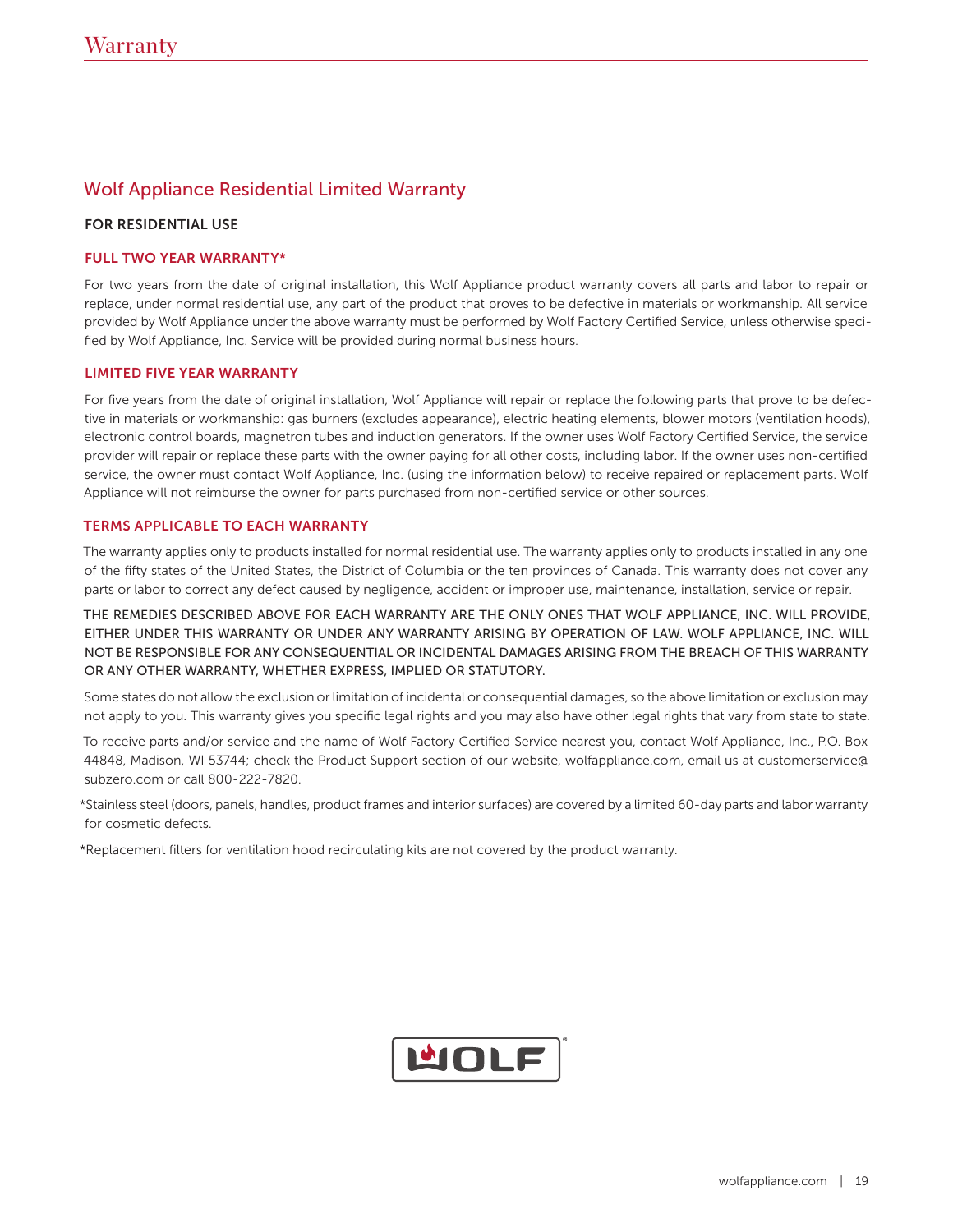# Warranty

## Wolf Appliance Residential Limited Warranty

**FOR RESIDENTIAL USE**

### FULL TWO YEAR WARRANTY*

For two years from the date of original installation, this Wolf Appliance product warranty covers all parts and labor to repair or replace, under normal residential use, any part of the product that proves to be defective in materials or workmanship. All service provided by Wolf Appliance under the above warranty must be performed by Wolf Factory Certified Service, unless otherwise specified by Wolf Appliance, Inc. Service will be provided during normal business hours.

### LIMITED FIVE YEAR WARRANTY

For five years from the date of original installation, Wolf Appliance will repair or replace the following parts that prove to be defective in materials or workmanship: gas burners (excludes appearance), electric heating elements, blower motors (ventilation hoods), electronic control boards, magnetron tubes and induction generators. If the owner uses Wolf Factory Certified Service, the service provider will repair or replace these parts with the owner paying for all other costs, including labor. If the owner uses non-certified service, the owner must contact Wolf Appliance, Inc. (using the information below) to receive repaired or replacement parts. Wolf Appliance will not reimburse the owner for parts purchased from non-certified service or other sources.

### TERMS APPLICABLE TO EACH WARRANTY

The warranty applies only to products installed for normal residential use. The warranty applies only to products installed in any one of the fifty states of the United States, the District of Columbia or the ten provinces of Canada. This warranty does not cover any parts or labor to correct any defect caused by negligence, accident or improper use, maintenance, installation, service or repair.

THE REMEDIES DESCRIBED ABOVE FOR EACH WARRANTY ARE THE ONLY ONES THAT WOLF APPLIANCE, INC. WILL PROVIDE, EITHER UNDER THIS WARRANTY OR UNDER ANY WARRANTY ARISING BY OPERATION OF LAW. WOLF APPLIANCE, INC. WILL NOT BE RESPONSIBLE FOR ANY CONSEQUENTIAL OR INCIDENTAL DAMAGES ARISING FROM THE BREACH OF THIS WARRANTY OR ANY OTHER WARRANTY, WHETHER EXPRESS, IMPLIED OR STATUTORY.

Some states do not allow the exclusion or limitation of incidental or consequential damages, so the above limitation or exclusion may not apply to you. This warranty gives you specific legal rights and you may also have other legal rights that vary from state to state.

To receive parts and/or service and the name of Wolf Factory Certified Service nearest you, contact Wolf Appliance, Inc., P.O. Box 44848, Madison, WI 53744; check the Product Support section of our website, wolfappliance.com, email us at customerservice@subzero.com or call 800-222-7820.

*Stainless steel (doors, panels, handles, product frames and interior surfaces) are covered by a limited 60-day parts and labor warranty for cosmetic defects.

*Replacement filters for ventilation hood recirculating kits are not covered by the product warranty.

WOLF®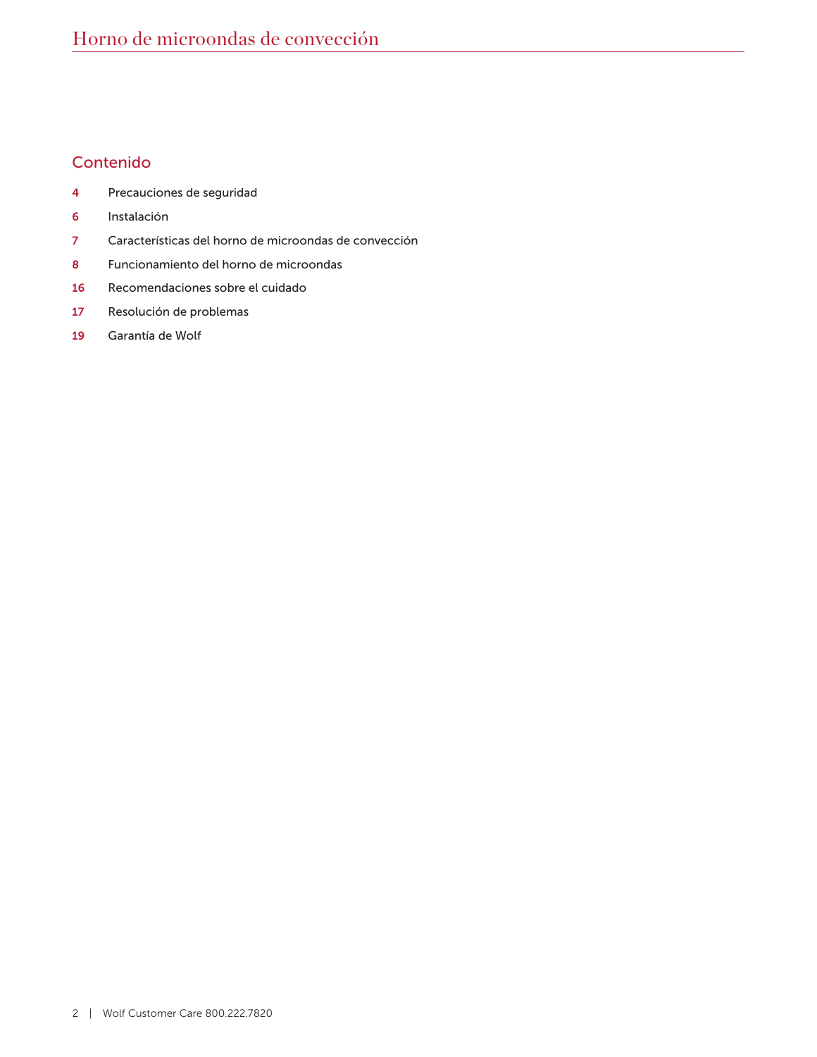# Horno de microondas de convección

## Contenido

| | |
|---|---|
| **4** | Precauciones de seguridad |
| **6** | Instalación |
| **7** | Características del horno de microondas de convección |
| **8** | Funcionamiento del horno de microondas |
| **16** | Recomendaciones sobre el cuidado |
| **17** | Resolución de problemas |
| **19** | Garantía de Wolf |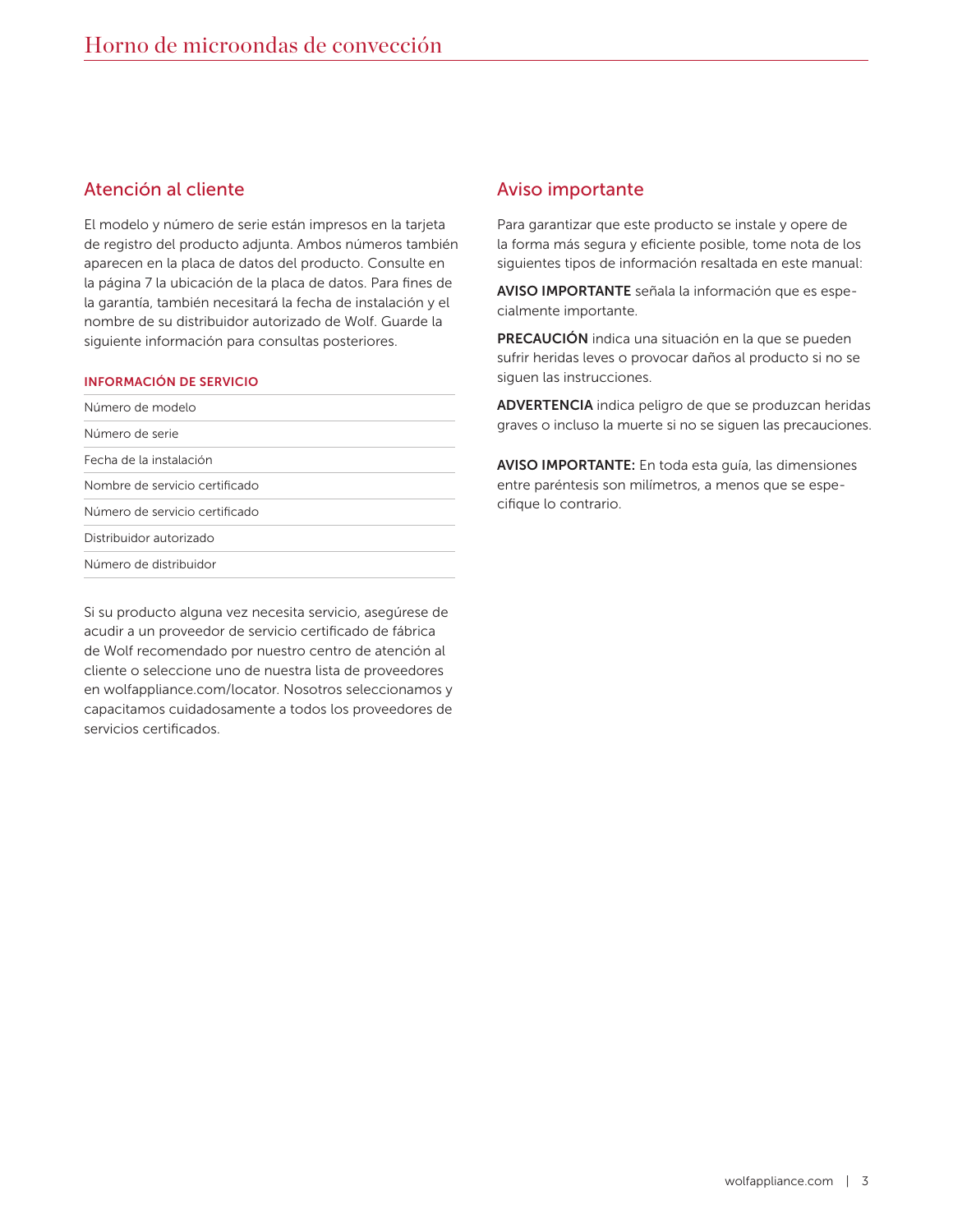## Atención al cliente

El modelo y número de serie están impresos en la tarjeta de registro del producto adjunta. Ambos números también aparecen en la placa de datos del producto. Consulte en la página 7 la ubicación de la placa de datos. Para fines de la garantía, también necesitará la fecha de instalación y el nombre de su distribuidor autorizado de Wolf. Guarde la siguiente información para consultas posteriores.

### INFORMACIÓN DE SERVICIO

| |
|---|
| Número de modelo |
| Número de serie |
| Fecha de la instalación |
| Nombre de servicio certificado |
| Número de servicio certificado |
| Distribuidor autorizado |
| Número de distribuidor |

Si su producto alguna vez necesita servicio, asegúrese de acudir a un proveedor de servicio certificado de fábrica de Wolf recomendado por nuestro centro de atención al cliente o seleccione uno de nuestra lista de proveedores en wolfappliance.com/locator. Nosotros seleccionamos y capacitamos cuidadosamente a todos los proveedores de servicios certificados.

## Aviso importante

Para garantizar que este producto se instale y opere de la forma más segura y eficiente posible, tome nota de los siguientes tipos de información resaltada en este manual:

**AVISO IMPORTANTE** señala la información que es especialmente importante.

**PRECAUCIÓN** indica una situación en la que se pueden sufrir heridas leves o provocar daños al producto si no se siguen las instrucciones.

**ADVERTENCIA** indica peligro de que se produzcan heridas graves o incluso la muerte si no se siguen las precauciones.

**AVISO IMPORTANTE:** En toda esta guía, las dimensiones entre paréntesis son milímetros, a menos que se especifique lo contrario.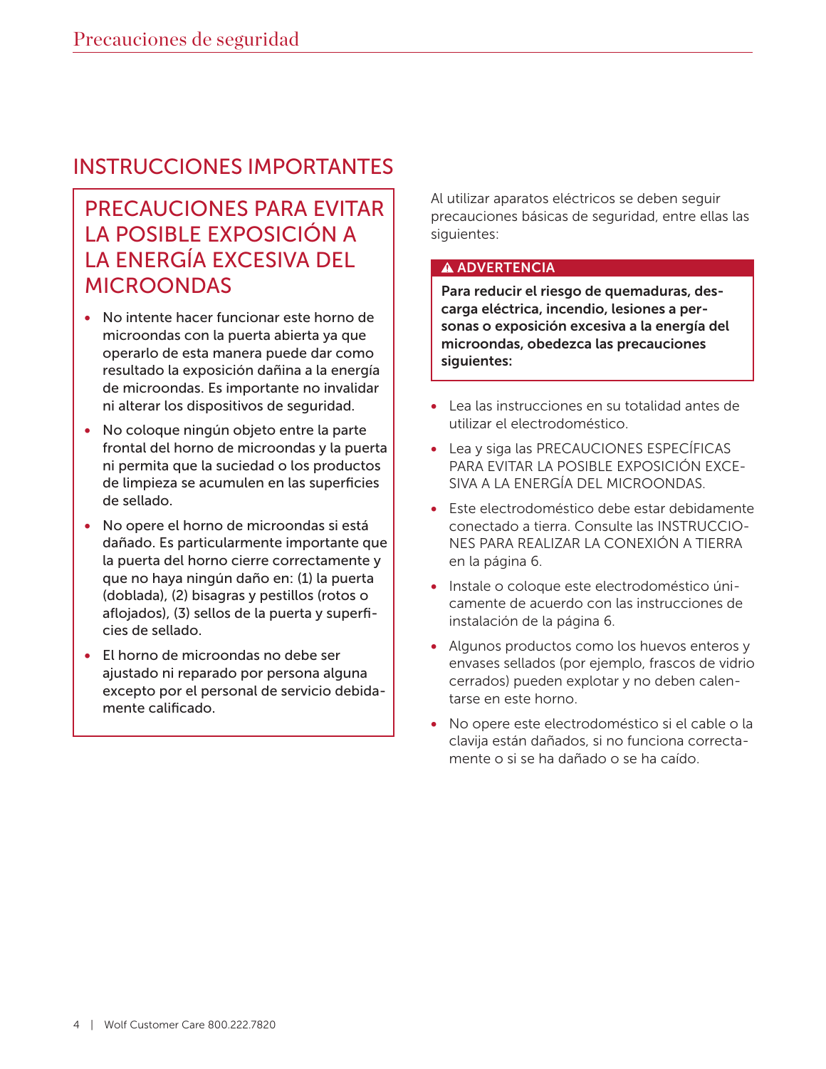## INSTRUCCIONES IMPORTANTES

### PRECAUCIONES PARA EVITAR LA POSIBLE EXPOSICIÓN A LA ENERGÍA EXCESIVA DEL MICROONDAS

- No intente hacer funcionar este horno de microondas con la puerta abierta ya que operarlo de esta manera puede dar como resultado la exposición dañina a la energía de microondas. Es importante no invalidar ni alterar los dispositivos de seguridad.
- No coloque ningún objeto entre la parte frontal del horno de microondas y la puerta ni permita que la suciedad o los productos de limpieza se acumulen en las superficies de sellado.
- No opere el horno de microondas si está dañado. Es particularmente importante que la puerta del horno cierre correctamente y que no haya ningún daño en: (1) la puerta (doblada), (2) bisagras y pestillos (rotos o aflojados), (3) sellos de la puerta y superficies de sellado.
- El horno de microondas no debe ser ajustado ni reparado por persona alguna excepto por el personal de servicio debidamente calificado.

Al utilizar aparatos eléctricos se deben seguir precauciones básicas de seguridad, entre ellas las siguientes:

**⚠ ADVERTENCIA**

**Para reducir el riesgo de quemaduras, descarga eléctrica, incendio, lesiones a personas o exposición excesiva a la energía del microondas, obedezca las precauciones siguientes:**

- Lea las instrucciones en su totalidad antes de utilizar el electrodoméstico.
- Lea y siga las PRECAUCIONES ESPECÍFICAS PARA EVITAR LA POSIBLE EXPOSICIÓN EXCESIVA A LA ENERGÍA DEL MICROONDAS.
- Este electrodoméstico debe estar debidamente conectado a tierra. Consulte las INSTRUCCIONES PARA REALIZAR LA CONEXIÓN A TIERRA en la página 6.
- Instale o coloque este electrodoméstico únicamente de acuerdo con las instrucciones de instalación de la página 6.
- Algunos productos como los huevos enteros y envases sellados (por ejemplo, frascos de vidrio cerrados) pueden explotar y no deben calentarse en este horno.
- No opere este electrodoméstico si el cable o la clavija están dañados, si no funciona correctamente o si se ha dañado o se ha caído.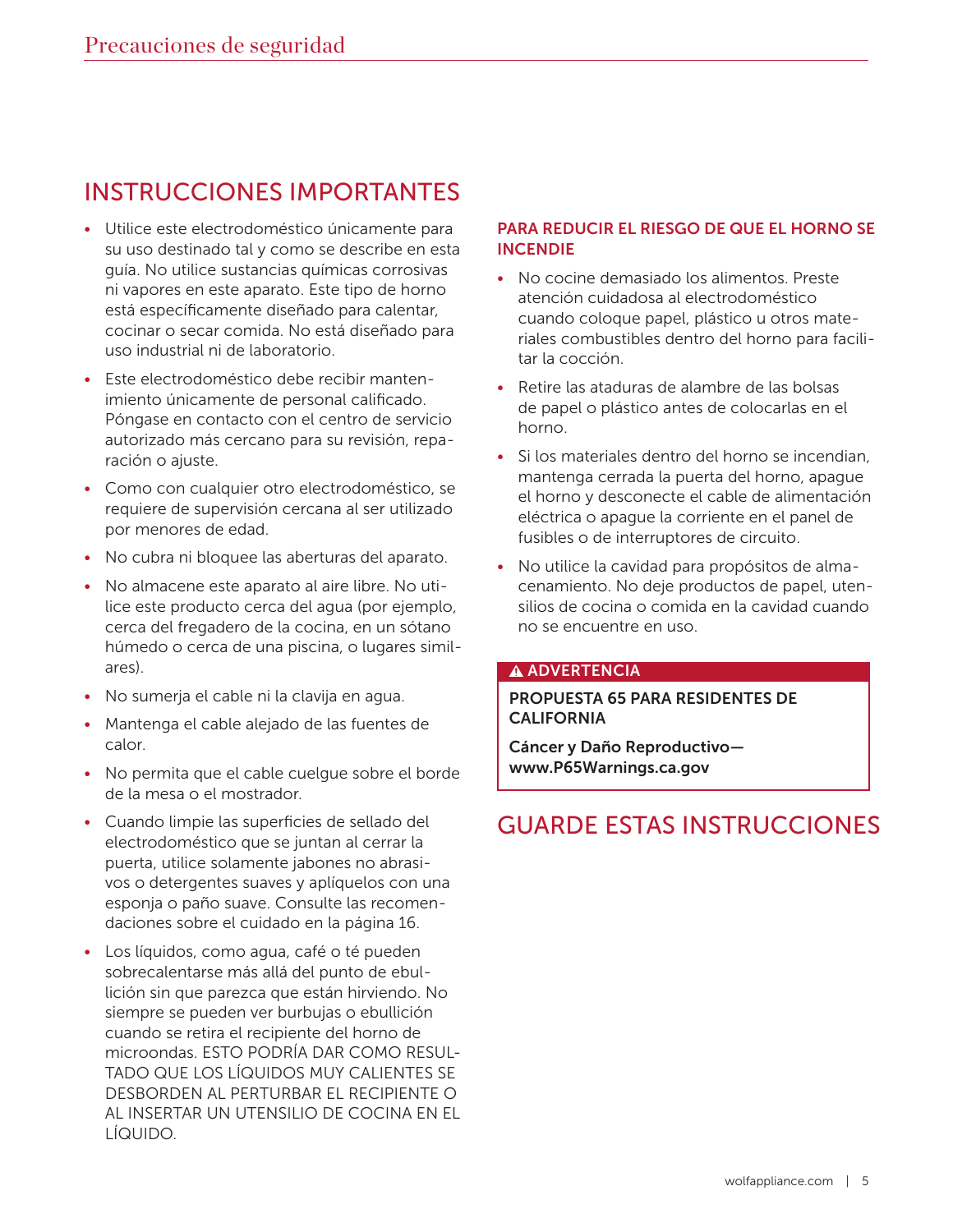## INSTRUCCIONES IMPORTANTES

- Utilice este electrodoméstico únicamente para su uso destinado tal y como se describe en esta guía. No utilice sustancias químicas corrosivas ni vapores en este aparato. Este tipo de horno está específicamente diseñado para calentar, cocinar o secar comida. No está diseñado para uso industrial ni de laboratorio.
- Este electrodoméstico debe recibir mantenimiento únicamente de personal calificado. Póngase en contacto con el centro de servicio autorizado más cercano para su revisión, reparación o ajuste.
- Como con cualquier otro electrodoméstico, se requiere de supervisión cercana al ser utilizado por menores de edad.
- No cubra ni bloquee las aberturas del aparato.
- No almacene este aparato al aire libre. No utilice este producto cerca del agua (por ejemplo, cerca del fregadero de la cocina, en un sótano húmedo o cerca de una piscina, o lugares similares).
- No sumerja el cable ni la clavija en agua.
- Mantenga el cable alejado de las fuentes de calor.
- No permita que el cable cuelgue sobre el borde de la mesa o el mostrador.
- Cuando limpie las superficies de sellado del electrodoméstico que se juntan al cerrar la puerta, utilice solamente jabones no abrasivos o detergentes suaves y aplíquelos con una esponja o paño suave. Consulte las recomendaciones sobre el cuidado en la página 16.
- Los líquidos, como agua, café o té pueden sobrecalentarse más allá del punto de ebullición sin que parezca que están hirviendo. No siempre se pueden ver burbujas o ebullición cuando se retira el recipiente del horno de microondas. ESTO PODRÍA DAR COMO RESULTADO QUE LOS LÍQUIDOS MUY CALIENTES SE DESBORDEN AL PERTURBAR EL RECIPIENTE O AL INSERTAR UN UTENSILIO DE COCINA EN EL LÍQUIDO.

### PARA REDUCIR EL RIESGO DE QUE EL HORNO SE INCENDIE

- No cocine demasiado los alimentos. Preste atención cuidadosa al electrodoméstico cuando coloque papel, plástico u otros materiales combustibles dentro del horno para facilitar la cocción.
- Retire las ataduras de alambre de las bolsas de papel o plástico antes de colocarlas en el horno.
- Si los materiales dentro del horno se incendian, mantenga cerrada la puerta del horno, apague el horno y desconecte el cable de alimentación eléctrica o apague la corriente en el panel de fusibles o de interruptores de circuito.
- No utilice la cavidad para propósitos de almacenamiento. No deje productos de papel, utensilios de cocina o comida en la cavidad cuando no se encuentre en uso.

**⚠ ADVERTENCIA**

**PROPUESTA 65 PARA RESIDENTES DE CALIFORNIA**

**Cáncer y Daño Reproductivo— www.P65Warnings.ca.gov**

## GUARDE ESTAS INSTRUCCIONES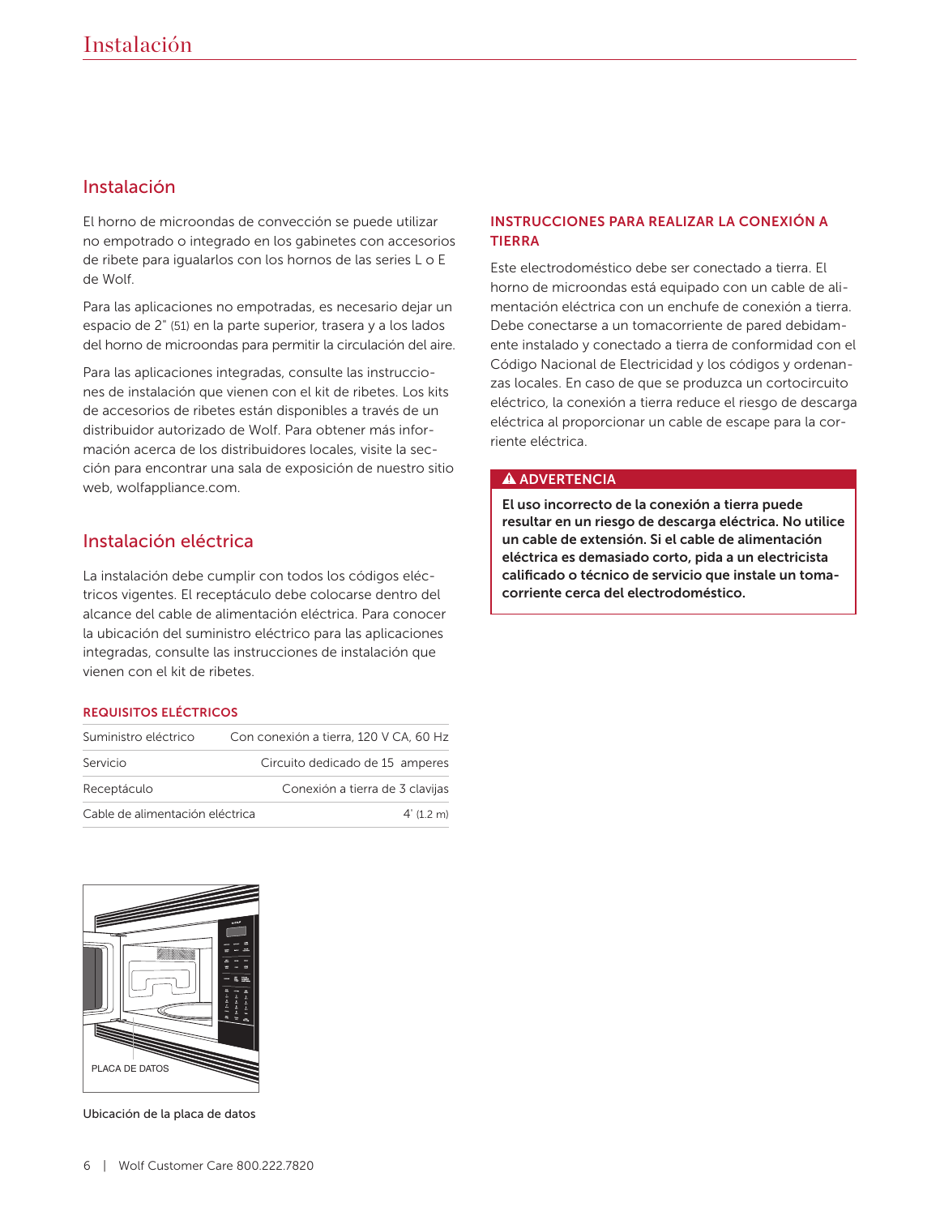## Instalación

El horno de microondas de convección se puede utilizar no empotrado o integrado en los gabinetes con accesorios de ribete para igualarlos con los hornos de las series L o E de Wolf.

Para las aplicaciones no empotradas, es necesario dejar un espacio de 2" (51) en la parte superior, trasera y a los lados del horno de microondas para permitir la circulación del aire.

Para las aplicaciones integradas, consulte las instrucciones de instalación que vienen con el kit de ribetes. Los kits de accesorios de ribetes están disponibles a través de un distribuidor autorizado de Wolf. Para obtener más información acerca de los distribuidores locales, visite la sección para encontrar una sala de exposición de nuestro sitio web, wolfappliance.com.

## Instalación eléctrica

La instalación debe cumplir con todos los códigos eléctricos vigentes. El receptáculo debe colocarse dentro del alcance del cable de alimentación eléctrica. Para conocer la ubicación del suministro eléctrico para las aplicaciones integradas, consulte las instrucciones de instalación que vienen con el kit de ribetes.

### REQUISITOS ELÉCTRICOS

| | |
|---|---|
| Suministro eléctrico | Con conexión a tierra, 120 V CA, 60 Hz |
| Servicio | Circuito dedicado de 15 amperes |
| Receptáculo | Conexión a tierra de 3 clavijas |
| Cable de alimentación eléctrica | 4' (1.2 m) |

PLACA DE DATOS

Ubicación de la placa de datos

### INSTRUCCIONES PARA REALIZAR LA CONEXIÓN A TIERRA

Este electrodoméstico debe ser conectado a tierra. El horno de microondas está equipado con un cable de alimentación eléctrica con un enchufe de conexión a tierra. Debe conectarse a un tomacorriente de pared debidamente instalado y conectado a tierra de conformidad con el Código Nacional de Electricidad y los códigos y ordenanzas locales. En caso de que se produzca un cortocircuito eléctrico, la conexión a tierra reduce el riesgo de descarga eléctrica al proporcionar un cable de escape para la corriente eléctrica.

**⚠ ADVERTENCIA**

**El uso incorrecto de la conexión a tierra puede resultar en un riesgo de descarga eléctrica. No utilice un cable de extensión. Si el cable de alimentación eléctrica es demasiado corto, pida a un electricista calificado o técnico de servicio que instale un tomacorriente cerca del electrodoméstico.**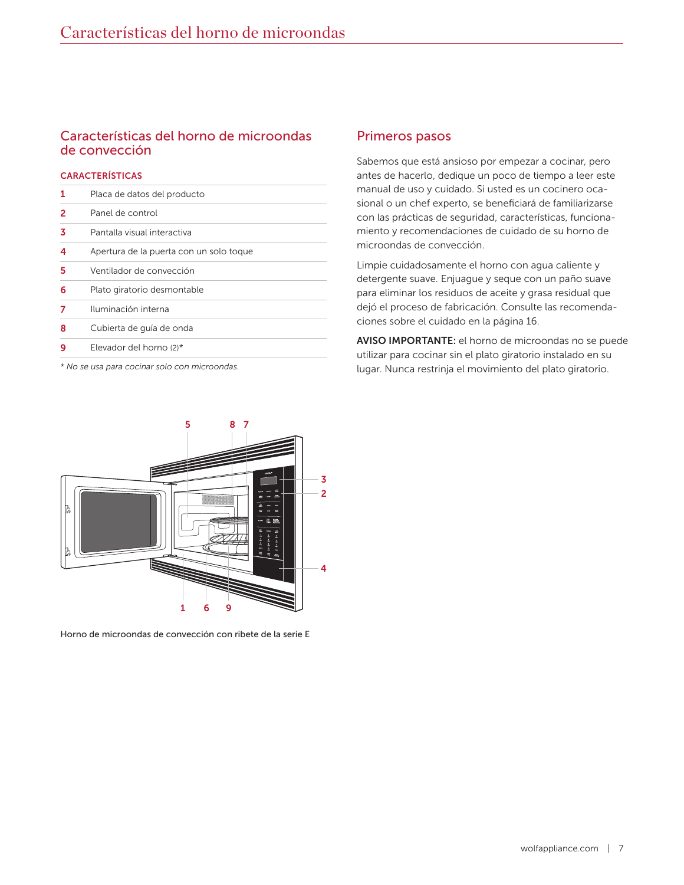# Características del horno de microondas

## Características del horno de microondas de convección

### CARACTERÍSTICAS

| | |
|---|---|
| 1 | Placa de datos del producto |
| 2 | Panel de control |
| 3 | Pantalla visual interactiva |
| 4 | Apertura de la puerta con un solo toque |
| 5 | Ventilador de convección |
| 6 | Plato giratorio desmontable |
| 7 | Iluminación interna |
| 8 | Cubierta de guía de onda |
| 9 | Elevador del horno (2)* |

*\* No se usa para cocinar solo con microondas.*

5
8
7
3
2
4
1
6
9

Horno de microondas de convección con ribete de la serie E

## Primeros pasos

Sabemos que está ansioso por empezar a cocinar, pero antes de hacerlo, dedique un poco de tiempo a leer este manual de uso y cuidado. Si usted es un cocinero ocasional o un chef experto, se beneficiará de familiarizarse con las prácticas de seguridad, características, funcionamiento y recomendaciones de cuidado de su horno de microondas de convección.

Limpie cuidadosamente el horno con agua caliente y detergente suave. Enjuague y seque con un paño suave para eliminar los residuos de aceite y grasa residual que dejó el proceso de fabricación. Consulte las recomendaciones sobre el cuidado en la página 16.

**AVISO IMPORTANTE:** el horno de microondas no se puede utilizar para cocinar sin el plato giratorio instalado en su lugar. Nunca restrinja el movimiento del plato giratorio.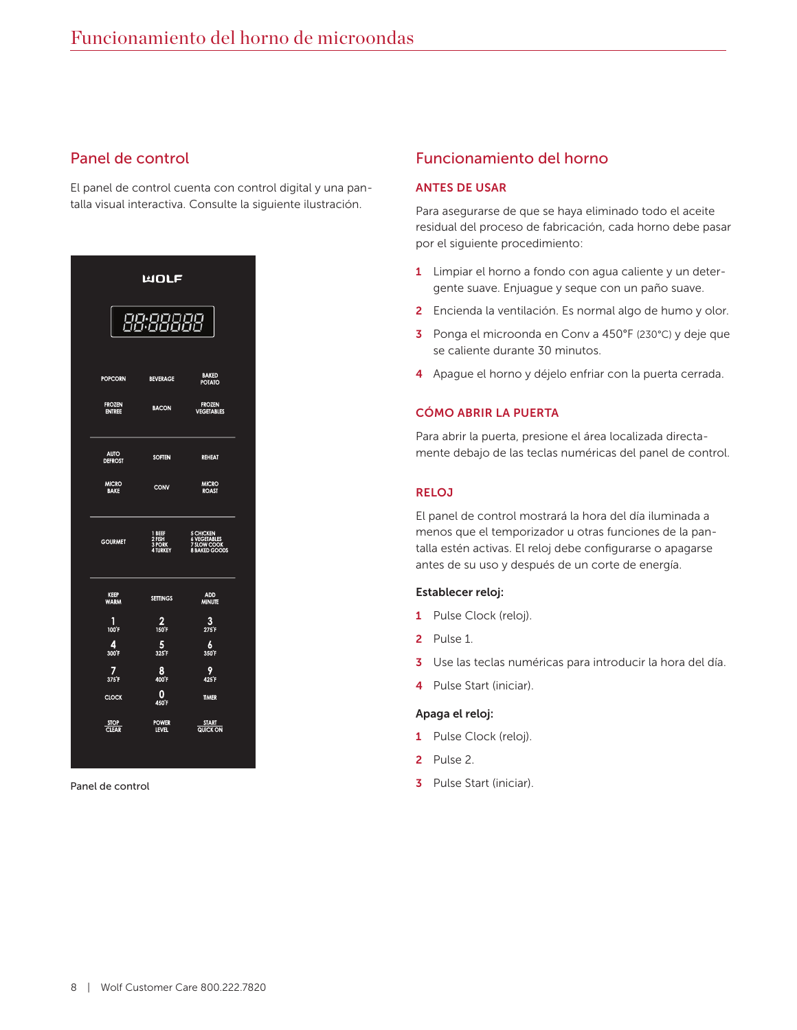# Funcionamiento del horno de microondas

## Panel de control

El panel de control cuenta con control digital y una pantalla visual interactiva. Consulte la siguiente ilustración.

WOLF

88:88888

POPCORN BEVERAGE BAKED POTATO

FROZEN ENTREE BACON FROZEN VEGETABLES

AUTO DEFROST SOFTEN REHEAT

MICRO BAKE CONV MICRO ROAST

GOURMET 1 BEEF 2 FISH 3 PORK 4 TURKEY 5 CHICKEN 6 VEGETABLES 7 SLOW COOK 8 BAKED GOODS

KEEP WARM SETTINGS ADD MINUTE

1 100°F 2 150°F 3 275°F

4 300°F 5 325°F 6 350°F

7 375°F 8 400°F 9 425°F

CLOCK 0 450°F TIMER

STOP CLEAR POWER LEVEL START QUICK ON

Panel de control

## Funcionamiento del horno

### ANTES DE USAR

Para asegurarse de que se haya eliminado todo el aceite residual del proceso de fabricación, cada horno debe pasar por el siguiente procedimiento:

1. Limpiar el horno a fondo con agua caliente y un detergente suave. Enjuague y seque con un paño suave.
2. Encienda la ventilación. Es normal algo de humo y olor.
3. Ponga el microonda en Conv a 450°F (230°C) y deje que se caliente durante 30 minutos.
4. Apague el horno y déjelo enfriar con la puerta cerrada.

### CÓMO ABRIR LA PUERTA

Para abrir la puerta, presione el área localizada directamente debajo de las teclas numéricas del panel de control.

### RELOJ

El panel de control mostrará la hora del día iluminada a menos que el temporizador u otras funciones de la pantalla estén activas. El reloj debe configurarse o apagarse antes de su uso y después de un corte de energía.

**Establecer reloj:**

1. Pulse Clock (reloj).
2. Pulse 1.
3. Use las teclas numéricas para introducir la hora del día.
4. Pulse Start (iniciar).

**Apaga el reloj:**

1. Pulse Clock (reloj).
2. Pulse 2.
3. Pulse Start (iniciar).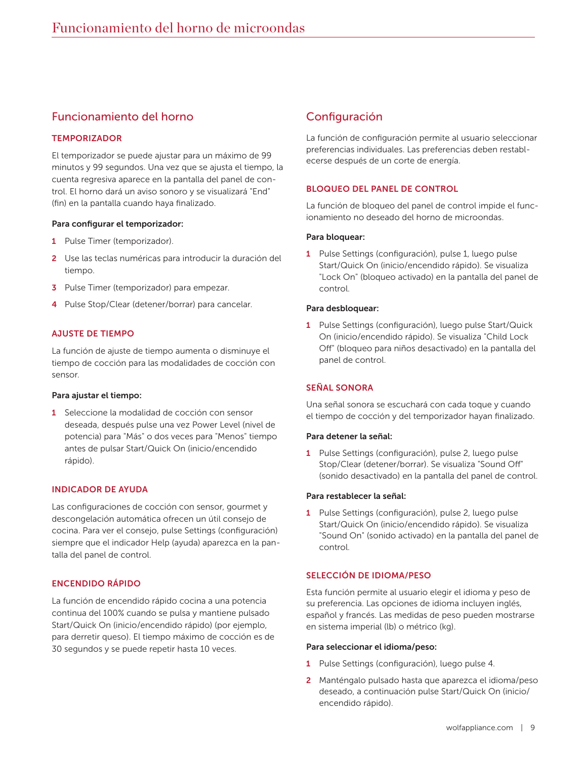# Funcionamiento del horno de microondas

## Funcionamiento del horno

### TEMPORIZADOR

El temporizador se puede ajustar para un máximo de 99 minutos y 99 segundos. Una vez que se ajusta el tiempo, la cuenta regresiva aparece en la pantalla del panel de control. El horno dará un aviso sonoro y se visualizará "End" (fin) en la pantalla cuando haya finalizado.

**Para configurar el temporizador:**

1. Pulse Timer (temporizador).
2. Use las teclas numéricas para introducir la duración del tiempo.
3. Pulse Timer (temporizador) para empezar.
4. Pulse Stop/Clear (detener/borrar) para cancelar.

### AJUSTE DE TIEMPO

La función de ajuste de tiempo aumenta o disminuye el tiempo de cocción para las modalidades de cocción con sensor.

**Para ajustar el tiempo:**

1. Seleccione la modalidad de cocción con sensor deseada, después pulse una vez Power Level (nivel de potencia) para "Más" o dos veces para "Menos" tiempo antes de pulsar Start/Quick On (inicio/encendido rápido).

### INDICADOR DE AYUDA

Las configuraciones de cocción con sensor, gourmet y descongelación automática ofrecen un útil consejo de cocina. Para ver el consejo, pulse Settings (configuración) siempre que el indicador Help (ayuda) aparezca en la pantalla del panel de control.

### ENCENDIDO RÁPIDO

La función de encendido rápido cocina a una potencia continua del 100% cuando se pulsa y mantiene pulsado Start/Quick On (inicio/encendido rápido) (por ejemplo, para derretir queso). El tiempo máximo de cocción es de 30 segundos y se puede repetir hasta 10 veces.

## Configuración

La función de configuración permite al usuario seleccionar preferencias individuales. Las preferencias deben restablecerse después de un corte de energía.

### BLOQUEO DEL PANEL DE CONTROL

La función de bloqueo del panel de control impide el funcionamiento no deseado del horno de microondas.

**Para bloquear:**

1. Pulse Settings (configuración), pulse 1, luego pulse Start/Quick On (inicio/encendido rápido). Se visualiza "Lock On" (bloqueo activado) en la pantalla del panel de control.

**Para desbloquear:**

1. Pulse Settings (configuración), luego pulse Start/Quick On (inicio/encendido rápido). Se visualiza "Child Lock Off" (bloqueo para niños desactivado) en la pantalla del panel de control.

### SEÑAL SONORA

Una señal sonora se escuchará con cada toque y cuando el tiempo de cocción y del temporizador hayan finalizado.

**Para detener la señal:**

1. Pulse Settings (configuración), pulse 2, luego pulse Stop/Clear (detener/borrar). Se visualiza "Sound Off" (sonido desactivado) en la pantalla del panel de control.

**Para restablecer la señal:**

1. Pulse Settings (configuración), pulse 2, luego pulse Start/Quick On (inicio/encendido rápido). Se visualiza "Sound On" (sonido activado) en la pantalla del panel de control.

### SELECCIÓN DE IDIOMA/PESO

Esta función permite al usuario elegir el idioma y peso de su preferencia. Las opciones de idioma incluyen inglés, español y francés. Las medidas de peso pueden mostrarse en sistema imperial (lb) o métrico (kg).

**Para seleccionar el idioma/peso:**

1. Pulse Settings (configuración), luego pulse 4.
2. Manténgalo pulsado hasta que aparezca el idioma/peso deseado, a continuación pulse Start/Quick On (inicio/encendido rápido).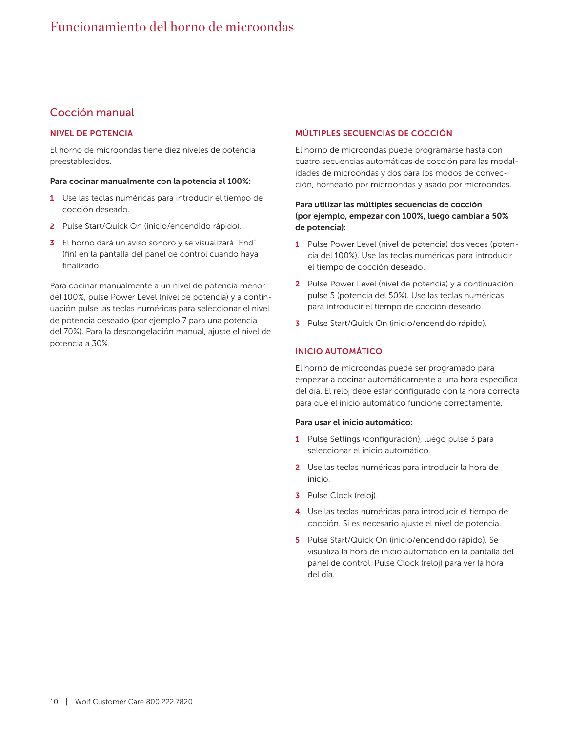# Funcionamiento del horno de microondas

## Cocción manual

### NIVEL DE POTENCIA

El horno de microondas tiene diez niveles de potencia preestablecidos.

**Para cocinar manualmente con la potencia al 100%:**

1. Use las teclas numéricas para introducir el tiempo de cocción deseado.
2. Pulse Start/Quick On (inicio/encendido rápido).
3. El horno dará un aviso sonoro y se visualizará "End" (fin) en la pantalla del panel de control cuando haya finalizado.

Para cocinar manualmente a un nivel de potencia menor del 100%, pulse Power Level (nivel de potencia) y a continuación pulse las teclas numéricas para seleccionar el nivel de potencia deseado (por ejemplo 7 para una potencia del 70%). Para la descongelación manual, ajuste el nivel de potencia a 30%.

### MÚLTIPLES SECUENCIAS DE COCCIÓN

El horno de microondas puede programarse hasta con cuatro secuencias automáticas de cocción para las modalidades de microondas y dos para los modos de convección, horneado por microondas y asado por microondas.

**Para utilizar las múltiples secuencias de cocción (por ejemplo, empezar con 100%, luego cambiar a 50% de potencia):**

1. Pulse Power Level (nivel de potencia) dos veces (potencia del 100%). Use las teclas numéricas para introducir el tiempo de cocción deseado.
2. Pulse Power Level (nivel de potencia) y a continuación pulse 5 (potencia del 50%). Use las teclas numéricas para introducir el tiempo de cocción deseado.
3. Pulse Start/Quick On (inicio/encendido rápido).

### INICIO AUTOMÁTICO

El horno de microondas puede ser programado para empezar a cocinar automáticamente a una hora específica del día. El reloj debe estar configurado con la hora correcta para que el inicio automático funcione correctamente.

**Para usar el inicio automático:**

1. Pulse Settings (configuración), luego pulse 3 para seleccionar el inicio automático.
2. Use las teclas numéricas para introducir la hora de inicio.
3. Pulse Clock (reloj).
4. Use las teclas numéricas para introducir el tiempo de cocción. Si es necesario ajuste el nivel de potencia.
5. Pulse Start/Quick On (inicio/encendido rápido). Se visualiza la hora de inicio automático en la pantalla del panel de control. Pulse Clock (reloj) para ver la hora del día.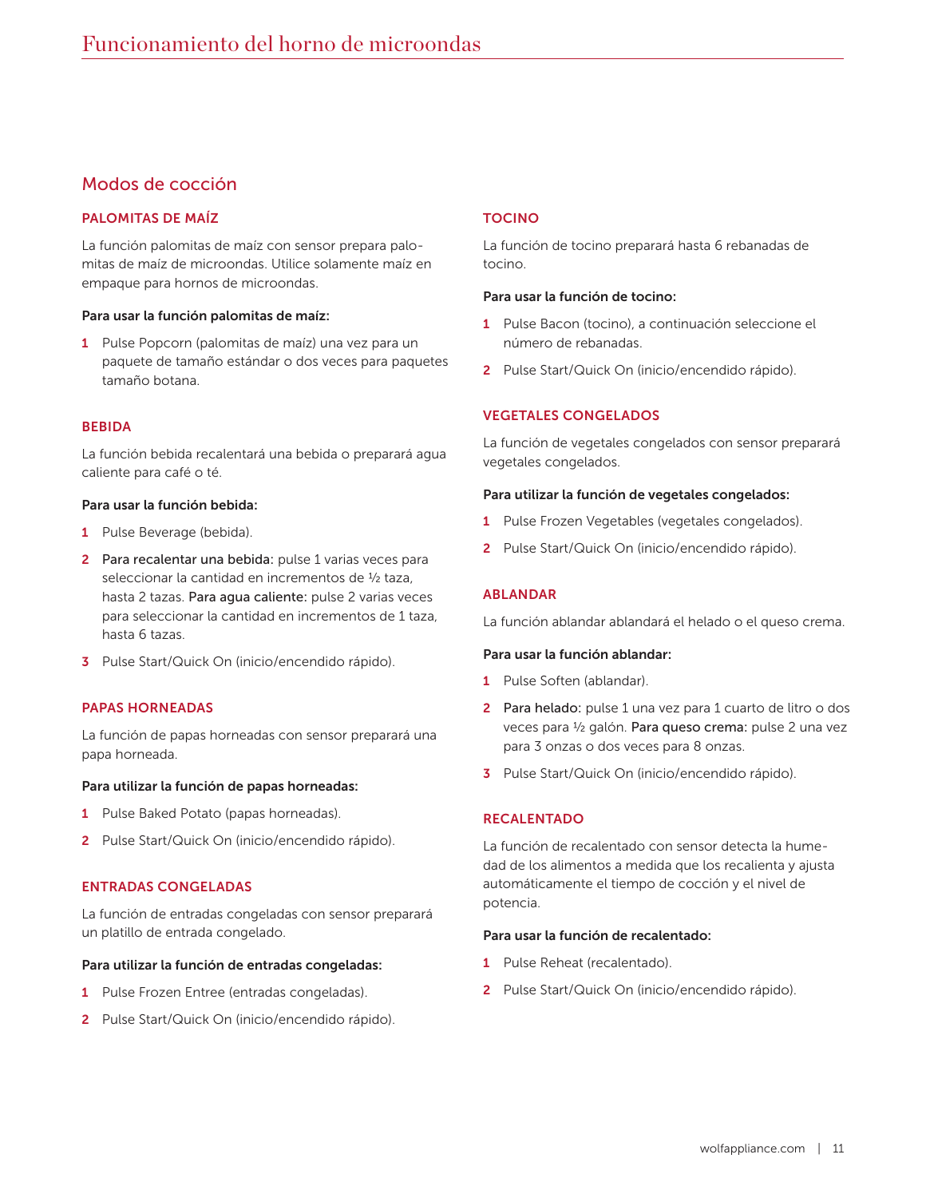# Funcionamiento del horno de microondas

## Modos de cocción

### PALOMITAS DE MAÍZ

La función palomitas de maíz con sensor prepara palomitas de maíz de microondas. Utilice solamente maíz en empaque para hornos de microondas.

**Para usar la función palomitas de maíz:**

1. Pulse Popcorn (palomitas de maíz) una vez para un paquete de tamaño estándar o dos veces para paquetes tamaño botana.

### BEBIDA

La función bebida recalentará una bebida o preparará agua caliente para café o té.

**Para usar la función bebida:**

1. Pulse Beverage (bebida).
2. **Para recalentar una bebida:** pulse 1 varias veces para seleccionar la cantidad en incrementos de ½ taza, hasta 2 tazas. **Para agua caliente:** pulse 2 varias veces para seleccionar la cantidad en incrementos de 1 taza, hasta 6 tazas.
3. Pulse Start/Quick On (inicio/encendido rápido).

### PAPAS HORNEADAS

La función de papas horneadas con sensor preparará una papa horneada.

**Para utilizar la función de papas horneadas:**

1. Pulse Baked Potato (papas horneadas).
2. Pulse Start/Quick On (inicio/encendido rápido).

### ENTRADAS CONGELADAS

La función de entradas congeladas con sensor preparará un platillo de entrada congelado.

**Para utilizar la función de entradas congeladas:**

1. Pulse Frozen Entree (entradas congeladas).
2. Pulse Start/Quick On (inicio/encendido rápido).

### TOCINO

La función de tocino preparará hasta 6 rebanadas de tocino.

**Para usar la función de tocino:**

1. Pulse Bacon (tocino), a continuación seleccione el número de rebanadas.
2. Pulse Start/Quick On (inicio/encendido rápido).

### VEGETALES CONGELADOS

La función de vegetales congelados con sensor preparará vegetales congelados.

**Para utilizar la función de vegetales congelados:**

1. Pulse Frozen Vegetables (vegetales congelados).
2. Pulse Start/Quick On (inicio/encendido rápido).

### ABLANDAR

La función ablandar ablandará el helado o el queso crema.

**Para usar la función ablandar:**

1. Pulse Soften (ablandar).
2. **Para helado:** pulse 1 una vez para 1 cuarto de litro o dos veces para ½ galón. **Para queso crema:** pulse 2 una vez para 3 onzas o dos veces para 8 onzas.
3. Pulse Start/Quick On (inicio/encendido rápido).

### RECALENTADO

La función de recalentado con sensor detecta la humedad de los alimentos a medida que los recalienta y ajusta automáticamente el tiempo de cocción y el nivel de potencia.

**Para usar la función de recalentado:**

1. Pulse Reheat (recalentado).
2. Pulse Start/Quick On (inicio/encendido rápido).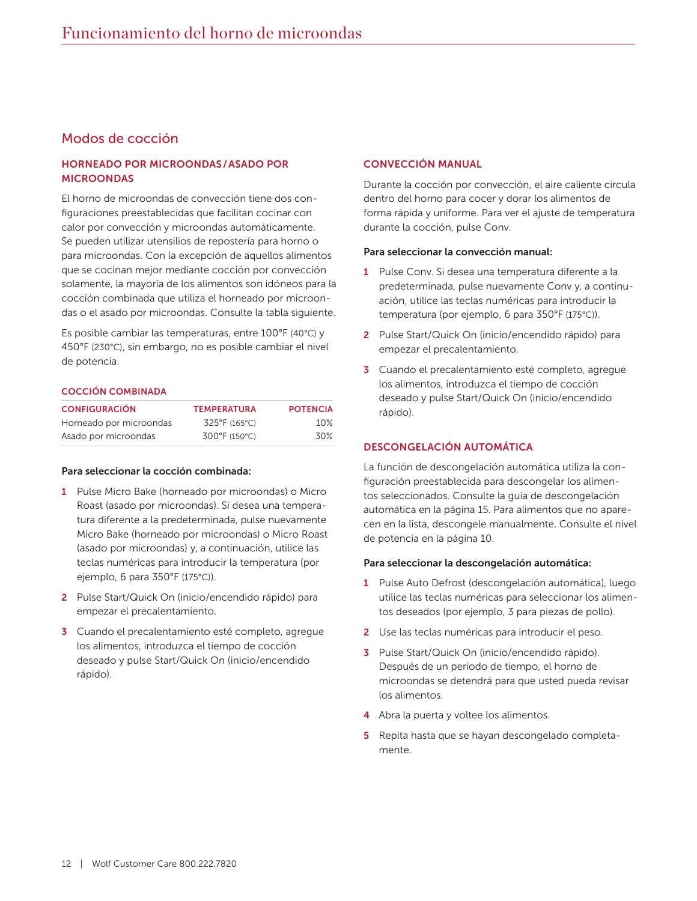# Funcionamiento del horno de microondas

## Modos de cocción

### HORNEADO POR MICROONDAS / ASADO POR MICROONDAS

El horno de microondas de convección tiene dos configuraciones preestablecidas que facilitan cocinar con calor por convección y microondas automáticamente. Se pueden utilizar utensilios de repostería para horno o para microondas. Con la excepción de aquellos alimentos que se cocinan mejor mediante cocción por convección solamente, la mayoría de los alimentos son idóneos para la cocción combinada que utiliza el horneado por microondas o el asado por microondas. Consulte la tabla siguiente.

Es posible cambiar las temperaturas, entre 100°F (40°C) y 450°F (230°C), sin embargo, no es posible cambiar el nivel de potencia.

**COCCIÓN COMBINADA**

| CONFIGURACIÓN | TEMPERATURA | POTENCIA |
|---|---|---|
| Horneado por microondas | 325°F (165°C) | 10% |
| Asado por microondas | 300°F (150°C) | 30% |

**Para seleccionar la cocción combinada:**

1. Pulse Micro Bake (horneado por microondas) o Micro Roast (asado por microondas). Si desea una temperatura diferente a la predeterminada, pulse nuevamente Micro Bake (horneado por microondas) o Micro Roast (asado por microondas) y, a continuación, utilice las teclas numéricas para introducir la temperatura (por ejemplo, 6 para 350°F (175°C)).
2. Pulse Start/Quick On (inicio/encendido rápido) para empezar el precalentamiento.
3. Cuando el precalentamiento esté completo, agregue los alimentos, introduzca el tiempo de cocción deseado y pulse Start/Quick On (inicio/encendido rápido).

### CONVECCIÓN MANUAL

Durante la cocción por convección, el aire caliente circula dentro del horno para cocer y dorar los alimentos de forma rápida y uniforme. Para ver el ajuste de temperatura durante la cocción, pulse Conv.

**Para seleccionar la convección manual:**

1. Pulse Conv. Si desea una temperatura diferente a la predeterminada, pulse nuevamente Conv y, a continuación, utilice las teclas numéricas para introducir la temperatura (por ejemplo, 6 para 350°F (175°C)).
2. Pulse Start/Quick On (inicio/encendido rápido) para empezar el precalentamiento.
3. Cuando el precalentamiento esté completo, agregue los alimentos, introduzca el tiempo de cocción deseado y pulse Start/Quick On (inicio/encendido rápido).

### DESCONGELACIÓN AUTOMÁTICA

La función de descongelación automática utiliza la configuración preestablecida para descongelar los alimentos seleccionados. Consulte la guía de descongelación automática en la página 15. Para alimentos que no aparecen en la lista, descongele manualmente. Consulte el nivel de potencia en la página 10.

**Para seleccionar la descongelación automática:**

1. Pulse Auto Defrost (descongelación automática), luego utilice las teclas numéricas para seleccionar los alimentos deseados (por ejemplo, 3 para piezas de pollo).
2. Use las teclas numéricas para introducir el peso.
3. Pulse Start/Quick On (inicio/encendido rápido). Después de un periodo de tiempo, el horno de microondas se detendrá para que usted pueda revisar los alimentos.
4. Abra la puerta y voltee los alimentos.
5. Repita hasta que se hayan descongelado completamente.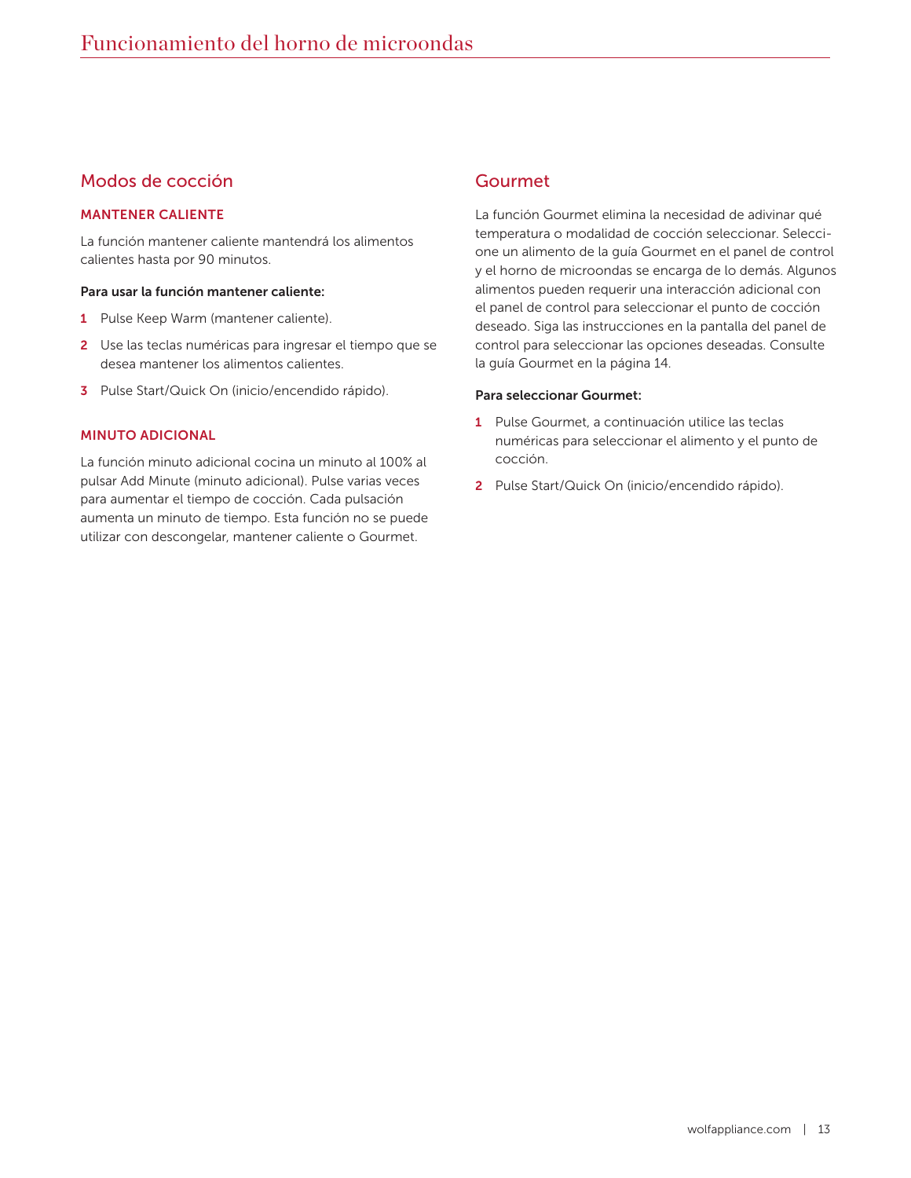## Modos de cocción

### MANTENER CALIENTE

La función mantener caliente mantendrá los alimentos calientes hasta por 90 minutos.

**Para usar la función mantener caliente:**

1. Pulse Keep Warm (mantener caliente).
2. Use las teclas numéricas para ingresar el tiempo que se desea mantener los alimentos calientes.
3. Pulse Start/Quick On (inicio/encendido rápido).

### MINUTO ADICIONAL

La función minuto adicional cocina un minuto al 100% al pulsar Add Minute (minuto adicional). Pulse varias veces para aumentar el tiempo de cocción. Cada pulsación aumenta un minuto de tiempo. Esta función no se puede utilizar con descongelar, mantener caliente o Gourmet.

## Gourmet

La función Gourmet elimina la necesidad de adivinar qué temperatura o modalidad de cocción seleccionar. Seleccione un alimento de la guía Gourmet en el panel de control y el horno de microondas se encarga de lo demás. Algunos alimentos pueden requerir una interacción adicional con el panel de control para seleccionar el punto de cocción deseado. Siga las instrucciones en la pantalla del panel de control para seleccionar las opciones deseadas. Consulte la guía Gourmet en la página 14.

**Para seleccionar Gourmet:**

1. Pulse Gourmet, a continuación utilice las teclas numéricas para seleccionar el alimento y el punto de cocción.
2. Pulse Start/Quick On (inicio/encendido rápido).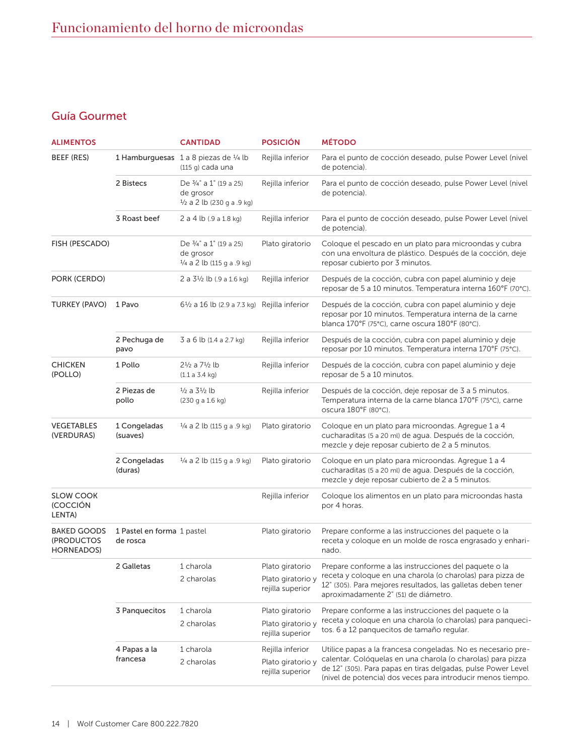# Funcionamiento del horno de microondas

## Guía Gourmet

| ALIMENTOS | | CANTIDAD | POSICIÓN | MÉTODO |
|---|---|---|---|---|
| BEEF (RES) | 1 Hamburguesas | 1 a 8 piezas de ¼ lb (115 g) cada una | Rejilla inferior | Para el punto de cocción deseado, pulse Power Level (nivel de potencia). |
| | 2 Bistecs | De ¾" a 1" (19 a 25) de grosor ½ a 2 lb (230 g a .9 kg) | Rejilla inferior | Para el punto de cocción deseado, pulse Power Level (nivel de potencia). |
| | 3 Roast beef | 2 a 4 lb (.9 a 1.8 kg) | Rejilla inferior | Para el punto de cocción deseado, pulse Power Level (nivel de potencia). |
| FISH (PESCADO) | | De ¾" a 1" (19 a 25) de grosor ¼ a 2 lb (115 g a .9 kg) | Plato giratorio | Coloque el pescado en un plato para microondas y cubra con una envoltura de plástico. Después de la cocción, deje reposar cubierto por 3 minutos. |
| PORK (CERDO) | | 2 a 3½ lb (.9 a 1.6 kg) | Rejilla inferior | Después de la cocción, cubra con papel aluminio y deje reposar de 5 a 10 minutos. Temperatura interna 160°F (70°C). |
| TURKEY (PAVO) | 1 Pavo | 6½ a 16 lb (2.9 a 7.3 kg) | Rejilla inferior | Después de la cocción, cubra con papel aluminio y deje reposar por 10 minutos. Temperatura interna de la carne blanca 170°F (75°C), carne oscura 180°F (80°C). |
| | 2 Pechuga de pavo | 3 a 6 lb (1.4 a 2.7 kg) | Rejilla inferior | Después de la cocción, cubra con papel aluminio y deje reposar por 10 minutos. Temperatura interna 170°F (75°C). |
| CHICKEN (POLLO) | 1 Pollo | 2½ a 7½ lb (1.1 a 3.4 kg) | Rejilla inferior | Después de la cocción, cubra con papel aluminio y deje reposar de 5 a 10 minutos. |
| | 2 Piezas de pollo | ½ a 3½ lb (230 g a 1.6 kg) | Rejilla inferior | Después de la cocción, deje reposar de 3 a 5 minutos. Temperatura interna de la carne blanca 170°F (75°C), carne oscura 180°F (80°C). |
| VEGETABLES (VERDURAS) | 1 Congeladas (suaves) | ¼ a 2 lb (115 g a .9 kg) | Plato giratorio | Coloque en un plato para microondas. Agregue 1 a 4 cucharaditas (5 a 20 ml) de agua. Después de la cocción, mezcle y deje reposar cubierto de 2 a 5 minutos. |
| | 2 Congeladas (duras) | ¼ a 2 lb (115 g a .9 kg) | Plato giratorio | Coloque en un plato para microondas. Agregue 1 a 4 cucharaditas (5 a 20 ml) de agua. Después de la cocción, mezcle y deje reposar cubierto de 2 a 5 minutos. |
| SLOW COOK (COCCIÓN LENTA) | | | Rejilla inferior | Coloque los alimentos en un plato para microondas hasta por 4 horas. |
| BAKED GOODS (PRODUCTOS HORNEADOS) | 1 Pastel en forma de rosca | 1 pastel | Plato giratorio | Prepare conforme a las instrucciones del paquete o la receta y coloque en un molde de rosca engrasado y enharinado. |
| | 2 Galletas | 1 charola<br>2 charolas | Plato giratorio<br>Plato giratorio y rejilla superior | Prepare conforme a las instrucciones del paquete o la receta y coloque en una charola (o charolas) para pizza de 12" (305). Para mejores resultados, las galletas deben tener aproximadamente 2" (51) de diámetro. |
| | 3 Panquecitos | 1 charola<br>2 charolas | Plato giratorio<br>Plato giratorio y rejilla superior | Prepare conforme a las instrucciones del paquete o la receta y coloque en una charola (o charolas) para panquecitos. 6 a 12 panquecitos de tamaño regular. |
| | 4 Papas a la francesa | 1 charola<br>2 charolas | Rejilla inferior<br>Plato giratorio y rejilla superior | Utilice papas a la francesa congeladas. No es necesario precalentar. Colóquelas en una charola (o charolas) para pizza de 12" (305). Para papas en tiras delgadas, pulse Power Level (nivel de potencia) dos veces para introducir menos tiempo. |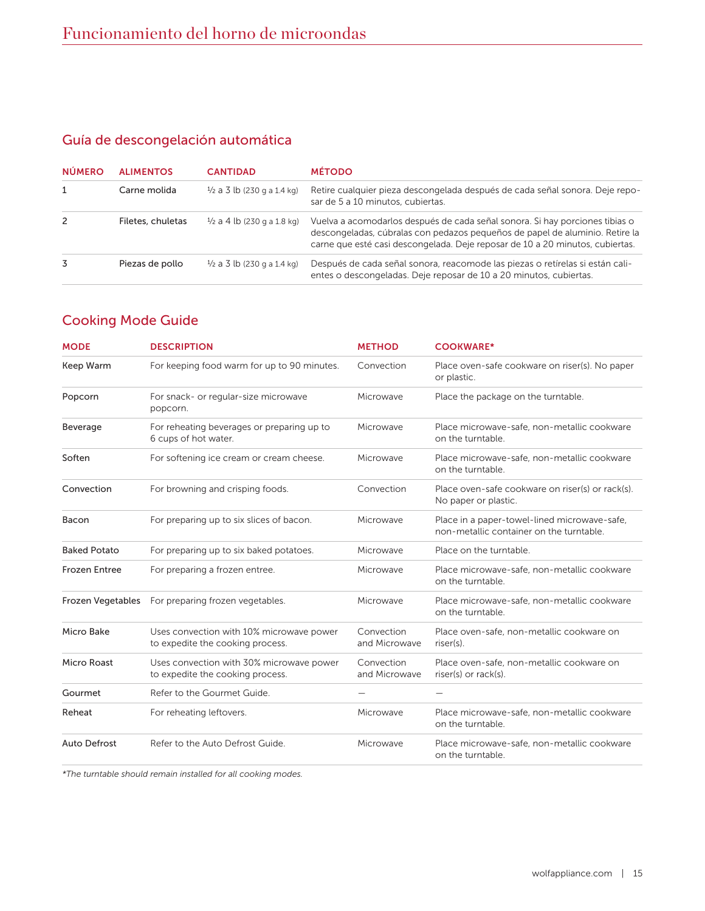# Funcionamiento del horno de microondas

## Guía de descongelación automática

| NÚMERO | ALIMENTOS | CANTIDAD | MÉTODO |
|---|---|---|---|
| 1 | Carne molida | ½ a 3 lb (230 g a 1.4 kg) | Retire cualquier pieza descongelada después de cada señal sonora. Deje reposar de 5 a 10 minutos, cubiertas. |
| 2 | Filetes, chuletas | ½ a 4 lb (230 g a 1.8 kg) | Vuelva a acomodarlos después de cada señal sonora. Si hay porciones tibias o descongeladas, cúbralas con pedazos pequeños de papel de aluminio. Retire la carne que esté casi descongelada. Deje reposar de 10 a 20 minutos, cubiertas. |
| 3 | Piezas de pollo | ½ a 3 lb (230 g a 1.4 kg) | Después de cada señal sonora, reacomode las piezas o retírelas si están calientes o descongeladas. Deje reposar de 10 a 20 minutos, cubiertas. |

## Cooking Mode Guide

| MODE | DESCRIPTION | METHOD | COOKWARE* |
|---|---|---|---|
| Keep Warm | For keeping food warm for up to 90 minutes. | Convection | Place oven-safe cookware on riser(s). No paper or plastic. |
| Popcorn | For snack- or regular-size microwave popcorn. | Microwave | Place the package on the turntable. |
| Beverage | For reheating beverages or preparing up to 6 cups of hot water. | Microwave | Place microwave-safe, non-metallic cookware on the turntable. |
| Soften | For softening ice cream or cream cheese. | Microwave | Place microwave-safe, non-metallic cookware on the turntable. |
| Convection | For browning and crisping foods. | Convection | Place oven-safe cookware on riser(s) or rack(s). No paper or plastic. |
| Bacon | For preparing up to six slices of bacon. | Microwave | Place in a paper-towel-lined microwave-safe, non-metallic container on the turntable. |
| Baked Potato | For preparing up to six baked potatoes. | Microwave | Place on the turntable. |
| Frozen Entree | For preparing a frozen entree. | Microwave | Place microwave-safe, non-metallic cookware on the turntable. |
| Frozen Vegetables | For preparing frozen vegetables. | Microwave | Place microwave-safe, non-metallic cookware on the turntable. |
| Micro Bake | Uses convection with 10% microwave power to expedite the cooking process. | Convection and Microwave | Place oven-safe, non-metallic cookware on riser(s). |
| Micro Roast | Uses convection with 30% microwave power to expedite the cooking process. | Convection and Microwave | Place oven-safe, non-metallic cookware on riser(s) or rack(s). |
| Gourmet | Refer to the Gourmet Guide. | — | — |
| Reheat | For reheating leftovers. | Microwave | Place microwave-safe, non-metallic cookware on the turntable. |
| Auto Defrost | Refer to the Auto Defrost Guide. | Microwave | Place microwave-safe, non-metallic cookware on the turntable. |

*\*The turntable should remain installed for all cooking modes.*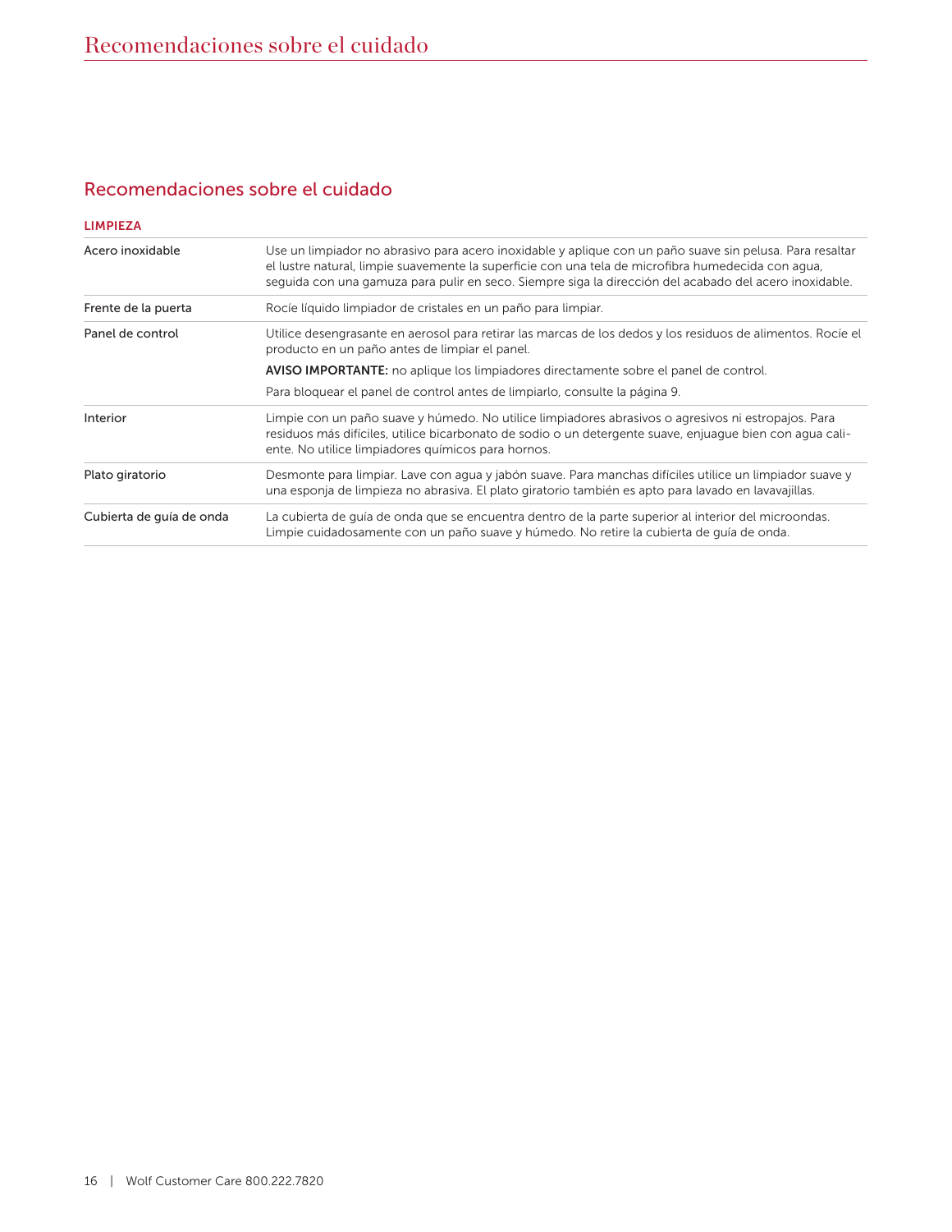# Recomendaciones sobre el cuidado

## Recomendaciones sobre el cuidado

### LIMPIEZA

| | |
|---|---|
| Acero inoxidable | Use un limpiador no abrasivo para acero inoxidable y aplique con un paño suave sin pelusa. Para resaltar el lustre natural, limpie suavemente la superficie con una tela de microfibra humedecida con agua, seguida con una gamuza para pulir en seco. Siempre siga la dirección del acabado del acero inoxidable. |
| Frente de la puerta | Rocíe líquido limpiador de cristales en un paño para limpiar. |
| Panel de control | Utilice desengrasante en aerosol para retirar las marcas de los dedos y los residuos de alimentos. Rocíe el producto en un paño antes de limpiar el panel. **AVISO IMPORTANTE:** no aplique los limpiadores directamente sobre el panel de control. Para bloquear el panel de control antes de limpiarlo, consulte la página 9. |
| Interior | Limpie con un paño suave y húmedo. No utilice limpiadores abrasivos o agresivos ni estropajos. Para residuos más difíciles, utilice bicarbonato de sodio o un detergente suave, enjuague bien con agua caliente. No utilice limpiadores químicos para hornos. |
| Plato giratorio | Desmonte para limpiar. Lave con agua y jabón suave. Para manchas difíciles utilice un limpiador suave y una esponja de limpieza no abrasiva. El plato giratorio también es apto para lavado en lavavajillas. |
| Cubierta de guía de onda | La cubierta de guía de onda que se encuentra dentro de la parte superior al interior del microondas. Limpie cuidadosamente con un paño suave y húmedo. No retire la cubierta de guía de onda. |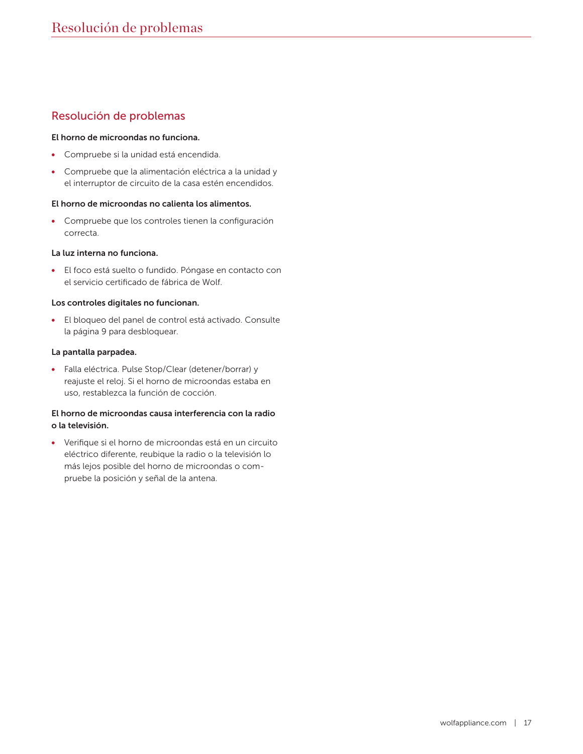## Resolución de problemas

**El horno de microondas no funciona.**

- Compruebe si la unidad está encendida.
- Compruebe que la alimentación eléctrica a la unidad y el interruptor de circuito de la casa estén encendidos.

**El horno de microondas no calienta los alimentos.**

- Compruebe que los controles tienen la configuración correcta.

**La luz interna no funciona.**

- El foco está suelto o fundido. Póngase en contacto con el servicio certificado de fábrica de Wolf.

**Los controles digitales no funcionan.**

- El bloqueo del panel de control está activado. Consulte la página 9 para desbloquear.

**La pantalla parpadea.**

- Falla eléctrica. Pulse Stop/Clear (detener/borrar) y reajuste el reloj. Si el horno de microondas estaba en uso, restablezca la función de cocción.

**El horno de microondas causa interferencia con la radio o la televisión.**

- Verifique si el horno de microondas está en un circuito eléctrico diferente, reubique la radio o la televisión lo más lejos posible del horno de microondas o compruebe la posición y señal de la antena.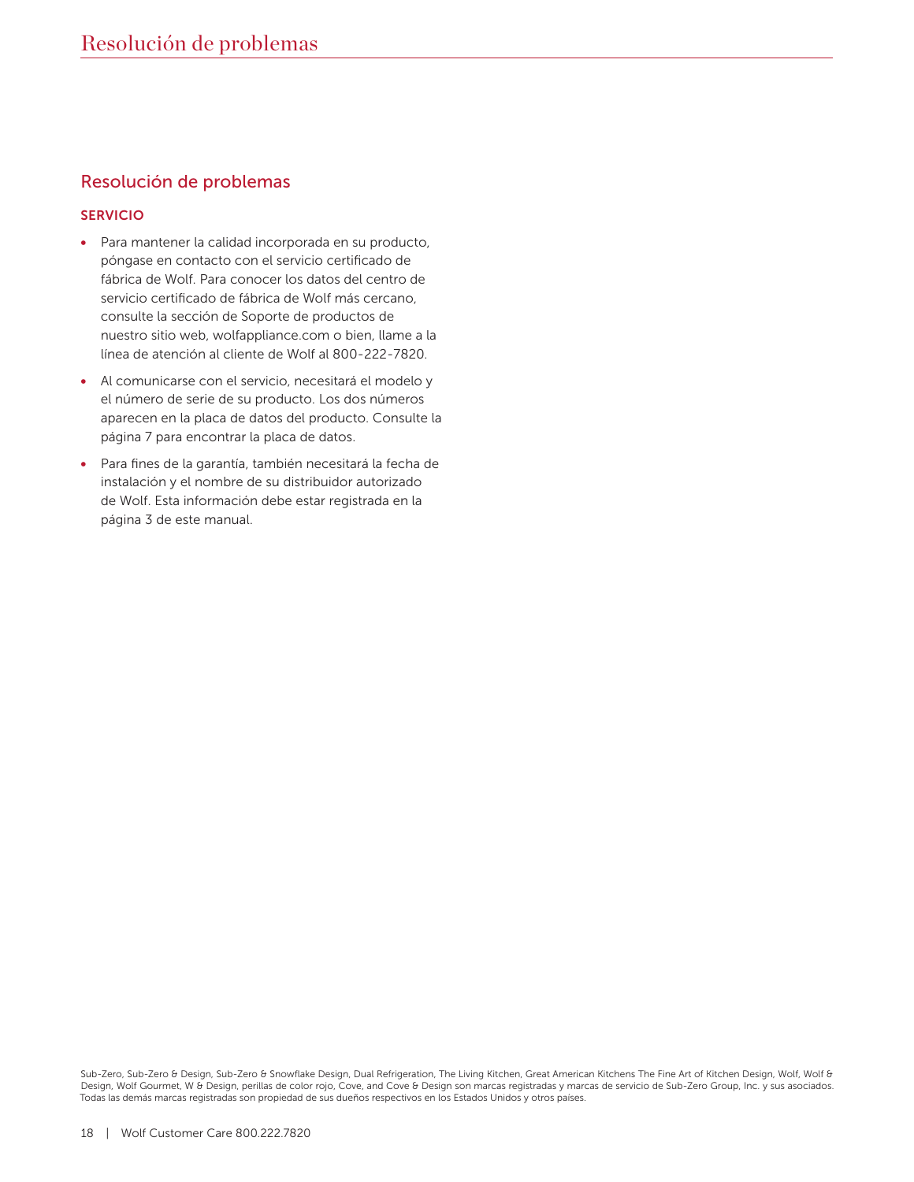## Resolución de problemas

### SERVICIO

- Para mantener la calidad incorporada en su producto, póngase en contacto con el servicio certificado de fábrica de Wolf. Para conocer los datos del centro de servicio certificado de fábrica de Wolf más cercano, consulte la sección de Soporte de productos de nuestro sitio web, wolfappliance.com o bien, llame a la línea de atención al cliente de Wolf al 800-222-7820.
- Al comunicarse con el servicio, necesitará el modelo y el número de serie de su producto. Los dos números aparecen en la placa de datos del producto. Consulte la página 7 para encontrar la placa de datos.
- Para fines de la garantía, también necesitará la fecha de instalación y el nombre de su distribuidor autorizado de Wolf. Esta información debe estar registrada en la página 3 de este manual.

Sub-Zero, Sub-Zero & Design, Sub-Zero & Snowflake Design, Dual Refrigeration, The Living Kitchen, Great American Kitchens The Fine Art of Kitchen Design, Wolf, Wolf & Design, Wolf Gourmet, W & Design, perillas de color rojo, Cove, and Cove & Design son marcas registradas y marcas de servicio de Sub-Zero Group, Inc. y sus asociados. Todas las demás marcas registradas son propiedad de sus dueños respectivos en los Estados Unidos y otros países.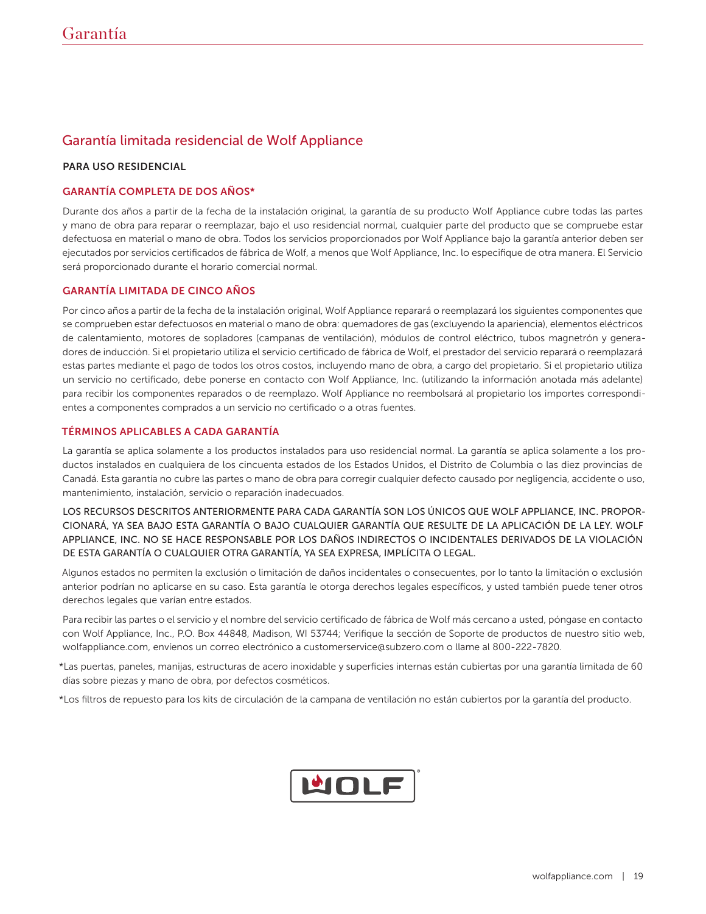# Garantía

## Garantía limitada residencial de Wolf Appliance

**PARA USO RESIDENCIAL**

### GARANTÍA COMPLETA DE DOS AÑOS*

Durante dos años a partir de la fecha de la instalación original, la garantía de su producto Wolf Appliance cubre todas las partes y mano de obra para reparar o reemplazar, bajo el uso residencial normal, cualquier parte del producto que se compruebe estar defectuosa en material o mano de obra. Todos los servicios proporcionados por Wolf Appliance bajo la garantía anterior deben ser ejecutados por servicios certificados de fábrica de Wolf, a menos que Wolf Appliance, Inc. lo especifique de otra manera. El Servicio será proporcionado durante el horario comercial normal.

### GARANTÍA LIMITADA DE CINCO AÑOS

Por cinco años a partir de la fecha de la instalación original, Wolf Appliance reparará o reemplazará los siguientes componentes que se comprueben estar defectuosos en material o mano de obra: quemadores de gas (excluyendo la apariencia), elementos eléctricos de calentamiento, motores de sopladores (campanas de ventilación), módulos de control eléctrico, tubos magnetrón y generadores de inducción. Si el propietario utiliza el servicio certificado de fábrica de Wolf, el prestador del servicio reparará o reemplazará estas partes mediante el pago de todos los otros costos, incluyendo mano de obra, a cargo del propietario. Si el propietario utiliza un servicio no certificado, debe ponerse en contacto con Wolf Appliance, Inc. (utilizando la información anotada más adelante) para recibir los componentes reparados o de reemplazo. Wolf Appliance no reembolsará al propietario los importes correspondientes a componentes comprados a un servicio no certificado o a otras fuentes.

### TÉRMINOS APLICABLES A CADA GARANTÍA

La garantía se aplica solamente a los productos instalados para uso residencial normal. La garantía se aplica solamente a los productos instalados en cualquiera de los cincuenta estados de los Estados Unidos, el Distrito de Columbia o las diez provincias de Canadá. Esta garantía no cubre las partes o mano de obra para corregir cualquier defecto causado por negligencia, accidente o uso, mantenimiento, instalación, servicio o reparación inadecuados.

LOS RECURSOS DESCRITOS ANTERIORMENTE PARA CADA GARANTÍA SON LOS ÚNICOS QUE WOLF APPLIANCE, INC. PROPORCIONARÁ, YA SEA BAJO ESTA GARANTÍA O BAJO CUALQUIER GARANTÍA QUE RESULTE DE LA APLICACIÓN DE LA LEY. WOLF APPLIANCE, INC. NO SE HACE RESPONSABLE POR LOS DAÑOS INDIRECTOS O INCIDENTALES DERIVADOS DE LA VIOLACIÓN DE ESTA GARANTÍA O CUALQUIER OTRA GARANTÍA, YA SEA EXPRESA, IMPLÍCITA O LEGAL.

Algunos estados no permiten la exclusión o limitación de daños incidentales o consecuentes, por lo tanto la limitación o exclusión anterior podrían no aplicarse en su caso. Esta garantía le otorga derechos legales específicos, y usted también puede tener otros derechos legales que varían entre estados.

Para recibir las partes o el servicio y el nombre del servicio certificado de fábrica de Wolf más cercano a usted, póngase en contacto con Wolf Appliance, Inc., P.O. Box 44848, Madison, WI 53744; Verifique la sección de Soporte de productos de nuestro sitio web, wolfappliance.com, envíenos un correo electrónico a customerservice@subzero.com o llame al 800-222-7820.

*Las puertas, paneles, manijas, estructuras de acero inoxidable y superficies internas están cubiertas por una garantía limitada de 60 días sobre piezas y mano de obra, por defectos cosméticos.

*Los filtros de repuesto para los kits de circulación de la campana de ventilación no están cubiertos por la garantía del producto.

WOLF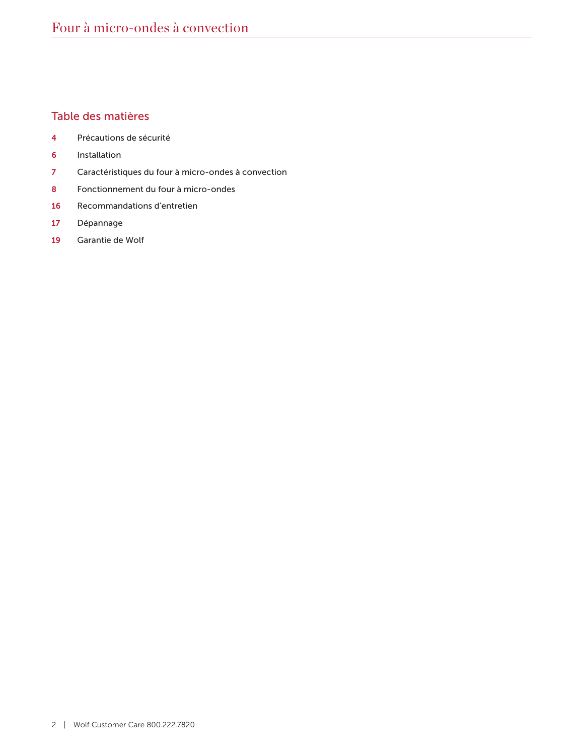# Four à micro-ondes à convection

## Table des matières

| | |
|---|---|
| **4** | Précautions de sécurité |
| **6** | Installation |
| **7** | Caractéristiques du four à micro-ondes à convection |
| **8** | Fonctionnement du four à micro-ondes |
| **16** | Recommandations d’entretien |
| **17** | Dépannage |
| **19** | Garantie de Wolf |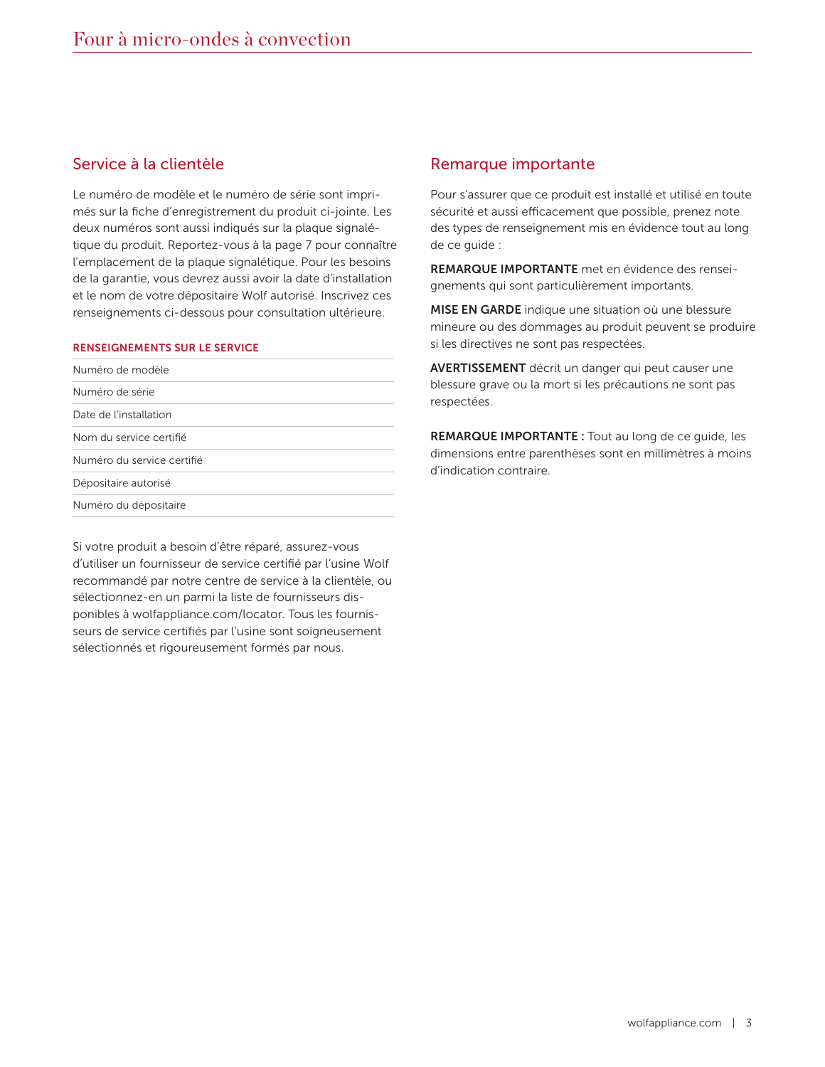## Service à la clientèle

Le numéro de modèle et le numéro de série sont imprimés sur la fiche d'enregistrement du produit ci-jointe. Les deux numéros sont aussi indiqués sur la plaque signalétique du produit. Reportez-vous à la page 7 pour connaître l'emplacement de la plaque signalétique. Pour les besoins de la garantie, vous devrez aussi avoir la date d'installation et le nom de votre dépositaire Wolf autorisé. Inscrivez ces renseignements ci-dessous pour consultation ultérieure.

### RENSEIGNEMENTS SUR LE SERVICE

| | |
|---|---|
| Numéro de modèle | |
| Numéro de série | |
| Date de l'installation | |
| Nom du service certifié | |
| Numéro du service certifié | |
| Dépositaire autorisé | |
| Numéro du dépositaire | |

Si votre produit a besoin d'être réparé, assurez-vous d'utiliser un fournisseur de service certifié par l'usine Wolf recommandé par notre centre de service à la clientèle, ou sélectionnez-en un parmi la liste de fournisseurs disponibles à wolfappliance.com/locator. Tous les fournisseurs de service certifiés par l'usine sont soigneusement sélectionnés et rigoureusement formés par nous.

## Remarque importante

Pour s'assurer que ce produit est installé et utilisé en toute sécurité et aussi efficacement que possible, prenez note des types de renseignement mis en évidence tout au long de ce guide :

**REMARQUE IMPORTANTE** met en évidence des renseignements qui sont particulièrement importants.

**MISE EN GARDE** indique une situation où une blessure mineure ou des dommages au produit peuvent se produire si les directives ne sont pas respectées.

**AVERTISSEMENT** décrit un danger qui peut causer une blessure grave ou la mort si les précautions ne sont pas respectées.

**REMARQUE IMPORTANTE :** Tout au long de ce guide, les dimensions entre parenthèses sont en millimètres à moins d'indication contraire.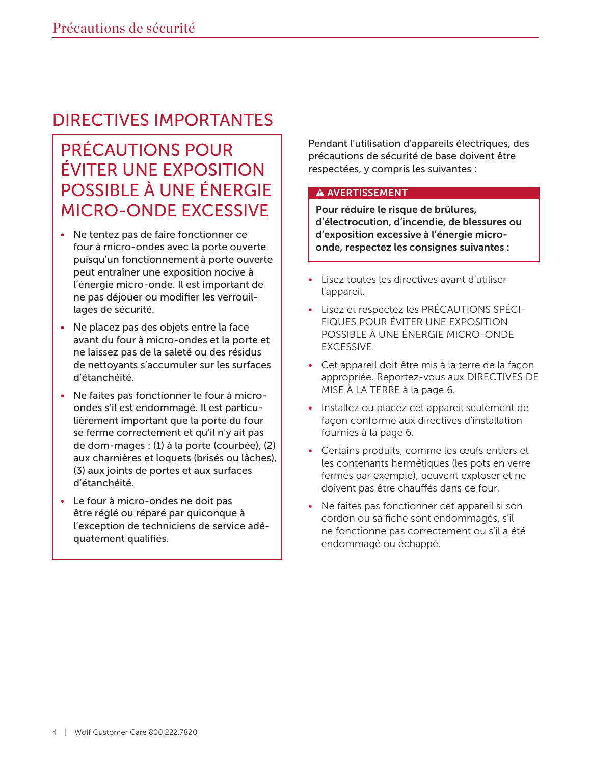# DIRECTIVES IMPORTANTES

## PRÉCAUTIONS POUR ÉVITER UNE EXPOSITION POSSIBLE À UNE ÉNERGIE MICRO-ONDE EXCESSIVE

- Ne tentez pas de faire fonctionner ce four à micro-ondes avec la porte ouverte puisqu'un fonctionnement à porte ouverte peut entraîner une exposition nocive à l'énergie micro-onde. Il est important de ne pas déjouer ou modifier les verrouillages de sécurité.
- Ne placez pas des objets entre la face avant du four à micro-ondes et la porte et ne laissez pas de la saleté ou des résidus de nettoyants s'accumuler sur les surfaces d'étanchéité.
- Ne faites pas fonctionner le four à micro-ondes s'il est endommagé. Il est particulièrement important que la porte du four se ferme correctement et qu'il n'y ait pas de dommages : (1) à la porte (courbée), (2) aux charnières et loquets (brisés ou lâches), (3) aux joints de portes et aux surfaces d'étanchéité.
- Le four à micro-ondes ne doit pas être réglé ou réparé par quiconque à l'exception de techniciens de service adéquatement qualifiés.

Pendant l'utilisation d'appareils électriques, des précautions de sécurité de base doivent être respectées, y compris les suivantes :

**⚠ AVERTISSEMENT**

**Pour réduire le risque de brûlures, d'électrocution, d'incendie, de blessures ou d'exposition excessive à l'énergie micro-onde, respectez les consignes suivantes :**

- Lisez toutes les directives avant d'utiliser l'appareil.
- Lisez et respectez les PRÉCAUTIONS SPÉCIFIQUES POUR ÉVITER UNE EXPOSITION POSSIBLE À UNE ÉNERGIE MICRO-ONDE EXCESSIVE.
- Cet appareil doit être mis à la terre de la façon appropriée. Reportez-vous aux DIRECTIVES DE MISE À LA TERRE à la page 6.
- Installez ou placez cet appareil seulement de façon conforme aux directives d'installation fournies à la page 6.
- Certains produits, comme les œufs entiers et les contenants hermétiques (les pots en verre fermés par exemple), peuvent exploser et ne doivent pas être chauffés dans ce four.
- Ne faites pas fonctionner cet appareil si son cordon ou sa fiche sont endommagés, s'il ne fonctionne pas correctement ou s'il a été endommagé ou échappé.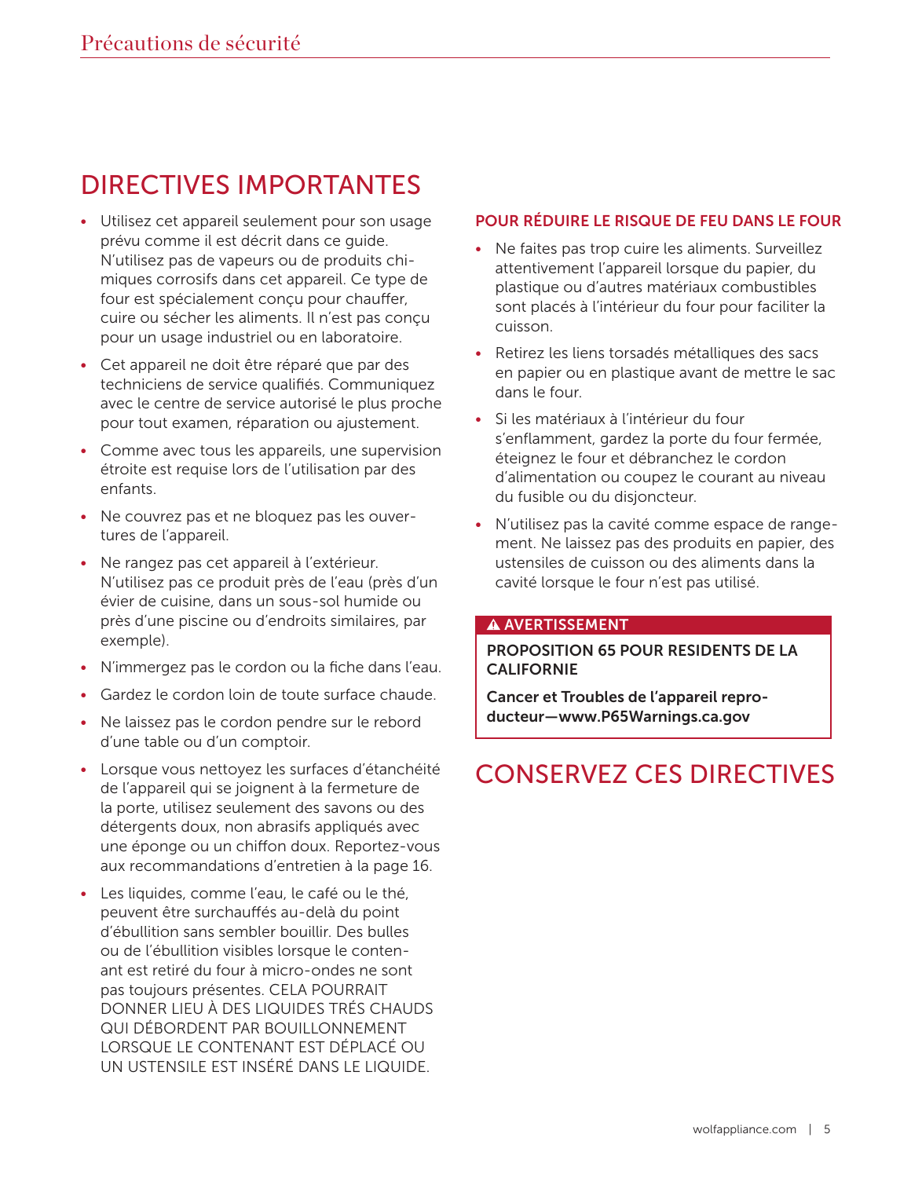# DIRECTIVES IMPORTANTES

- Utilisez cet appareil seulement pour son usage prévu comme il est décrit dans ce guide. N'utilisez pas de vapeurs ou de produits chimiques corrosifs dans cet appareil. Ce type de four est spécialement conçu pour chauffer, cuire ou sécher les aliments. Il n'est pas conçu pour un usage industriel ou en laboratoire.
- Cet appareil ne doit être réparé que par des techniciens de service qualifiés. Communiquez avec le centre de service autorisé le plus proche pour tout examen, réparation ou ajustement.
- Comme avec tous les appareils, une supervision étroite est requise lors de l'utilisation par des enfants.
- Ne couvrez pas et ne bloquez pas les ouvertures de l'appareil.
- Ne rangez pas cet appareil à l'extérieur. N'utilisez pas ce produit près de l'eau (près d'un évier de cuisine, dans un sous-sol humide ou près d'une piscine ou d'endroits similaires, par exemple).
- N'immergez pas le cordon ou la fiche dans l'eau.
- Gardez le cordon loin de toute surface chaude.
- Ne laissez pas le cordon pendre sur le rebord d'une table ou d'un comptoir.
- Lorsque vous nettoyez les surfaces d'étanchéité de l'appareil qui se joignent à la fermeture de la porte, utilisez seulement des savons ou des détergents doux, non abrasifs appliqués avec une éponge ou un chiffon doux. Reportez-vous aux recommandations d'entretien à la page 16.
- Les liquides, comme l'eau, le café ou le thé, peuvent être surchauffés au-delà du point d'ébullition sans sembler bouillir. Des bulles ou de l'ébullition visibles lorsque le contenant est retiré du four à micro-ondes ne sont pas toujours présentes. CELA POURRAIT DONNER LIEU À DES LIQUIDES TRÉS CHAUDS QUI DÉBORDENT PAR BOUILLONNEMENT LORSQUE LE CONTENANT EST DÉPLACÉ OU UN USTENSILE EST INSÉRÉ DANS LE LIQUIDE.

### POUR RÉDUIRE LE RISQUE DE FEU DANS LE FOUR

- Ne faites pas trop cuire les aliments. Surveillez attentivement l'appareil lorsque du papier, du plastique ou d'autres matériaux combustibles sont placés à l'intérieur du four pour faciliter la cuisson.
- Retirez les liens torsadés métalliques des sacs en papier ou en plastique avant de mettre le sac dans le four.
- Si les matériaux à l'intérieur du four s'enflamment, gardez la porte du four fermée, éteignez le four et débranchez le cordon d'alimentation ou coupez le courant au niveau du fusible ou du disjoncteur.
- N'utilisez pas la cavité comme espace de rangement. Ne laissez pas des produits en papier, des ustensiles de cuisson ou des aliments dans la cavité lorsque le four n'est pas utilisé.

**⚠ AVERTISSEMENT**

**PROPOSITION 65 POUR RESIDENTS DE LA CALIFORNIE**

**Cancer et Troubles de l'appareil reproducteur—www.P65Warnings.ca.gov**

# CONSERVEZ CES DIRECTIVES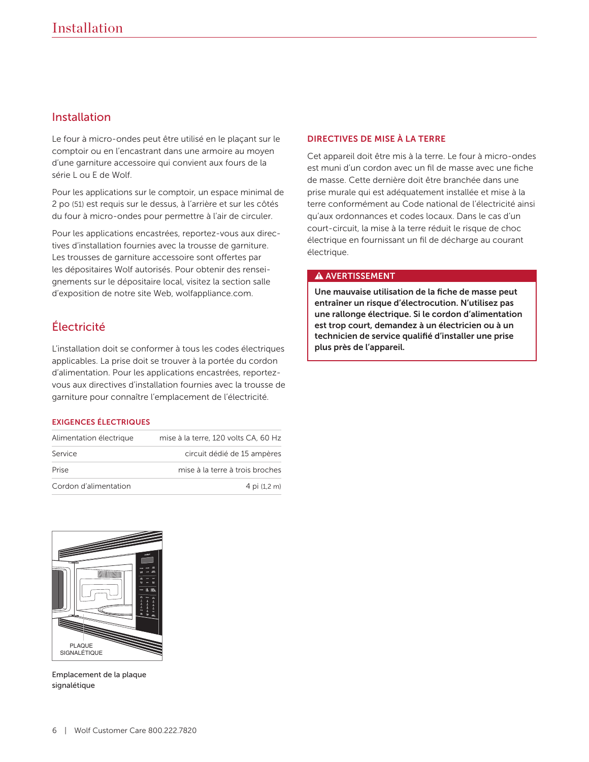## Installation

Le four à micro-ondes peut être utilisé en le plaçant sur le comptoir ou en l'encastrant dans une armoire au moyen d'une garniture accessoire qui convient aux fours de la série L ou E de Wolf.

Pour les applications sur le comptoir, un espace minimal de 2 po (51) est requis sur le dessus, à l'arrière et sur les côtés du four à micro-ondes pour permettre à l'air de circuler.

Pour les applications encastrées, reportez-vous aux directives d'installation fournies avec la trousse de garniture. Les trousses de garniture accessoire sont offertes par les dépositaires Wolf autorisés. Pour obtenir des renseignements sur le dépositaire local, visitez la section salle d'exposition de notre site Web, wolfappliance.com.

## Électricité

L'installation doit se conformer à tous les codes électriques applicables. La prise doit se trouver à la portée du cordon d'alimentation. Pour les applications encastrées, reportez-vous aux directives d'installation fournies avec la trousse de garniture pour connaître l'emplacement de l'électricité.

### EXIGENCES ÉLECTRIQUES

| | |
|---|---|
| Alimentation électrique | mise à la terre, 120 volts CA, 60 Hz |
| Service | circuit dédié de 15 ampères |
| Prise | mise à la terre à trois broches |
| Cordon d'alimentation | 4 pi (1,2 m) |

PLAQUE SIGNALÉTIQUE

Emplacement de la plaque signalétique

### DIRECTIVES DE MISE À LA TERRE

Cet appareil doit être mis à la terre. Le four à micro-ondes est muni d'un cordon avec un fil de masse avec une fiche de masse. Cette dernière doit être branchée dans une prise murale qui est adéquatement installée et mise à la terre conformément au Code national de l'électricité ainsi qu'aux ordonnances et codes locaux. Dans le cas d'un court-circuit, la mise à la terre réduit le risque de choc électrique en fournissant un fil de décharge au courant électrique.

**⚠ AVERTISSEMENT**

**Une mauvaise utilisation de la fiche de masse peut entraîner un risque d'électrocution. N'utilisez pas une rallonge électrique. Si le cordon d'alimentation est trop court, demandez à un électricien ou à un technicien de service qualifié d'installer une prise plus près de l'appareil.**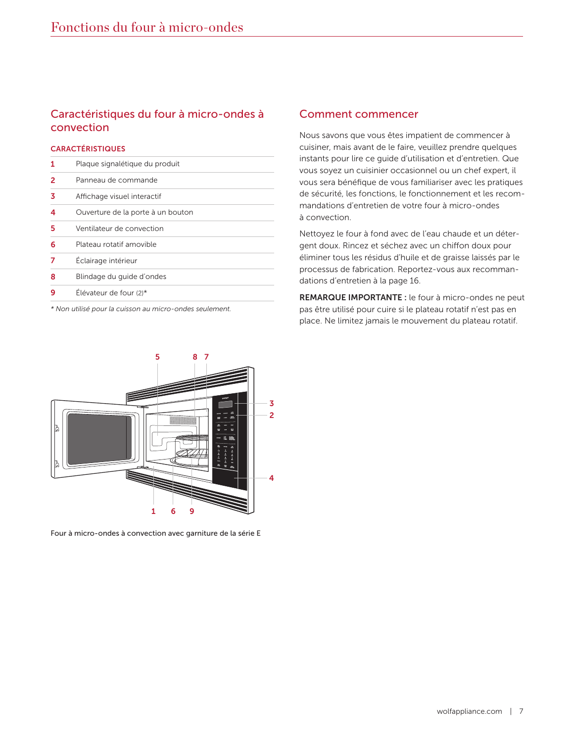# Fonctions du four à micro-ondes

## Caractéristiques du four à micro-ondes à convection

### CARACTÉRISTIQUES

| | |
|---|---|
| 1 | Plaque signalétique du produit |
| 2 | Panneau de commande |
| 3 | Affichage visuel interactif |
| 4 | Ouverture de la porte à un bouton |
| 5 | Ventilateur de convection |
| 6 | Plateau rotatif amovible |
| 7 | Éclairage intérieur |
| 8 | Blindage du guide d'ondes |
| 9 | Élévateur de four (2)* |

*\* Non utilisé pour la cuisson au micro-ondes seulement.*

5
8
7
3
2
4
1
6
9

Four à micro-ondes à convection avec garniture de la série E

## Comment commencer

Nous savons que vous êtes impatient de commencer à cuisiner, mais avant de le faire, veuillez prendre quelques instants pour lire ce guide d'utilisation et d'entretien. Que vous soyez un cuisinier occasionnel ou un chef expert, il vous sera bénéfique de vous familiariser avec les pratiques de sécurité, les fonctions, le fonctionnement et les recommandations d'entretien de votre four à micro-ondes à convection.

Nettoyez le four à fond avec de l'eau chaude et un détergent doux. Rincez et séchez avec un chiffon doux pour éliminer tous les résidus d'huile et de graisse laissés par le processus de fabrication. Reportez-vous aux recommandations d'entretien à la page 16.

**REMARQUE IMPORTANTE :** le four à micro-ondes ne peut pas être utilisé pour cuire si le plateau rotatif n'est pas en place. Ne limitez jamais le mouvement du plateau rotatif.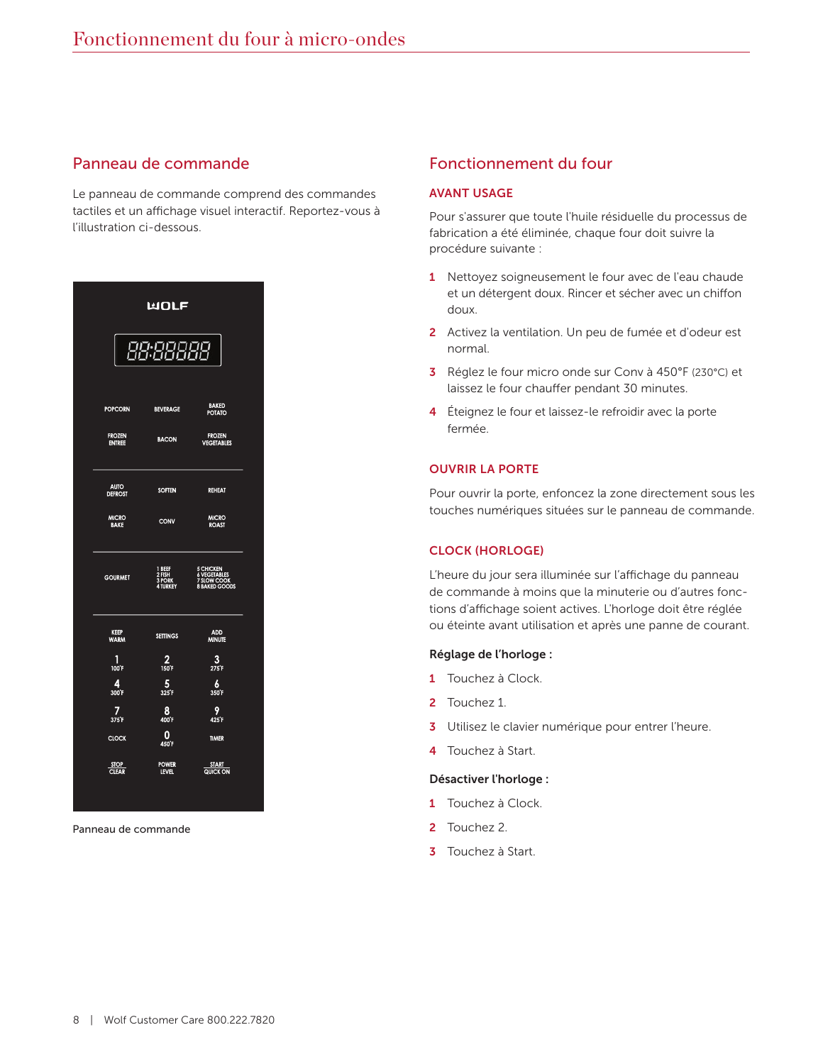# Fonctionnement du four à micro-ondes

## Panneau de commande

Le panneau de commande comprend des commandes tactiles et un affichage visuel interactif. Reportez-vous à l'illustration ci-dessous.

WOLF

88:8888

POPCORN
BEVERAGE
BAKED POTATO
FROZEN ENTREE
BACON
FROZEN VEGETABLES

AUTO DEFROST
SOFTEN
REHEAT
MICRO BAKE
CONV
MICRO ROAST

GOURMET
1 BEEF 2 FISH 3 PORK 4 TURKEY
5 CHICKEN 6 VEGETABLES 7 SLOW COOK 8 BAKED GOODS

KEEP WARM
SETTINGS
ADD MINUTE
1 100°F
2 150°F
3 275°F
4 300°F
5 325°F
6 350°F
7 375°F
8 400°F
9 425°F
CLOCK
0 450°F
TIMER
STOP CLEAR
POWER LEVEL
START QUICK ON

Panneau de commande

## Fonctionnement du four

### AVANT USAGE

Pour s'assurer que toute l'huile résiduelle du processus de fabrication a été éliminée, chaque four doit suivre la procédure suivante :

1. Nettoyez soigneusement le four avec de l'eau chaude et un détergent doux. Rincer et sécher avec un chiffon doux.
2. Activez la ventilation. Un peu de fumée et d'odeur est normal.
3. Réglez le four micro onde sur Conv à 450°F (230°C) et laissez le four chauffer pendant 30 minutes.
4. Éteignez le four et laissez-le refroidir avec la porte fermée.

### OUVRIR LA PORTE

Pour ouvrir la porte, enfoncez la zone directement sous les touches numériques situées sur le panneau de commande.

### CLOCK (HORLOGE)

L'heure du jour sera illuminée sur l'affichage du panneau de commande à moins que la minuterie ou d'autres fonctions d'affichage soient actives. L'horloge doit être réglée ou éteinte avant utilisation et après une panne de courant.

**Réglage de l'horloge :**

1. Touchez à Clock.
2. Touchez 1.
3. Utilisez le clavier numérique pour entrer l'heure.
4. Touchez à Start.

**Désactiver l'horloge :**

1. Touchez à Clock.
2. Touchez 2.
3. Touchez à Start.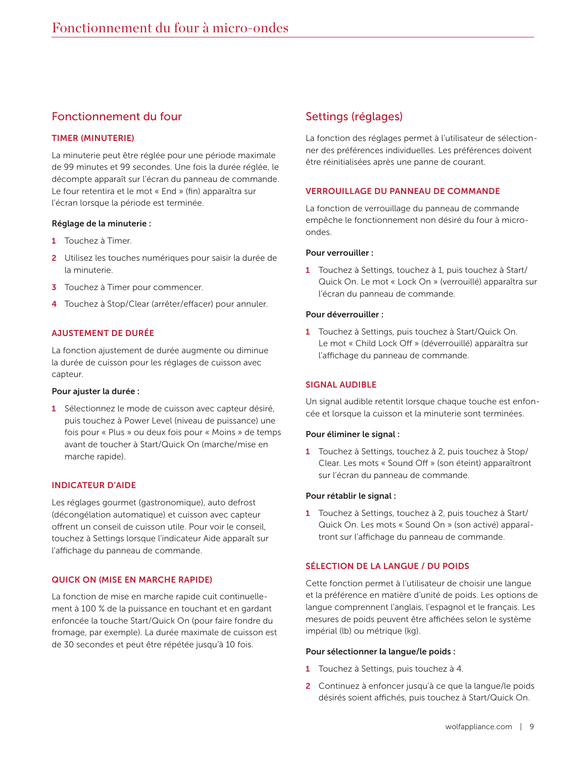# Fonctionnement du four à micro-ondes

## Fonctionnement du four

### TIMER (MINUTERIE)

La minuterie peut être réglée pour une période maximale de 99 minutes et 99 secondes. Une fois la durée réglée, le décompte apparaît sur l'écran du panneau de commande. Le four retentira et le mot « End » (fin) apparaîtra sur l'écran lorsque la période est terminée.

**Réglage de la minuterie :**

1. Touchez à Timer.
2. Utilisez les touches numériques pour saisir la durée de la minuterie.
3. Touchez à Timer pour commencer.
4. Touchez à Stop/Clear (arrêter/effacer) pour annuler.

### AJUSTEMENT DE DURÉE

La fonction ajustement de durée augmente ou diminue la durée de cuisson pour les réglages de cuisson avec capteur.

**Pour ajuster la durée :**

1. Sélectionnez le mode de cuisson avec capteur désiré, puis touchez à Power Level (niveau de puissance) une fois pour « Plus » ou deux fois pour « Moins » de temps avant de toucher à Start/Quick On (marche/mise en marche rapide).

### INDICATEUR D'AIDE

Les réglages gourmet (gastronomique), auto defrost (décongélation automatique) et cuisson avec capteur offrent un conseil de cuisson utile. Pour voir le conseil, touchez à Settings lorsque l'indicateur Aide apparaît sur l'affichage du panneau de commande.

### QUICK ON (MISE EN MARCHE RAPIDE)

La fonction de mise en marche rapide cuit continuellement à 100 % de la puissance en touchant et en gardant enfoncée la touche Start/Quick On (pour faire fondre du fromage, par exemple). La durée maximale de cuisson est de 30 secondes et peut être répétée jusqu'à 10 fois.

## Settings (réglages)

La fonction des réglages permet à l'utilisateur de sélectionner des préférences individuelles. Les préférences doivent être réinitialisées après une panne de courant.

### VERROUILLAGE DU PANNEAU DE COMMANDE

La fonction de verrouillage du panneau de commande empêche le fonctionnement non désiré du four à micro-ondes.

**Pour verrouiller :**

1. Touchez à Settings, touchez à 1, puis touchez à Start/Quick On. Le mot « Lock On » (verrouillé) apparaîtra sur l'écran du panneau de commande.

**Pour déverrouiller :**

1. Touchez à Settings, puis touchez à Start/Quick On. Le mot « Child Lock Off » (déverrouillé) apparaîtra sur l'affichage du panneau de commande.

### SIGNAL AUDIBLE

Un signal audible retentit lorsque chaque touche est enfoncée et lorsque la cuisson et la minuterie sont terminées.

**Pour éliminer le signal :**

1. Touchez à Settings, touchez à 2, puis touchez à Stop/Clear. Les mots « Sound Off » (son éteint) apparaîtront sur l'écran du panneau de commande.

**Pour rétablir le signal :**

1. Touchez à Settings, touchez à 2, puis touchez à Start/Quick On. Les mots « Sound On » (son activé) apparaîtront sur l'affichage du panneau de commande.

### SÉLECTION DE LA LANGUE / DU POIDS

Cette fonction permet à l'utilisateur de choisir une langue et la préférence en matière d'unité de poids. Les options de langue comprennent l'anglais, l'espagnol et le français. Les mesures de poids peuvent être affichées selon le système impérial (lb) ou métrique (kg).

**Pour sélectionner la langue/le poids :**

1. Touchez à Settings, puis touchez à 4.
2. Continuez à enfoncer jusqu'à ce que la langue/le poids désirés soient affichés, puis touchez à Start/Quick On.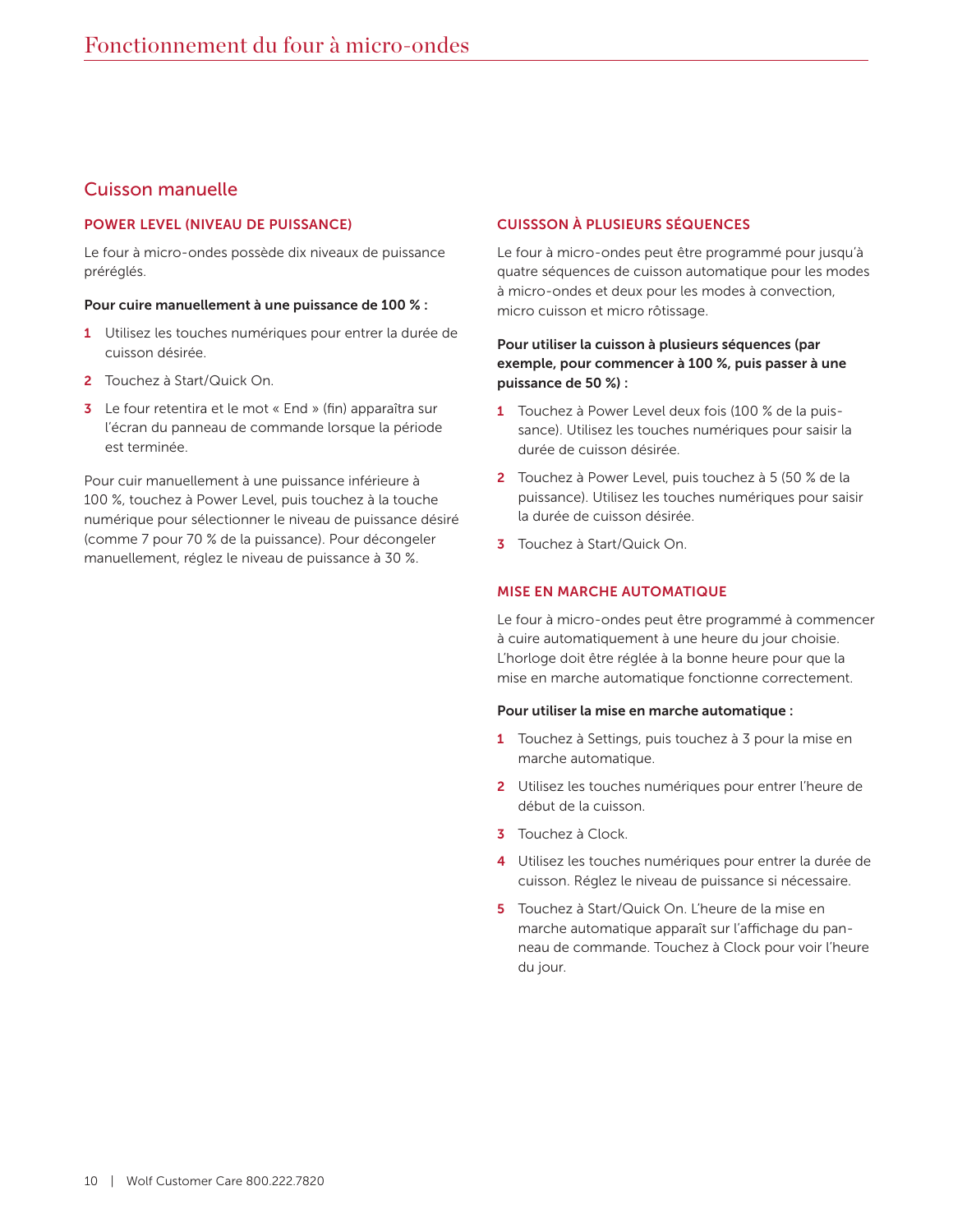## Cuisson manuelle

### POWER LEVEL (NIVEAU DE PUISSANCE)

Le four à micro-ondes possède dix niveaux de puissance préréglés.

**Pour cuire manuellement à une puissance de 100 % :**

1. Utilisez les touches numériques pour entrer la durée de cuisson désirée.
2. Touchez à Start/Quick On.
3. Le four retentira et le mot « End » (fin) apparaîtra sur l'écran du panneau de commande lorsque la période est terminée.

Pour cuir manuellement à une puissance inférieure à 100 %, touchez à Power Level, puis touchez à la touche numérique pour sélectionner le niveau de puissance désiré (comme 7 pour 70 % de la puissance). Pour décongeler manuellement, réglez le niveau de puissance à 30 %.

### CUISSSON À PLUSIEURS SÉQUENCES

Le four à micro-ondes peut être programmé pour jusqu'à quatre séquences de cuisson automatique pour les modes à micro-ondes et deux pour les modes à convection, micro cuisson et micro rôtissage.

**Pour utiliser la cuisson à plusieurs séquences (par exemple, pour commencer à 100 %, puis passer à une puissance de 50 %) :**

1. Touchez à Power Level deux fois (100 % de la puissance). Utilisez les touches numériques pour saisir la durée de cuisson désirée.
2. Touchez à Power Level, puis touchez à 5 (50 % de la puissance). Utilisez les touches numériques pour saisir la durée de cuisson désirée.
3. Touchez à Start/Quick On.

### MISE EN MARCHE AUTOMATIQUE

Le four à micro-ondes peut être programmé à commencer à cuire automatiquement à une heure du jour choisie. L'horloge doit être réglée à la bonne heure pour que la mise en marche automatique fonctionne correctement.

**Pour utiliser la mise en marche automatique :**

1. Touchez à Settings, puis touchez à 3 pour la mise en marche automatique.
2. Utilisez les touches numériques pour entrer l'heure de début de la cuisson.
3. Touchez à Clock.
4. Utilisez les touches numériques pour entrer la durée de cuisson. Réglez le niveau de puissance si nécessaire.
5. Touchez à Start/Quick On. L'heure de la mise en marche automatique apparaît sur l'affichage du panneau de commande. Touchez à Clock pour voir l'heure du jour.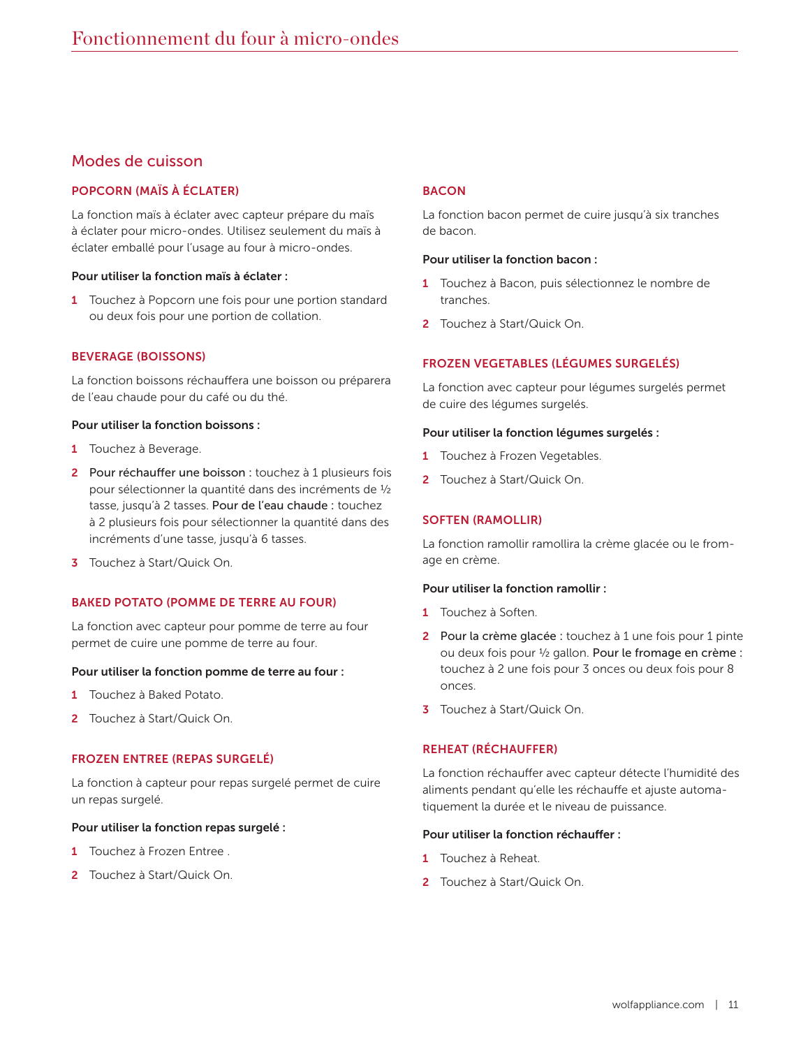# Fonctionnement du four à micro-ondes

## Modes de cuisson

### POPCORN (MAÏS À ÉCLATER)

La fonction maïs à éclater avec capteur prépare du maïs à éclater pour micro-ondes. Utilisez seulement du maïs à éclater emballé pour l'usage au four à micro-ondes.

**Pour utiliser la fonction maïs à éclater :**

1. Touchez à Popcorn une fois pour une portion standard ou deux fois pour une portion de collation.

### BEVERAGE (BOISSONS)

La fonction boissons réchauffera une boisson ou préparera de l'eau chaude pour du café ou du thé.

**Pour utiliser la fonction boissons :**

1. Touchez à Beverage.
2. **Pour réchauffer une boisson :** touchez à 1 plusieurs fois pour sélectionner la quantité dans des incréments de ½ tasse, jusqu'à 2 tasses. **Pour de l'eau chaude :** touchez à 2 plusieurs fois pour sélectionner la quantité dans des incréments d'une tasse, jusqu'à 6 tasses.
3. Touchez à Start/Quick On.

### BAKED POTATO (POMME DE TERRE AU FOUR)

La fonction avec capteur pour pomme de terre au four permet de cuire une pomme de terre au four.

**Pour utiliser la fonction pomme de terre au four :**

1. Touchez à Baked Potato.
2. Touchez à Start/Quick On.

### FROZEN ENTREE (REPAS SURGELÉ)

La fonction à capteur pour repas surgelé permet de cuire un repas surgelé.

**Pour utiliser la fonction repas surgelé :**

1. Touchez à Frozen Entree .
2. Touchez à Start/Quick On.

### BACON

La fonction bacon permet de cuire jusqu'à six tranches de bacon.

**Pour utiliser la fonction bacon :**

1. Touchez à Bacon, puis sélectionnez le nombre de tranches.
2. Touchez à Start/Quick On.

### FROZEN VEGETABLES (LÉGUMES SURGELÉS)

La fonction avec capteur pour légumes surgelés permet de cuire des légumes surgelés.

**Pour utiliser la fonction légumes surgelés :**

1. Touchez à Frozen Vegetables.
2. Touchez à Start/Quick On.

### SOFTEN (RAMOLLIR)

La fonction ramollir ramollira la crème glacée ou le fromage en crème.

**Pour utiliser la fonction ramollir :**

1. Touchez à Soften.
2. **Pour la crème glacée :** touchez à 1 une fois pour 1 pinte ou deux fois pour ½ gallon. **Pour le fromage en crème :** touchez à 2 une fois pour 3 onces ou deux fois pour 8 onces.
3. Touchez à Start/Quick On.

### REHEAT (RÉCHAUFFER)

La fonction réchauffer avec capteur détecte l'humidité des aliments pendant qu'elle les réchauffe et ajuste automatiquement la durée et le niveau de puissance.

**Pour utiliser la fonction réchauffer :**

1. Touchez à Reheat.
2. Touchez à Start/Quick On.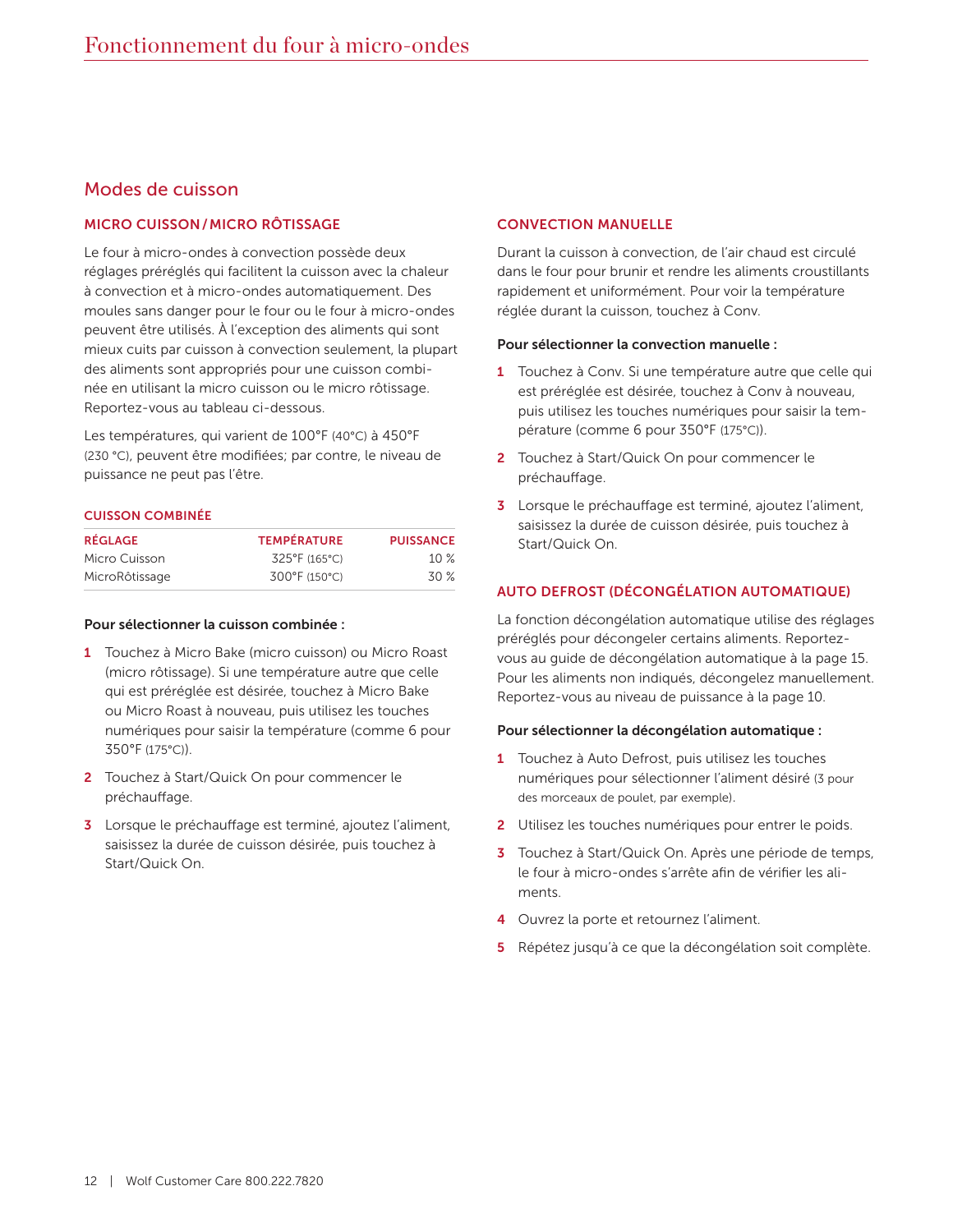# Fonctionnement du four à micro-ondes

## Modes de cuisson

### MICRO CUISSON / MICRO RÔTISSAGE

Le four à micro-ondes à convection possède deux réglages préréglés qui facilitent la cuisson avec la chaleur à convection et à micro-ondes automatiquement. Des moules sans danger pour le four ou le four à micro-ondes peuvent être utilisés. À l'exception des aliments qui sont mieux cuits par cuisson à convection seulement, la plupart des aliments sont appropriés pour une cuisson combinée en utilisant la micro cuisson ou le micro rôtissage. Reportez-vous au tableau ci-dessous.

Les températures, qui varient de 100°F (40°C) à 450°F (230 °C), peuvent être modifiées; par contre, le niveau de puissance ne peut pas l'être.

#### CUISSON COMBINÉE

| RÉGLAGE | TEMPÉRATURE | PUISSANCE |
|---|---|---|
| Micro Cuisson | 325°F (165°C) | 10 % |
| MicroRôtissage | 300°F (150°C) | 30 % |

**Pour sélectionner la cuisson combinée :**

1. Touchez à Micro Bake (micro cuisson) ou Micro Roast (micro rôtissage). Si une température autre que celle qui est préréglée est désirée, touchez à Micro Bake ou Micro Roast à nouveau, puis utilisez les touches numériques pour saisir la température (comme 6 pour 350°F (175°C)).
2. Touchez à Start/Quick On pour commencer le préchauffage.
3. Lorsque le préchauffage est terminé, ajoutez l'aliment, saisissez la durée de cuisson désirée, puis touchez à Start/Quick On.

### CONVECTION MANUELLE

Durant la cuisson à convection, de l'air chaud est circulé dans le four pour brunir et rendre les aliments croustillants rapidement et uniformément. Pour voir la température réglée durant la cuisson, touchez à Conv.

**Pour sélectionner la convection manuelle :**

1. Touchez à Conv. Si une température autre que celle qui est préréglée est désirée, touchez à Conv à nouveau, puis utilisez les touches numériques pour saisir la température (comme 6 pour 350°F (175°C)).
2. Touchez à Start/Quick On pour commencer le préchauffage.
3. Lorsque le préchauffage est terminé, ajoutez l'aliment, saisissez la durée de cuisson désirée, puis touchez à Start/Quick On.

### AUTO DEFROST (DÉCONGÉLATION AUTOMATIQUE)

La fonction décongélation automatique utilise des réglages préréglés pour décongeler certains aliments. Reportez-vous au guide de décongélation automatique à la page 15. Pour les aliments non indiqués, décongelez manuellement. Reportez-vous au niveau de puissance à la page 10.

**Pour sélectionner la décongélation automatique :**

1. Touchez à Auto Defrost, puis utilisez les touches numériques pour sélectionner l'aliment désiré (3 pour des morceaux de poulet, par exemple).
2. Utilisez les touches numériques pour entrer le poids.
3. Touchez à Start/Quick On. Après une période de temps, le four à micro-ondes s'arrête afin de vérifier les aliments.
4. Ouvrez la porte et retournez l'aliment.
5. Répétez jusqu'à ce que la décongélation soit complète.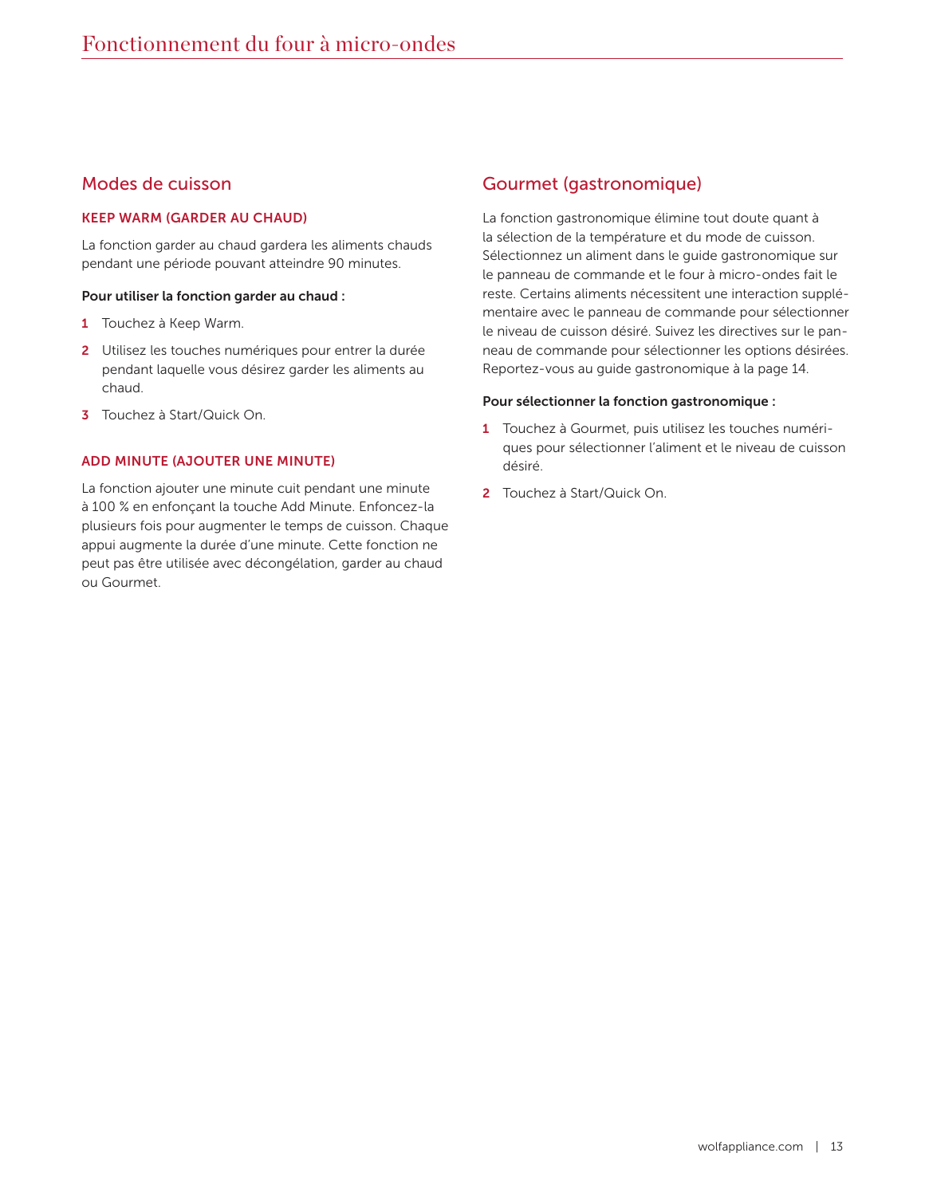# Fonctionnement du four à micro-ondes

## Modes de cuisson

### KEEP WARM (GARDER AU CHAUD)

La fonction garder au chaud gardera les aliments chauds pendant une période pouvant atteindre 90 minutes.

**Pour utiliser la fonction garder au chaud :**

1. Touchez à Keep Warm.
2. Utilisez les touches numériques pour entrer la durée pendant laquelle vous désirez garder les aliments au chaud.
3. Touchez à Start/Quick On.

### ADD MINUTE (AJOUTER UNE MINUTE)

La fonction ajouter une minute cuit pendant une minute à 100 % en enfonçant la touche Add Minute. Enfoncez-la plusieurs fois pour augmenter le temps de cuisson. Chaque appui augmente la durée d'une minute. Cette fonction ne peut pas être utilisée avec décongélation, garder au chaud ou Gourmet.

## Gourmet (gastronomique)

La fonction gastronomique élimine tout doute quant à la sélection de la température et du mode de cuisson. Sélectionnez un aliment dans le guide gastronomique sur le panneau de commande et le four à micro-ondes fait le reste. Certains aliments nécessitent une interaction supplémentaire avec le panneau de commande pour sélectionner le niveau de cuisson désiré. Suivez les directives sur le panneau de commande pour sélectionner les options désirées. Reportez-vous au guide gastronomique à la page 14.

**Pour sélectionner la fonction gastronomique :**

1. Touchez à Gourmet, puis utilisez les touches numériques pour sélectionner l'aliment et le niveau de cuisson désiré.
2. Touchez à Start/Quick On.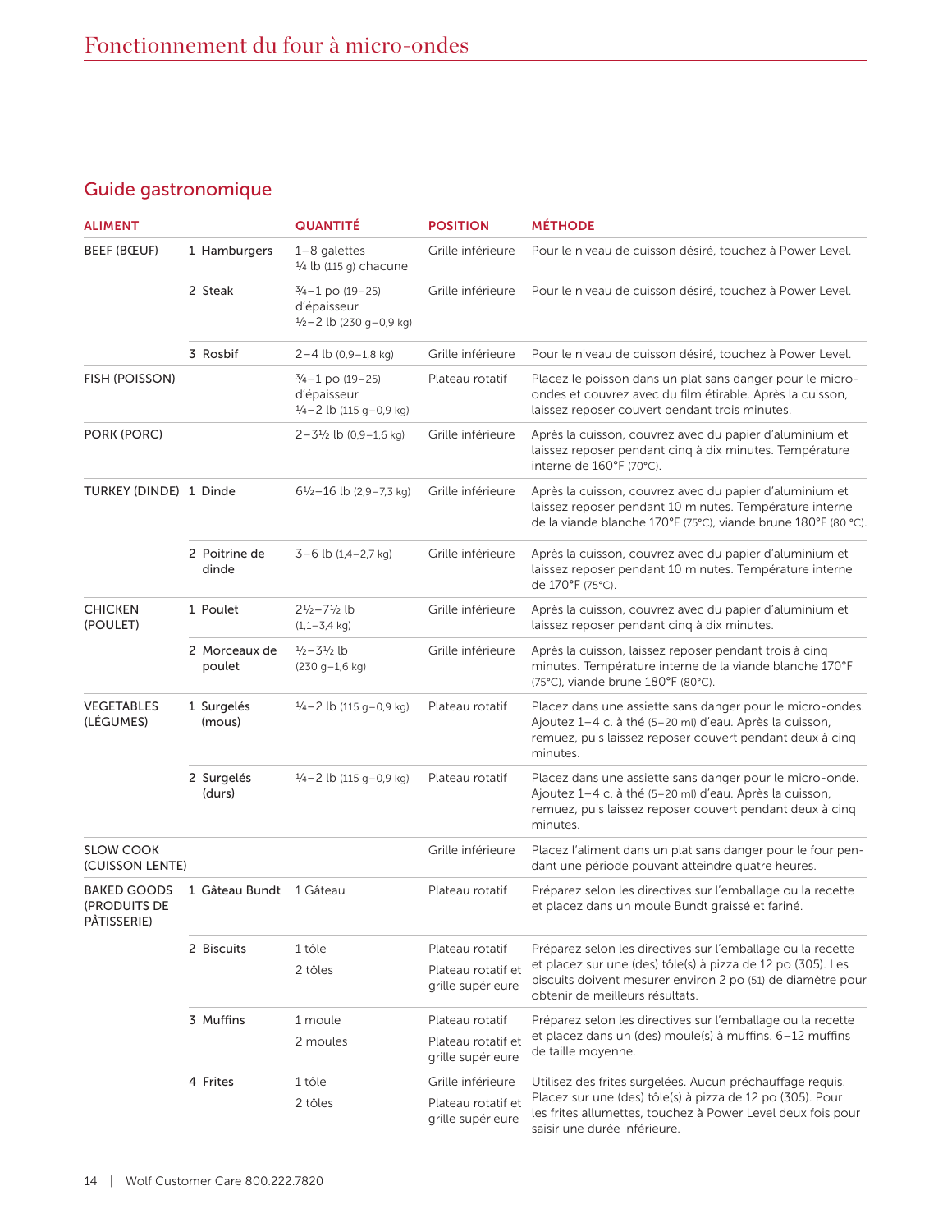# Fonctionnement du four à micro-ondes

## Guide gastronomique

| ALIMENT | | QUANTITÉ | POSITION | MÉTHODE |
|---|---|---|---|---|
| BEEF (BŒUF) | 1 Hamburgers | 1–8 galettes ¼ lb (115 g) chacune | Grille inférieure | Pour le niveau de cuisson désiré, touchez à Power Level. |
| | 2 Steak | ¾–1 po (19–25) d'épaisseur ½–2 lb (230 g–0,9 kg) | Grille inférieure | Pour le niveau de cuisson désiré, touchez à Power Level. |
| | 3 Rosbif | 2–4 lb (0,9–1,8 kg) | Grille inférieure | Pour le niveau de cuisson désiré, touchez à Power Level. |
| FISH (POISSON) | | ¾–1 po (19–25) d'épaisseur ¼–2 lb (115 g–0,9 kg) | Plateau rotatif | Placez le poisson dans un plat sans danger pour le micro-ondes et couvrez avec du film étirable. Après la cuisson, laissez reposer couvert pendant trois minutes. |
| PORK (PORC) | | 2–3½ lb (0,9–1,6 kg) | Grille inférieure | Après la cuisson, couvrez avec du papier d'aluminium et laissez reposer pendant cinq à dix minutes. Température interne de 160°F (70°C). |
| TURKEY (DINDE) | 1 Dinde | 6½–16 lb (2,9–7,3 kg) | Grille inférieure | Après la cuisson, couvrez avec du papier d'aluminium et laissez reposer pendant 10 minutes. Température interne de la viande blanche 170°F (75°C), viande brune 180°F (80 °C). |
| | 2 Poitrine de dinde | 3–6 lb (1,4–2,7 kg) | Grille inférieure | Après la cuisson, couvrez avec du papier d'aluminium et laissez reposer pendant 10 minutes. Température interne de 170°F (75°C). |
| CHICKEN (POULET) | 1 Poulet | 2½–7½ lb (1,1–3,4 kg) | Grille inférieure | Après la cuisson, couvrez avec du papier d'aluminium et laissez reposer pendant cinq à dix minutes. |
| | 2 Morceaux de poulet | ½–3½ lb (230 g–1,6 kg) | Grille inférieure | Après la cuisson, laissez reposer pendant trois à cinq minutes. Température interne de la viande blanche 170°F (75°C), viande brune 180°F (80°C). |
| VEGETABLES (LÉGUMES) | 1 Surgelés (mous) | ¼–2 lb (115 g–0,9 kg) | Plateau rotatif | Placez dans une assiette sans danger pour le micro-ondes. Ajoutez 1–4 c. à thé (5–20 ml) d'eau. Après la cuisson, remuez, puis laissez reposer couvert pendant deux à cinq minutes. |
| | 2 Surgelés (durs) | ¼–2 lb (115 g–0,9 kg) | Plateau rotatif | Placez dans une assiette sans danger pour le micro-onde. Ajoutez 1–4 c. à thé (5–20 ml) d'eau. Après la cuisson, remuez, puis laissez reposer couvert pendant deux à cinq minutes. |
| SLOW COOK (CUISSON LENTE) | | | Grille inférieure | Placez l'aliment dans un plat sans danger pour le four pendant une période pouvant atteindre quatre heures. |
| BAKED GOODS (PRODUITS DE PÂTISSERIE) | 1 Gâteau Bundt | 1 Gâteau | Plateau rotatif | Préparez selon les directives sur l'emballage ou la recette et placez dans un moule Bundt graissé et fariné. |
| | 2 Biscuits | 1 tôle<br>2 tôles | Plateau rotatif<br>Plateau rotatif et grille supérieure | Préparez selon les directives sur l'emballage ou la recette et placez sur une (des) tôle(s) à pizza de 12 po (305). Les biscuits doivent mesurer environ 2 po (51) de diamètre pour obtenir de meilleurs résultats. |
| | 3 Muffins | 1 moule<br>2 moules | Plateau rotatif<br>Plateau rotatif et grille supérieure | Préparez selon les directives sur l'emballage ou la recette et placez dans un (des) moule(s) à muffins. 6–12 muffins de taille moyenne. |
| | 4 Frites | 1 tôle<br>2 tôles | Grille inférieure<br>Plateau rotatif et grille supérieure | Utilisez des frites surgelées. Aucun préchauffage requis. Placez sur une (des) tôle(s) à pizza de 12 po (305). Pour les frites allumettes, touchez à Power Level deux fois pour saisir une durée inférieure. |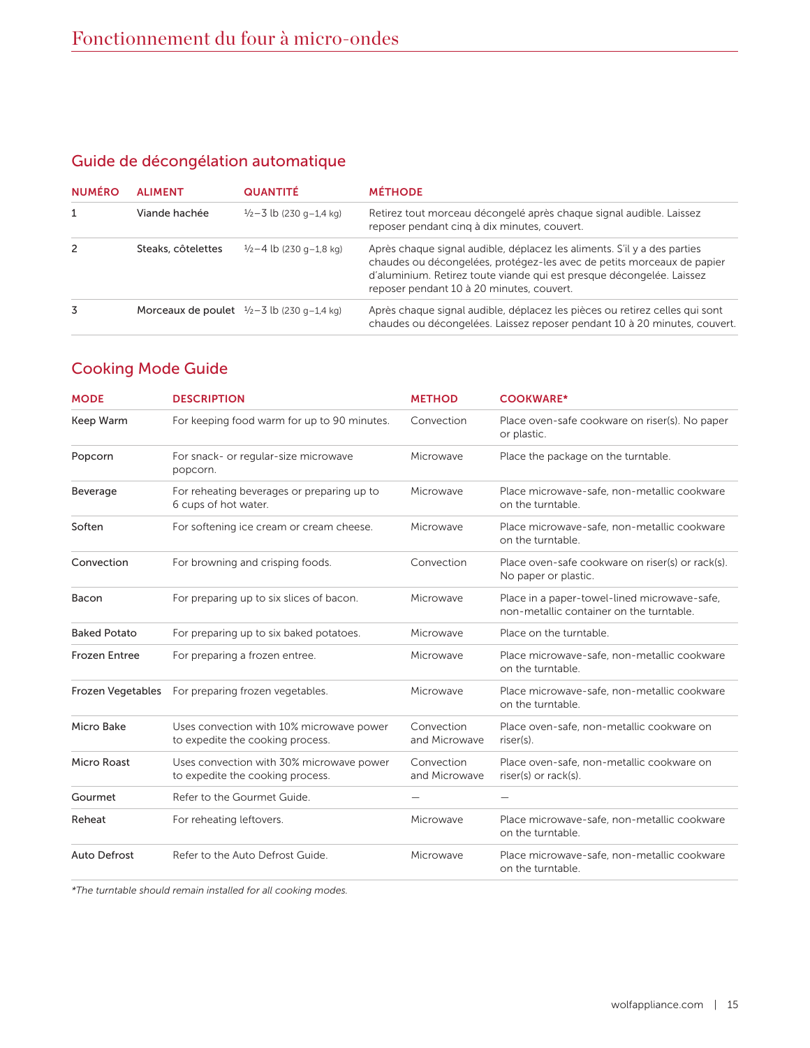# Fonctionnement du four à micro-ondes

## Guide de décongélation automatique

| NUMÉRO | ALIMENT | QUANTITÉ | MÉTHODE |
|---|---|---|---|
| 1 | Viande hachée | ½–3 lb (230 g–1,4 kg) | Retirez tout morceau décongelé après chaque signal audible. Laissez reposer pendant cinq à dix minutes, couvert. |
| 2 | Steaks, côtelettes | ½–4 lb (230 g–1,8 kg) | Après chaque signal audible, déplacez les aliments. S'il y a des parties chaudes ou décongelées, protégez-les avec de petits morceaux de papier d'aluminium. Retirez toute viande qui est presque décongelée. Laissez reposer pendant 10 à 20 minutes, couvert. |
| 3 | Morceaux de poulet | ½–3 lb (230 g–1,4 kg) | Après chaque signal audible, déplacez les pièces ou retirez celles qui sont chaudes ou décongelées. Laissez reposer pendant 10 à 20 minutes, couvert. |

## Cooking Mode Guide

| MODE | DESCRIPTION | METHOD | COOKWARE* |
|---|---|---|---|
| Keep Warm | For keeping food warm for up to 90 minutes. | Convection | Place oven-safe cookware on riser(s). No paper or plastic. |
| Popcorn | For snack- or regular-size microwave popcorn. | Microwave | Place the package on the turntable. |
| Beverage | For reheating beverages or preparing up to 6 cups of hot water. | Microwave | Place microwave-safe, non-metallic cookware on the turntable. |
| Soften | For softening ice cream or cream cheese. | Microwave | Place microwave-safe, non-metallic cookware on the turntable. |
| Convection | For browning and crisping foods. | Convection | Place oven-safe cookware on riser(s) or rack(s). No paper or plastic. |
| Bacon | For preparing up to six slices of bacon. | Microwave | Place in a paper-towel-lined microwave-safe, non-metallic container on the turntable. |
| Baked Potato | For preparing up to six baked potatoes. | Microwave | Place on the turntable. |
| Frozen Entree | For preparing a frozen entree. | Microwave | Place microwave-safe, non-metallic cookware on the turntable. |
| Frozen Vegetables | For preparing frozen vegetables. | Microwave | Place microwave-safe, non-metallic cookware on the turntable. |
| Micro Bake | Uses convection with 10% microwave power to expedite the cooking process. | Convection and Microwave | Place oven-safe, non-metallic cookware on riser(s). |
| Micro Roast | Uses convection with 30% microwave power to expedite the cooking process. | Convection and Microwave | Place oven-safe, non-metallic cookware on riser(s) or rack(s). |
| Gourmet | Refer to the Gourmet Guide. | — | — |
| Reheat | For reheating leftovers. | Microwave | Place microwave-safe, non-metallic cookware on the turntable. |
| Auto Defrost | Refer to the Auto Defrost Guide. | Microwave | Place microwave-safe, non-metallic cookware on the turntable. |

*\*The turntable should remain installed for all cooking modes.*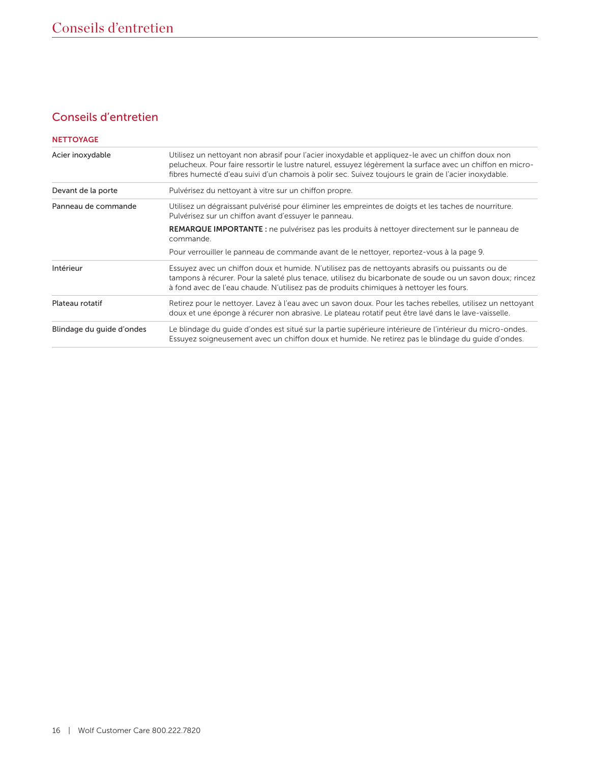# Conseils d’entretien

## Conseils d’entretien

### NETTOYAGE

| | |
|---|---|
| Acier inoxydable | Utilisez un nettoyant non abrasif pour l’acier inoxydable et appliquez-le avec un chiffon doux non pelucheux. Pour faire ressortir le lustre naturel, essuyez légèrement la surface avec un chiffon en microfibres humecté d’eau suivi d’un chamois à polir sec. Suivez toujours le grain de l’acier inoxydable. |
| Devant de la porte | Pulvérisez du nettoyant à vitre sur un chiffon propre. |
| Panneau de commande | Utilisez un dégraissant pulvérisé pour éliminer les empreintes de doigts et les taches de nourriture. Pulvérisez sur un chiffon avant d’essuyer le panneau.<br><br>**REMARQUE IMPORTANTE :** ne pulvérisez pas les produits à nettoyer directement sur le panneau de commande.<br><br>Pour verrouiller le panneau de commande avant de le nettoyer, reportez-vous à la page 9. |
| Intérieur | Essuyez avec un chiffon doux et humide. N’utilisez pas de nettoyants abrasifs ou puissants ou de tampons à récurer. Pour la saleté plus tenace, utilisez du bicarbonate de soude ou un savon doux; rincez à fond avec de l’eau chaude. N’utilisez pas de produits chimiques à nettoyer les fours. |
| Plateau rotatif | Retirez pour le nettoyer. Lavez à l’eau avec un savon doux. Pour les taches rebelles, utilisez un nettoyant doux et une éponge à récurer non abrasive. Le plateau rotatif peut être lavé dans le lave-vaisselle. |
| Blindage du guide d’ondes | Le blindage du guide d’ondes est situé sur la partie supérieure intérieure de l’intérieur du micro-ondes. Essuyez soigneusement avec un chiffon doux et humide. Ne retirez pas le blindage du guide d’ondes. |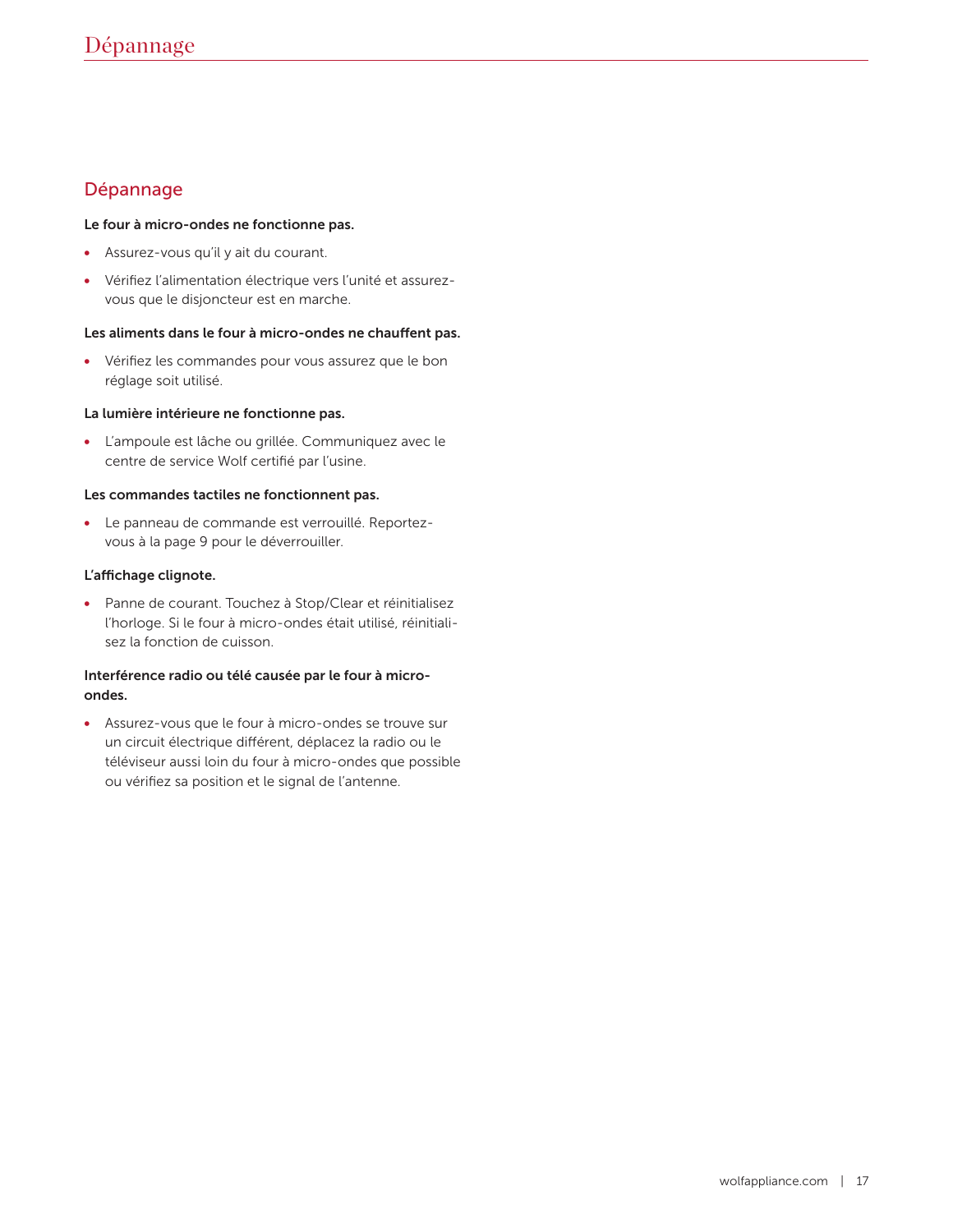# Dépannage

## Dépannage

**Le four à micro-ondes ne fonctionne pas.**

- Assurez-vous qu'il y ait du courant.
- Vérifiez l'alimentation électrique vers l'unité et assurez-vous que le disjoncteur est en marche.

**Les aliments dans le four à micro-ondes ne chauffent pas.**

- Vérifiez les commandes pour vous assurez que le bon réglage soit utilisé.

**La lumière intérieure ne fonctionne pas.**

- L'ampoule est lâche ou grillée. Communiquez avec le centre de service Wolf certifié par l'usine.

**Les commandes tactiles ne fonctionnent pas.**

- Le panneau de commande est verrouillé. Reportez-vous à la page 9 pour le déverrouiller.

**L'affichage clignote.**

- Panne de courant. Touchez à Stop/Clear et réinitialisez l'horloge. Si le four à micro-ondes était utilisé, réinitialisez la fonction de cuisson.

**Interférence radio ou télé causée par le four à micro-ondes.**

- Assurez-vous que le four à micro-ondes se trouve sur un circuit électrique différent, déplacez la radio ou le téléviseur aussi loin du four à micro-ondes que possible ou vérifiez sa position et le signal de l'antenne.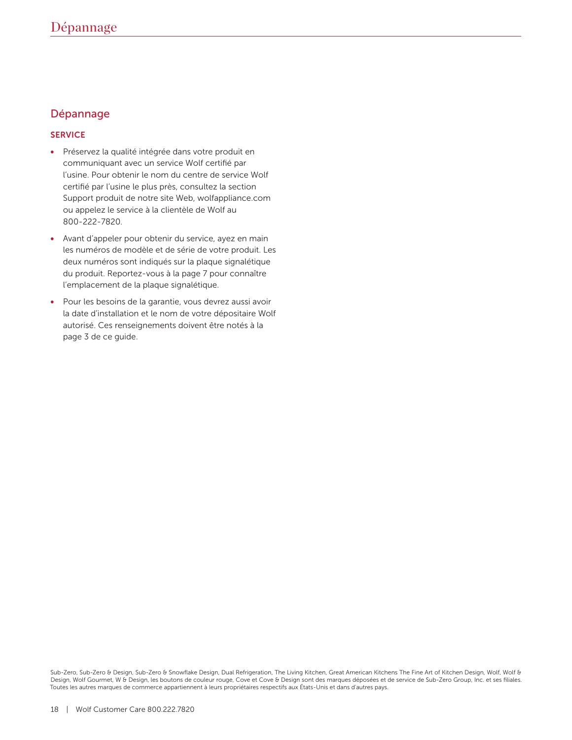## Dépannage

### SERVICE

- Préservez la qualité intégrée dans votre produit en communiquant avec un service Wolf certifié par l'usine. Pour obtenir le nom du centre de service Wolf certifié par l'usine le plus près, consultez la section Support produit de notre site Web, wolfappliance.com ou appelez le service à la clientèle de Wolf au 800-222-7820.
- Avant d'appeler pour obtenir du service, ayez en main les numéros de modèle et de série de votre produit. Les deux numéros sont indiqués sur la plaque signalétique du produit. Reportez-vous à la page 7 pour connaître l'emplacement de la plaque signalétique.
- Pour les besoins de la garantie, vous devrez aussi avoir la date d'installation et le nom de votre dépositaire Wolf autorisé. Ces renseignements doivent être notés à la page 3 de ce guide.

Sub-Zero, Sub-Zero & Design, Sub-Zero & Snowflake Design, Dual Refrigeration, The Living Kitchen, Great American Kitchens The Fine Art of Kitchen Design, Wolf, Wolf & Design, Wolf Gourmet, W & Design, les boutons de couleur rouge, Cove et Cove & Design sont des marques déposées et de service de Sub-Zero Group, Inc. et ses filiales. Toutes les autres marques de commerce appartiennent à leurs propriétaires respectifs aux États-Unis et dans d'autres pays.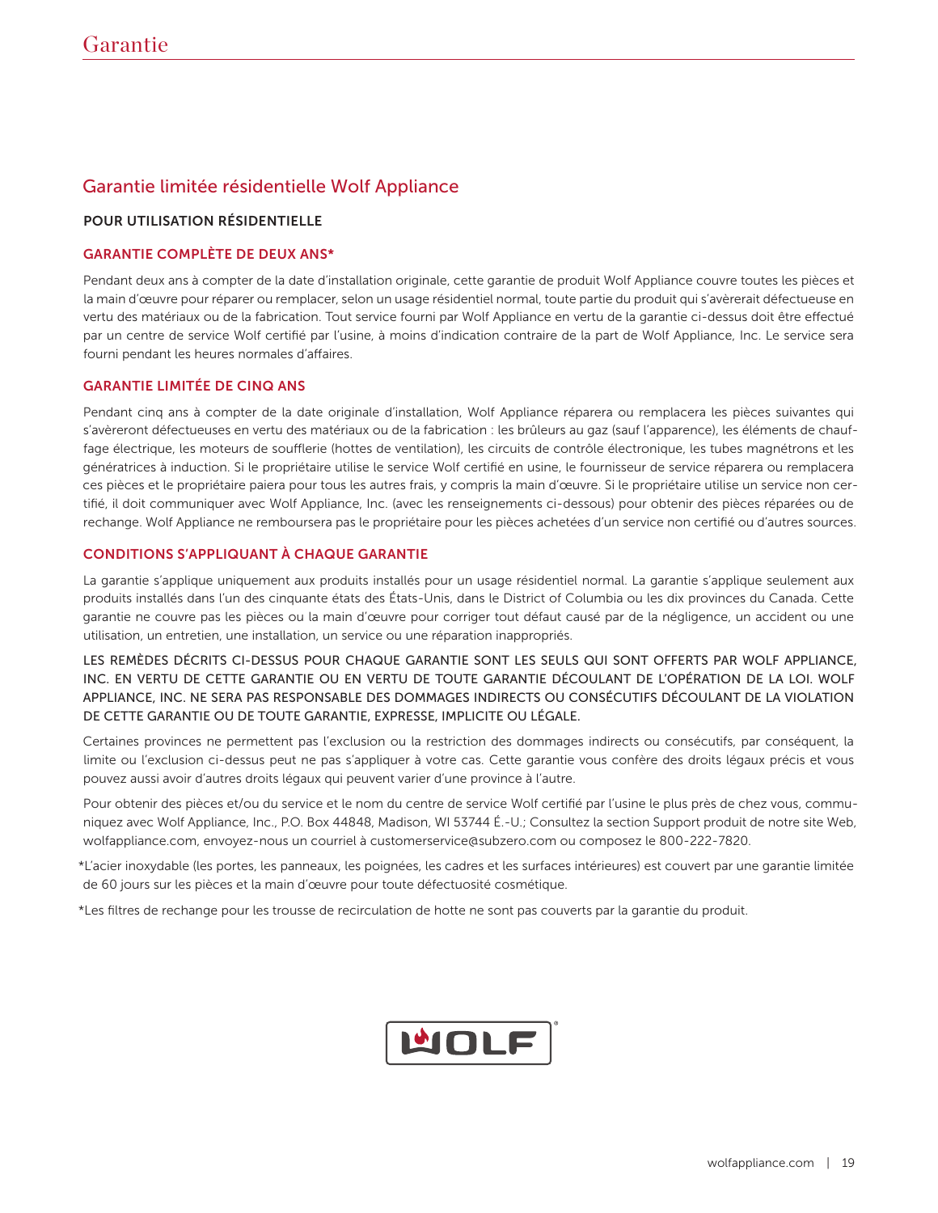# Garantie

## Garantie limitée résidentielle Wolf Appliance

**POUR UTILISATION RÉSIDENTIELLE**

### GARANTIE COMPLÈTE DE DEUX ANS*

Pendant deux ans à compter de la date d'installation originale, cette garantie de produit Wolf Appliance couvre toutes les pièces et la main d'œuvre pour réparer ou remplacer, selon un usage résidentiel normal, toute partie du produit qui s'avèrerait défectueuse en vertu des matériaux ou de la fabrication. Tout service fourni par Wolf Appliance en vertu de la garantie ci-dessus doit être effectué par un centre de service Wolf certifié par l'usine, à moins d'indication contraire de la part de Wolf Appliance, Inc. Le service sera fourni pendant les heures normales d'affaires.

### GARANTIE LIMITÉE DE CINQ ANS

Pendant cinq ans à compter de la date originale d'installation, Wolf Appliance réparera ou remplacera les pièces suivantes qui s'avèreront défectueuses en vertu des matériaux ou de la fabrication : les brûleurs au gaz (sauf l'apparence), les éléments de chauffage électrique, les moteurs de soufflerie (hottes de ventilation), les circuits de contrôle électronique, les tubes magnétrons et les génératrices à induction. Si le propriétaire utilise le service Wolf certifié en usine, le fournisseur de service réparera ou remplacera ces pièces et le propriétaire paiera pour tous les autres frais, y compris la main d'œuvre. Si le propriétaire utilise un service non certifié, il doit communiquer avec Wolf Appliance, Inc. (avec les renseignements ci-dessous) pour obtenir des pièces réparées ou de rechange. Wolf Appliance ne remboursera pas le propriétaire pour les pièces achetées d'un service non certifié ou d'autres sources.

### CONDITIONS S'APPLIQUANT À CHAQUE GARANTIE

La garantie s'applique uniquement aux produits installés pour un usage résidentiel normal. La garantie s'applique seulement aux produits installés dans l'un des cinquante états des États-Unis, dans le District of Columbia ou les dix provinces du Canada. Cette garantie ne couvre pas les pièces ou la main d'œuvre pour corriger tout défaut causé par de la négligence, un accident ou une utilisation, un entretien, une installation, un service ou une réparation inappropriés.

LES REMÈDES DÉCRITS CI-DESSUS POUR CHAQUE GARANTIE SONT LES SEULS QUI SONT OFFERTS PAR WOLF APPLIANCE, INC. EN VERTU DE CETTE GARANTIE OU EN VERTU DE TOUTE GARANTIE DÉCOULANT DE L'OPÉRATION DE LA LOI. WOLF APPLIANCE, INC. NE SERA PAS RESPONSABLE DES DOMMAGES INDIRECTS OU CONSÉCUTIFS DÉCOULANT DE LA VIOLATION DE CETTE GARANTIE OU DE TOUTE GARANTIE, EXPRESSE, IMPLICITE OU LÉGALE.

Certaines provinces ne permettent pas l'exclusion ou la restriction des dommages indirects ou consécutifs, par conséquent, la limite ou l'exclusion ci-dessus peut ne pas s'appliquer à votre cas. Cette garantie vous confère des droits légaux précis et vous pouvez aussi avoir d'autres droits légaux qui peuvent varier d'une province à l'autre.

Pour obtenir des pièces et/ou du service et le nom du centre de service Wolf certifié par l'usine le plus près de chez vous, communiquez avec Wolf Appliance, Inc., P.O. Box 44848, Madison, WI 53744 É.-U.; Consultez la section Support produit de notre site Web, wolfappliance.com, envoyez-nous un courriel à customerservice@subzero.com ou composez le 800-222-7820.

*L'acier inoxydable (les portes, les panneaux, les poignées, les cadres et les surfaces intérieures) est couvert par une garantie limitée de 60 jours sur les pièces et la main d'œuvre pour toute défectuosité cosmétique.

*Les filtres de rechange pour les trousse de recirculation de hotte ne sont pas couverts par la garantie du produit.

WOLF®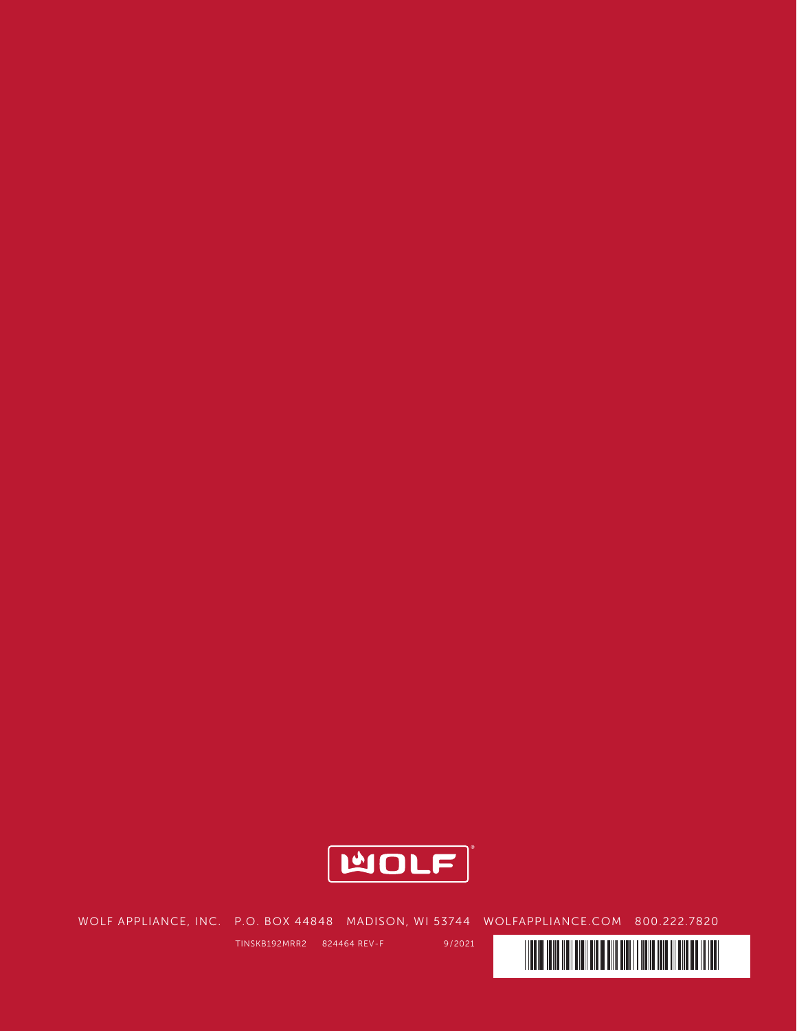WOLF

WOLF APPLIANCE, INC. P.O. BOX 44848 MADISON, WI 53744 WOLFAPPLIANCE.COM 800.222.7820

TINSKB192MRR2 824464 REV-F 9/2021